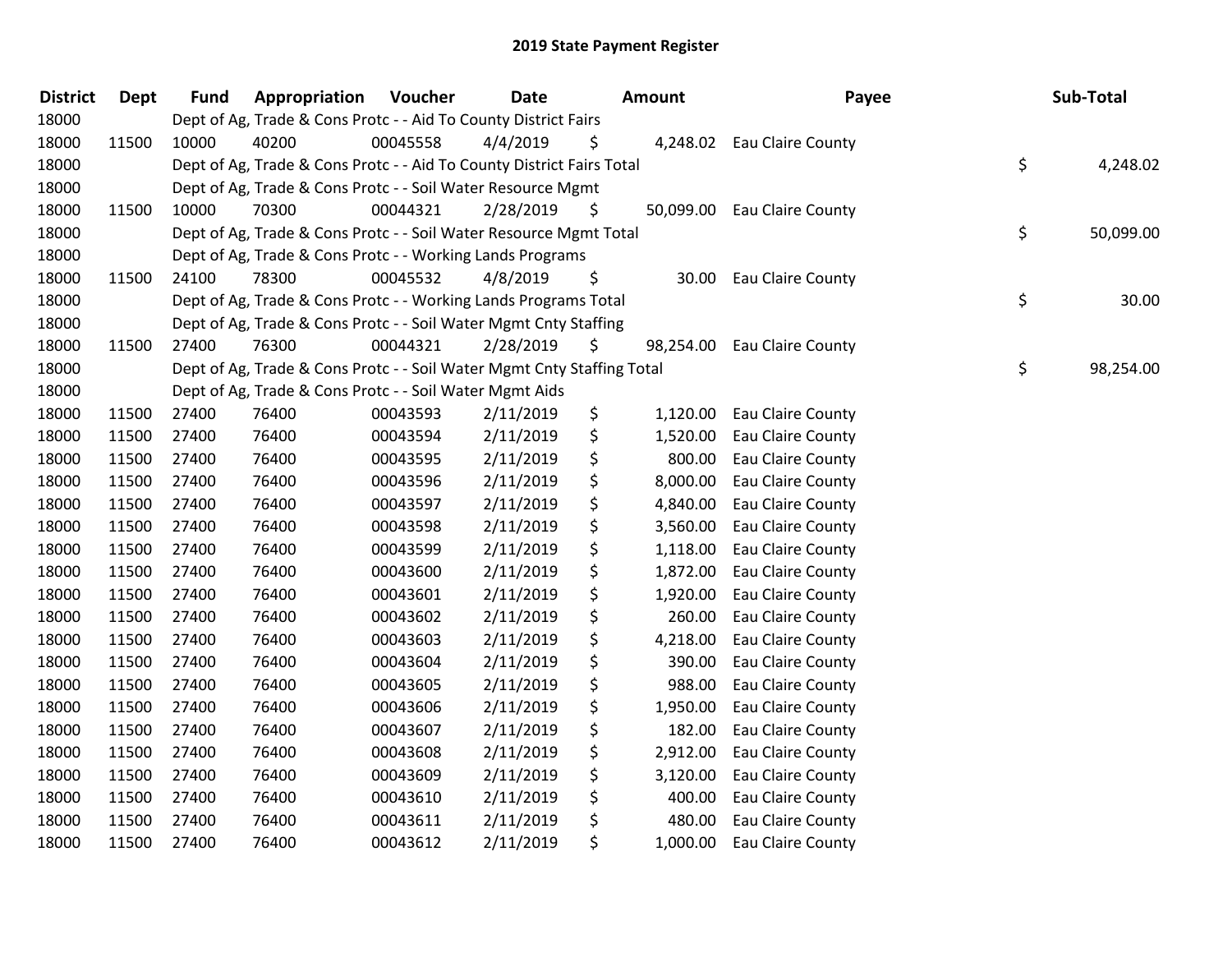# 2019 State Payment Register

| District | Dept | Fund | Appropriation | Voucher | Date | Amount | Payee | Sub-Total |
|---|---|---|---|---|---|---|---|---|
| 18000 | | Dept of Ag, Trade & Cons Protc - - Aid To County District Fairs | | | | | | |
| 18000 | 11500 | 10000 | 40200 | 00045558 | 4/4/2019 | $ 4,248.02 | Eau Claire County | |
| 18000 | | Dept of Ag, Trade & Cons Protc - - Aid To County District Fairs Total | | | | | | $ 4,248.02 |
| 18000 | | Dept of Ag, Trade & Cons Protc - - Soil Water Resource Mgmt | | | | | | |
| 18000 | 11500 | 10000 | 70300 | 00044321 | 2/28/2019 | $ 50,099.00 | Eau Claire County | |
| 18000 | | Dept of Ag, Trade & Cons Protc - - Soil Water Resource Mgmt Total | | | | | | $ 50,099.00 |
| 18000 | | Dept of Ag, Trade & Cons Protc - - Working Lands Programs | | | | | | |
| 18000 | 11500 | 24100 | 78300 | 00045532 | 4/8/2019 | $ 30.00 | Eau Claire County | |
| 18000 | | Dept of Ag, Trade & Cons Protc - - Working Lands Programs Total | | | | | | $ 30.00 |
| 18000 | | Dept of Ag, Trade & Cons Protc - - Soil Water Mgmt Cnty Staffing | | | | | | |
| 18000 | 11500 | 27400 | 76300 | 00044321 | 2/28/2019 | $ 98,254.00 | Eau Claire County | |
| 18000 | | Dept of Ag, Trade & Cons Protc - - Soil Water Mgmt Cnty Staffing Total | | | | | | $ 98,254.00 |
| 18000 | | Dept of Ag, Trade & Cons Protc - - Soil Water Mgmt Aids | | | | | | |
| 18000 | 11500 | 27400 | 76400 | 00043593 | 2/11/2019 | $ 1,120.00 | Eau Claire County | |
| 18000 | 11500 | 27400 | 76400 | 00043594 | 2/11/2019 | $ 1,520.00 | Eau Claire County | |
| 18000 | 11500 | 27400 | 76400 | 00043595 | 2/11/2019 | $ 800.00 | Eau Claire County | |
| 18000 | 11500 | 27400 | 76400 | 00043596 | 2/11/2019 | $ 8,000.00 | Eau Claire County | |
| 18000 | 11500 | 27400 | 76400 | 00043597 | 2/11/2019 | $ 4,840.00 | Eau Claire County | |
| 18000 | 11500 | 27400 | 76400 | 00043598 | 2/11/2019 | $ 3,560.00 | Eau Claire County | |
| 18000 | 11500 | 27400 | 76400 | 00043599 | 2/11/2019 | $ 1,118.00 | Eau Claire County | |
| 18000 | 11500 | 27400 | 76400 | 00043600 | 2/11/2019 | $ 1,872.00 | Eau Claire County | |
| 18000 | 11500 | 27400 | 76400 | 00043601 | 2/11/2019 | $ 1,920.00 | Eau Claire County | |
| 18000 | 11500 | 27400 | 76400 | 00043602 | 2/11/2019 | $ 260.00 | Eau Claire County | |
| 18000 | 11500 | 27400 | 76400 | 00043603 | 2/11/2019 | $ 4,218.00 | Eau Claire County | |
| 18000 | 11500 | 27400 | 76400 | 00043604 | 2/11/2019 | $ 390.00 | Eau Claire County | |
| 18000 | 11500 | 27400 | 76400 | 00043605 | 2/11/2019 | $ 988.00 | Eau Claire County | |
| 18000 | 11500 | 27400 | 76400 | 00043606 | 2/11/2019 | $ 1,950.00 | Eau Claire County | |
| 18000 | 11500 | 27400 | 76400 | 00043607 | 2/11/2019 | $ 182.00 | Eau Claire County | |
| 18000 | 11500 | 27400 | 76400 | 00043608 | 2/11/2019 | $ 2,912.00 | Eau Claire County | |
| 18000 | 11500 | 27400 | 76400 | 00043609 | 2/11/2019 | $ 3,120.00 | Eau Claire County | |
| 18000 | 11500 | 27400 | 76400 | 00043610 | 2/11/2019 | $ 400.00 | Eau Claire County | |
| 18000 | 11500 | 27400 | 76400 | 00043611 | 2/11/2019 | $ 480.00 | Eau Claire County | |
| 18000 | 11500 | 27400 | 76400 | 00043612 | 2/11/2019 | $ 1,000.00 | Eau Claire County | |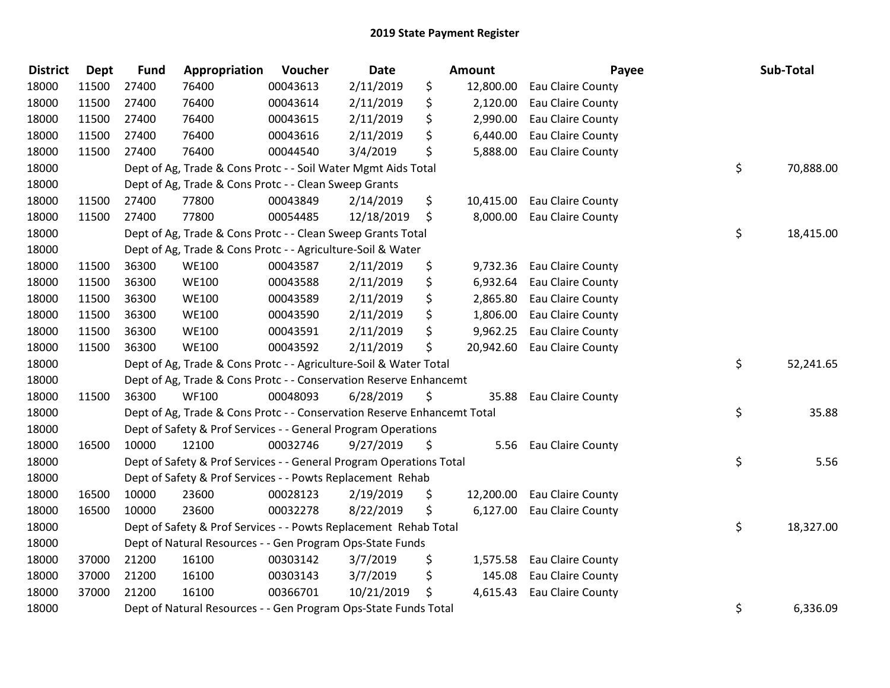# 2019 State Payment Register

| District | Dept | Fund | Appropriation | Voucher | Date | Amount | Payee | Sub-Total |
|---|---|---|---|---|---|---|---|---|
| 18000 | 11500 | 27400 | 76400 | 00043613 | 2/11/2019 | $ 12,800.00 | Eau Claire County | |
| 18000 | 11500 | 27400 | 76400 | 00043614 | 2/11/2019 | $ 2,120.00 | Eau Claire County | |
| 18000 | 11500 | 27400 | 76400 | 00043615 | 2/11/2019 | $ 2,990.00 | Eau Claire County | |
| 18000 | 11500 | 27400 | 76400 | 00043616 | 2/11/2019 | $ 6,440.00 | Eau Claire County | |
| 18000 | 11500 | 27400 | 76400 | 00044540 | 3/4/2019 | $ 5,888.00 | Eau Claire County | |
| 18000 | | Dept of Ag, Trade & Cons Protc - - Soil Water Mgmt Aids Total | | | | | | $ 70,888.00 |
| 18000 | | Dept of Ag, Trade & Cons Protc - - Clean Sweep Grants | | | | | | |
| 18000 | 11500 | 27400 | 77800 | 00043849 | 2/14/2019 | $ 10,415.00 | Eau Claire County | |
| 18000 | 11500 | 27400 | 77800 | 00054485 | 12/18/2019 | $ 8,000.00 | Eau Claire County | |
| 18000 | | Dept of Ag, Trade & Cons Protc - - Clean Sweep Grants Total | | | | | | $ 18,415.00 |
| 18000 | | Dept of Ag, Trade & Cons Protc - - Agriculture-Soil & Water | | | | | | |
| 18000 | 11500 | 36300 | WE100 | 00043587 | 2/11/2019 | $ 9,732.36 | Eau Claire County | |
| 18000 | 11500 | 36300 | WE100 | 00043588 | 2/11/2019 | $ 6,932.64 | Eau Claire County | |
| 18000 | 11500 | 36300 | WE100 | 00043589 | 2/11/2019 | $ 2,865.80 | Eau Claire County | |
| 18000 | 11500 | 36300 | WE100 | 00043590 | 2/11/2019 | $ 1,806.00 | Eau Claire County | |
| 18000 | 11500 | 36300 | WE100 | 00043591 | 2/11/2019 | $ 9,962.25 | Eau Claire County | |
| 18000 | 11500 | 36300 | WE100 | 00043592 | 2/11/2019 | $ 20,942.60 | Eau Claire County | |
| 18000 | | Dept of Ag, Trade & Cons Protc - - Agriculture-Soil & Water Total | | | | | | $ 52,241.65 |
| 18000 | | Dept of Ag, Trade & Cons Protc - - Conservation Reserve Enhancemt | | | | | | |
| 18000 | 11500 | 36300 | WF100 | 00048093 | 6/28/2019 | $ 35.88 | Eau Claire County | |
| 18000 | | Dept of Ag, Trade & Cons Protc - - Conservation Reserve Enhancemt Total | | | | | | $ 35.88 |
| 18000 | | Dept of Safety & Prof Services - - General Program Operations | | | | | | |
| 18000 | 16500 | 10000 | 12100 | 00032746 | 9/27/2019 | $ 5.56 | Eau Claire County | |
| 18000 | | Dept of Safety & Prof Services - - General Program Operations Total | | | | | | $ 5.56 |
| 18000 | | Dept of Safety & Prof Services - - Powts Replacement Rehab | | | | | | |
| 18000 | 16500 | 10000 | 23600 | 00028123 | 2/19/2019 | $ 12,200.00 | Eau Claire County | |
| 18000 | 16500 | 10000 | 23600 | 00032278 | 8/22/2019 | $ 6,127.00 | Eau Claire County | |
| 18000 | | Dept of Safety & Prof Services - - Powts Replacement Rehab Total | | | | | | $ 18,327.00 |
| 18000 | | Dept of Natural Resources - - Gen Program Ops-State Funds | | | | | | |
| 18000 | 37000 | 21200 | 16100 | 00303142 | 3/7/2019 | $ 1,575.58 | Eau Claire County | |
| 18000 | 37000 | 21200 | 16100 | 00303143 | 3/7/2019 | $ 145.08 | Eau Claire County | |
| 18000 | 37000 | 21200 | 16100 | 00366701 | 10/21/2019 | $ 4,615.43 | Eau Claire County | |
| 18000 | | Dept of Natural Resources - - Gen Program Ops-State Funds Total | | | | | | $ 6,336.09 |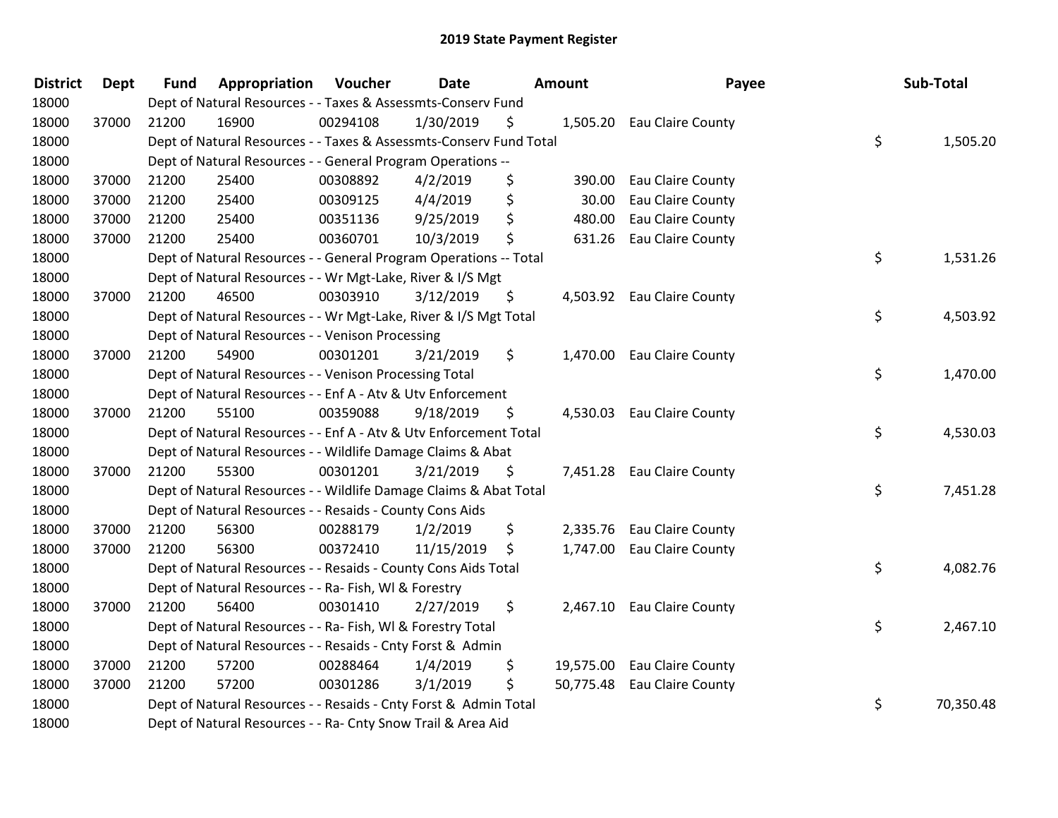# 2019 State Payment Register

| District | Dept | Fund | Appropriation | Voucher | Date | Amount | Payee | Sub-Total |
|---|---|---|---|---|---|---|---|---|
| 18000 | | Dept of Natural Resources - - Taxes & Assessmts-Conserv Fund | | | | | | |
| 18000 | 37000 | 21200 | 16900 | 00294108 | 1/30/2019 | $ 1,505.20 | Eau Claire County | |
| 18000 | | Dept of Natural Resources - - Taxes & Assessmts-Conserv Fund Total | | | | | | $ 1,505.20 |
| 18000 | | Dept of Natural Resources - - General Program Operations -- | | | | | | |
| 18000 | 37000 | 21200 | 25400 | 00308892 | 4/2/2019 | $ 390.00 | Eau Claire County | |
| 18000 | 37000 | 21200 | 25400 | 00309125 | 4/4/2019 | $ 30.00 | Eau Claire County | |
| 18000 | 37000 | 21200 | 25400 | 00351136 | 9/25/2019 | $ 480.00 | Eau Claire County | |
| 18000 | 37000 | 21200 | 25400 | 00360701 | 10/3/2019 | $ 631.26 | Eau Claire County | |
| 18000 | | Dept of Natural Resources - - General Program Operations -- Total | | | | | | $ 1,531.26 |
| 18000 | | Dept of Natural Resources - - Wr Mgt-Lake, River & I/S Mgt | | | | | | |
| 18000 | 37000 | 21200 | 46500 | 00303910 | 3/12/2019 | $ 4,503.92 | Eau Claire County | |
| 18000 | | Dept of Natural Resources - - Wr Mgt-Lake, River & I/S Mgt Total | | | | | | $ 4,503.92 |
| 18000 | | Dept of Natural Resources - - Venison Processing | | | | | | |
| 18000 | 37000 | 21200 | 54900 | 00301201 | 3/21/2019 | $ 1,470.00 | Eau Claire County | |
| 18000 | | Dept of Natural Resources - - Venison Processing Total | | | | | | $ 1,470.00 |
| 18000 | | Dept of Natural Resources - - Enf A - Atv & Utv Enforcement | | | | | | |
| 18000 | 37000 | 21200 | 55100 | 00359088 | 9/18/2019 | $ 4,530.03 | Eau Claire County | |
| 18000 | | Dept of Natural Resources - - Enf A - Atv & Utv Enforcement Total | | | | | | $ 4,530.03 |
| 18000 | | Dept of Natural Resources - - Wildlife Damage Claims & Abat | | | | | | |
| 18000 | 37000 | 21200 | 55300 | 00301201 | 3/21/2019 | $ 7,451.28 | Eau Claire County | |
| 18000 | | Dept of Natural Resources - - Wildlife Damage Claims & Abat Total | | | | | | $ 7,451.28 |
| 18000 | | Dept of Natural Resources - - Resaids - County Cons Aids | | | | | | |
| 18000 | 37000 | 21200 | 56300 | 00288179 | 1/2/2019 | $ 2,335.76 | Eau Claire County | |
| 18000 | 37000 | 21200 | 56300 | 00372410 | 11/15/2019 | $ 1,747.00 | Eau Claire County | |
| 18000 | | Dept of Natural Resources - - Resaids - County Cons Aids Total | | | | | | $ 4,082.76 |
| 18000 | | Dept of Natural Resources - - Ra- Fish, Wl & Forestry | | | | | | |
| 18000 | 37000 | 21200 | 56400 | 00301410 | 2/27/2019 | $ 2,467.10 | Eau Claire County | |
| 18000 | | Dept of Natural Resources - - Ra- Fish, Wl & Forestry Total | | | | | | $ 2,467.10 |
| 18000 | | Dept of Natural Resources - - Resaids - Cnty Forst & Admin | | | | | | |
| 18000 | 37000 | 21200 | 57200 | 00288464 | 1/4/2019 | $ 19,575.00 | Eau Claire County | |
| 18000 | 37000 | 21200 | 57200 | 00301286 | 3/1/2019 | $ 50,775.48 | Eau Claire County | |
| 18000 | | Dept of Natural Resources - - Resaids - Cnty Forst & Admin Total | | | | | | $ 70,350.48 |
| 18000 | | Dept of Natural Resources - - Ra- Cnty Snow Trail & Area Aid | | | | | | |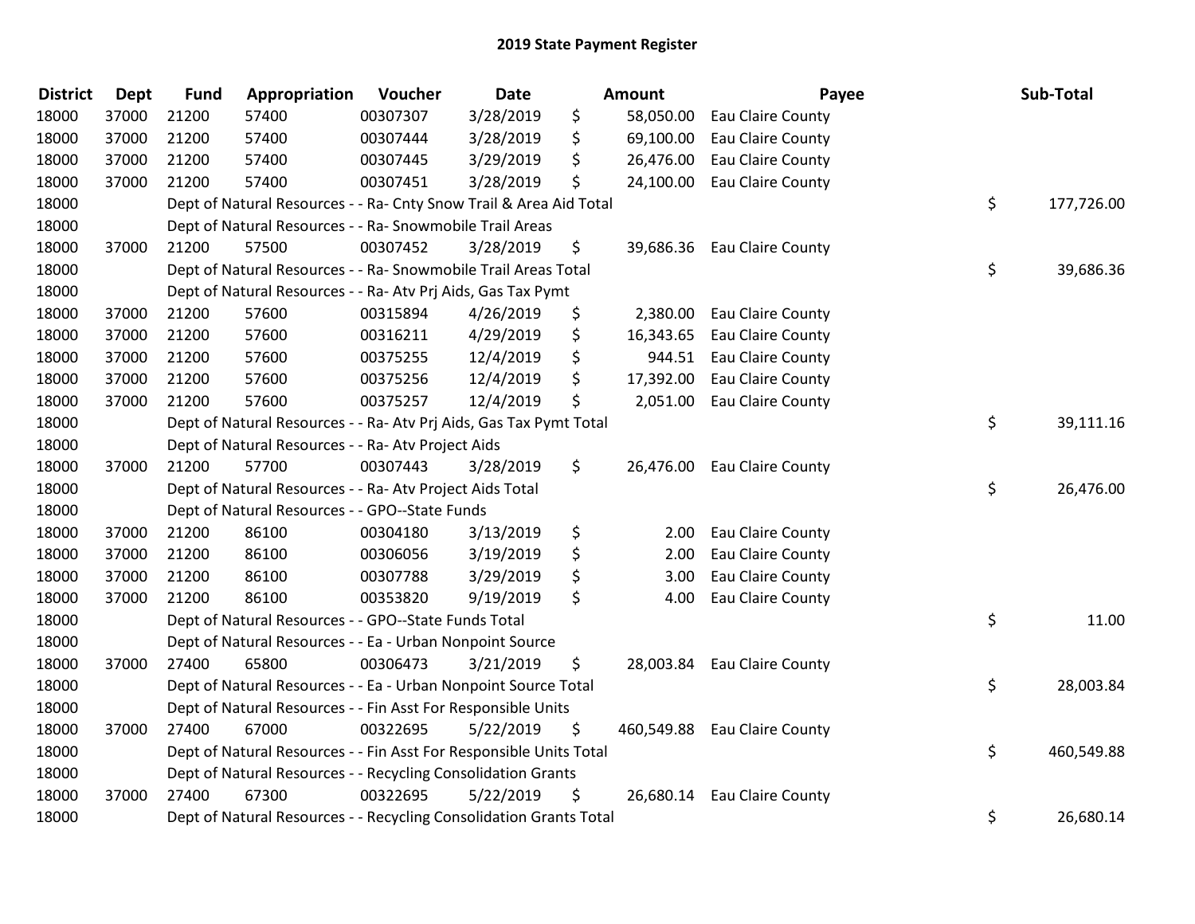# 2019 State Payment Register

| District | Dept | Fund | Appropriation | Voucher | Date | Amount | Payee | Sub-Total |
|---|---|---|---|---|---|---|---|---|
| 18000 | 37000 | 21200 | 57400 | 00307307 | 3/28/2019 | $ 58,050.00 | Eau Claire County | |
| 18000 | 37000 | 21200 | 57400 | 00307444 | 3/28/2019 | $ 69,100.00 | Eau Claire County | |
| 18000 | 37000 | 21200 | 57400 | 00307445 | 3/29/2019 | $ 26,476.00 | Eau Claire County | |
| 18000 | 37000 | 21200 | 57400 | 00307451 | 3/28/2019 | $ 24,100.00 | Eau Claire County | |
| 18000 | | Dept of Natural Resources - - Ra- Cnty Snow Trail & Area Aid Total | | | | | | $ 177,726.00 |
| 18000 | | Dept of Natural Resources - - Ra- Snowmobile Trail Areas | | | | | | |
| 18000 | 37000 | 21200 | 57500 | 00307452 | 3/28/2019 | $ 39,686.36 | Eau Claire County | |
| 18000 | | Dept of Natural Resources - - Ra- Snowmobile Trail Areas Total | | | | | | $ 39,686.36 |
| 18000 | | Dept of Natural Resources - - Ra- Atv Prj Aids, Gas Tax Pymt | | | | | | |
| 18000 | 37000 | 21200 | 57600 | 00315894 | 4/26/2019 | $ 2,380.00 | Eau Claire County | |
| 18000 | 37000 | 21200 | 57600 | 00316211 | 4/29/2019 | $ 16,343.65 | Eau Claire County | |
| 18000 | 37000 | 21200 | 57600 | 00375255 | 12/4/2019 | $ 944.51 | Eau Claire County | |
| 18000 | 37000 | 21200 | 57600 | 00375256 | 12/4/2019 | $ 17,392.00 | Eau Claire County | |
| 18000 | 37000 | 21200 | 57600 | 00375257 | 12/4/2019 | $ 2,051.00 | Eau Claire County | |
| 18000 | | Dept of Natural Resources - - Ra- Atv Prj Aids, Gas Tax Pymt Total | | | | | | $ 39,111.16 |
| 18000 | | Dept of Natural Resources - - Ra- Atv Project Aids | | | | | | |
| 18000 | 37000 | 21200 | 57700 | 00307443 | 3/28/2019 | $ 26,476.00 | Eau Claire County | |
| 18000 | | Dept of Natural Resources - - Ra- Atv Project Aids Total | | | | | | $ 26,476.00 |
| 18000 | | Dept of Natural Resources - - GPO--State Funds | | | | | | |
| 18000 | 37000 | 21200 | 86100 | 00304180 | 3/13/2019 | $ 2.00 | Eau Claire County | |
| 18000 | 37000 | 21200 | 86100 | 00306056 | 3/19/2019 | $ 2.00 | Eau Claire County | |
| 18000 | 37000 | 21200 | 86100 | 00307788 | 3/29/2019 | $ 3.00 | Eau Claire County | |
| 18000 | 37000 | 21200 | 86100 | 00353820 | 9/19/2019 | $ 4.00 | Eau Claire County | |
| 18000 | | Dept of Natural Resources - - GPO--State Funds Total | | | | | | $ 11.00 |
| 18000 | | Dept of Natural Resources - - Ea - Urban Nonpoint Source | | | | | | |
| 18000 | 37000 | 27400 | 65800 | 00306473 | 3/21/2019 | $ 28,003.84 | Eau Claire County | |
| 18000 | | Dept of Natural Resources - - Ea - Urban Nonpoint Source Total | | | | | | $ 28,003.84 |
| 18000 | | Dept of Natural Resources - - Fin Asst For Responsible Units | | | | | | |
| 18000 | 37000 | 27400 | 67000 | 00322695 | 5/22/2019 | $ 460,549.88 | Eau Claire County | |
| 18000 | | Dept of Natural Resources - - Fin Asst For Responsible Units Total | | | | | | $ 460,549.88 |
| 18000 | | Dept of Natural Resources - - Recycling Consolidation Grants | | | | | | |
| 18000 | 37000 | 27400 | 67300 | 00322695 | 5/22/2019 | $ 26,680.14 | Eau Claire County | |
| 18000 | | Dept of Natural Resources - - Recycling Consolidation Grants Total | | | | | | $ 26,680.14 |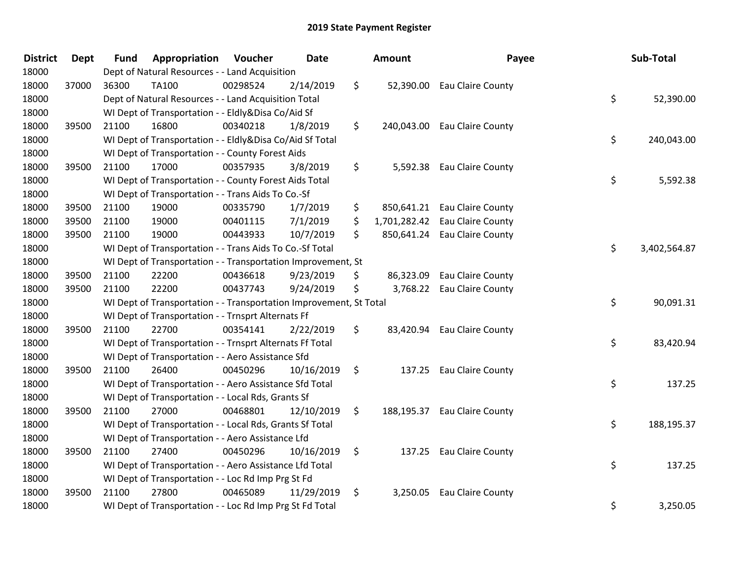## 2019 State Payment Register

| District | Dept | Fund | Appropriation | Voucher | Date | Amount | Payee | Sub-Total |
|---|---|---|---|---|---|---|---|---|
| 18000 | | Dept of Natural Resources - - Land Acquisition | | | | | | |
| 18000 | 37000 | 36300 | TA100 | 00298524 | 2/14/2019 | $ 52,390.00 | Eau Claire County | |
| 18000 | | Dept of Natural Resources - - Land Acquisition Total | | | | | | $ 52,390.00 |
| 18000 | | WI Dept of Transportation - - Eldly&Disa Co/Aid Sf | | | | | | |
| 18000 | 39500 | 21100 | 16800 | 00340218 | 1/8/2019 | $ 240,043.00 | Eau Claire County | |
| 18000 | | WI Dept of Transportation - - Eldly&Disa Co/Aid Sf Total | | | | | | $ 240,043.00 |
| 18000 | | WI Dept of Transportation - - County Forest Aids | | | | | | |
| 18000 | 39500 | 21100 | 17000 | 00357935 | 3/8/2019 | $ 5,592.38 | Eau Claire County | |
| 18000 | | WI Dept of Transportation - - County Forest Aids Total | | | | | | $ 5,592.38 |
| 18000 | | WI Dept of Transportation - - Trans Aids To Co.-Sf | | | | | | |
| 18000 | 39500 | 21100 | 19000 | 00335790 | 1/7/2019 | $ 850,641.21 | Eau Claire County | |
| 18000 | 39500 | 21100 | 19000 | 00401115 | 7/1/2019 | $ 1,701,282.42 | Eau Claire County | |
| 18000 | 39500 | 21100 | 19000 | 00443933 | 10/7/2019 | $ 850,641.24 | Eau Claire County | |
| 18000 | | WI Dept of Transportation - - Trans Aids To Co.-Sf Total | | | | | | $ 3,402,564.87 |
| 18000 | | WI Dept of Transportation - - Transportation Improvement, St | | | | | | |
| 18000 | 39500 | 21100 | 22200 | 00436618 | 9/23/2019 | $ 86,323.09 | Eau Claire County | |
| 18000 | 39500 | 21100 | 22200 | 00437743 | 9/24/2019 | $ 3,768.22 | Eau Claire County | |
| 18000 | | WI Dept of Transportation - - Transportation Improvement, St Total | | | | | | $ 90,091.31 |
| 18000 | | WI Dept of Transportation - - Trnsprt Alternats Ff | | | | | | |
| 18000 | 39500 | 21100 | 22700 | 00354141 | 2/22/2019 | $ 83,420.94 | Eau Claire County | |
| 18000 | | WI Dept of Transportation - - Trnsprt Alternats Ff Total | | | | | | $ 83,420.94 |
| 18000 | | WI Dept of Transportation - - Aero Assistance Sfd | | | | | | |
| 18000 | 39500 | 21100 | 26400 | 00450296 | 10/16/2019 | $ 137.25 | Eau Claire County | |
| 18000 | | WI Dept of Transportation - - Aero Assistance Sfd Total | | | | | | $ 137.25 |
| 18000 | | WI Dept of Transportation - - Local Rds, Grants Sf | | | | | | |
| 18000 | 39500 | 21100 | 27000 | 00468801 | 12/10/2019 | $ 188,195.37 | Eau Claire County | |
| 18000 | | WI Dept of Transportation - - Local Rds, Grants Sf Total | | | | | | $ 188,195.37 |
| 18000 | | WI Dept of Transportation - - Aero Assistance Lfd | | | | | | |
| 18000 | 39500 | 21100 | 27400 | 00450296 | 10/16/2019 | $ 137.25 | Eau Claire County | |
| 18000 | | WI Dept of Transportation - - Aero Assistance Lfd Total | | | | | | $ 137.25 |
| 18000 | | WI Dept of Transportation - - Loc Rd Imp Prg St Fd | | | | | | |
| 18000 | 39500 | 21100 | 27800 | 00465089 | 11/29/2019 | $ 3,250.05 | Eau Claire County | |
| 18000 | | WI Dept of Transportation - - Loc Rd Imp Prg St Fd Total | | | | | | $ 3,250.05 |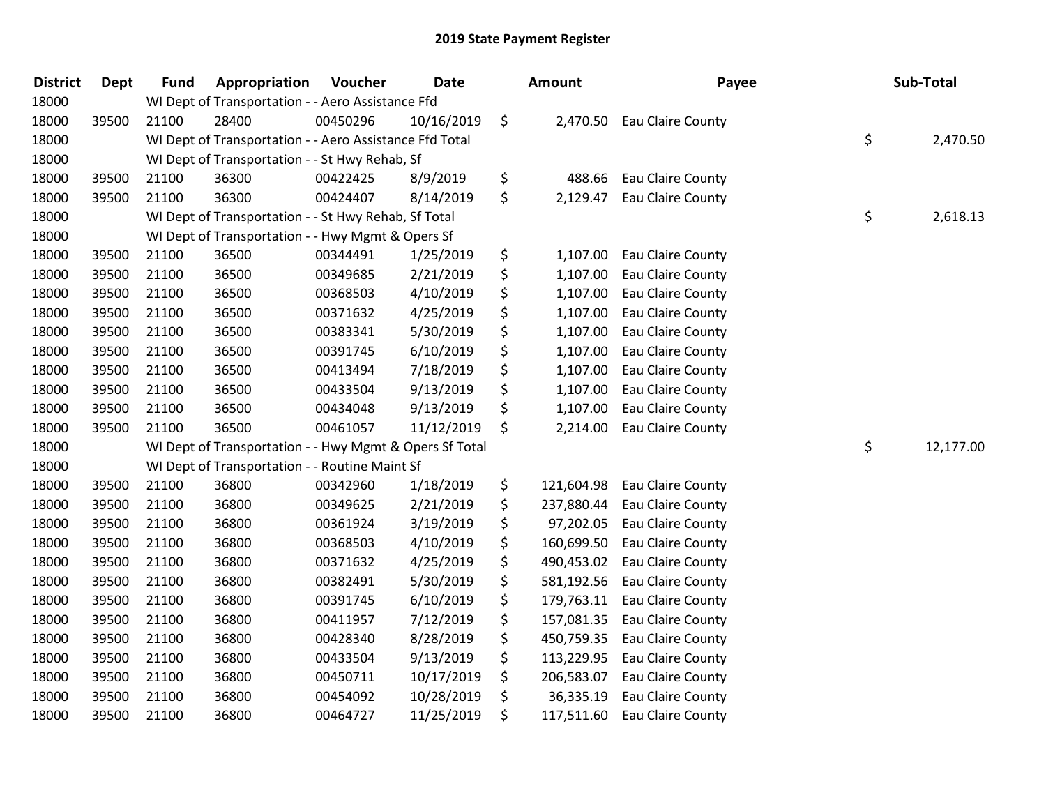# 2019 State Payment Register

| District | Dept | Fund | Appropriation | Voucher | Date | Amount | Payee | Sub-Total |
|---|---|---|---|---|---|---|---|---|
| 18000 | | WI Dept of Transportation - - Aero Assistance Ffd | | | | | | |
| 18000 | 39500 | 21100 | 28400 | 00450296 | 10/16/2019 | $ 2,470.50 | Eau Claire County | |
| 18000 | | WI Dept of Transportation - - Aero Assistance Ffd Total | | | | | | $ 2,470.50 |
| 18000 | | WI Dept of Transportation - - St Hwy Rehab, Sf | | | | | | |
| 18000 | 39500 | 21100 | 36300 | 00422425 | 8/9/2019 | $ 488.66 | Eau Claire County | |
| 18000 | 39500 | 21100 | 36300 | 00424407 | 8/14/2019 | $ 2,129.47 | Eau Claire County | |
| 18000 | | WI Dept of Transportation - - St Hwy Rehab, Sf Total | | | | | | $ 2,618.13 |
| 18000 | | WI Dept of Transportation - - Hwy Mgmt & Opers Sf | | | | | | |
| 18000 | 39500 | 21100 | 36500 | 00344491 | 1/25/2019 | $ 1,107.00 | Eau Claire County | |
| 18000 | 39500 | 21100 | 36500 | 00349685 | 2/21/2019 | $ 1,107.00 | Eau Claire County | |
| 18000 | 39500 | 21100 | 36500 | 00368503 | 4/10/2019 | $ 1,107.00 | Eau Claire County | |
| 18000 | 39500 | 21100 | 36500 | 00371632 | 4/25/2019 | $ 1,107.00 | Eau Claire County | |
| 18000 | 39500 | 21100 | 36500 | 00383341 | 5/30/2019 | $ 1,107.00 | Eau Claire County | |
| 18000 | 39500 | 21100 | 36500 | 00391745 | 6/10/2019 | $ 1,107.00 | Eau Claire County | |
| 18000 | 39500 | 21100 | 36500 | 00413494 | 7/18/2019 | $ 1,107.00 | Eau Claire County | |
| 18000 | 39500 | 21100 | 36500 | 00433504 | 9/13/2019 | $ 1,107.00 | Eau Claire County | |
| 18000 | 39500 | 21100 | 36500 | 00434048 | 9/13/2019 | $ 1,107.00 | Eau Claire County | |
| 18000 | 39500 | 21100 | 36500 | 00461057 | 11/12/2019 | $ 2,214.00 | Eau Claire County | |
| 18000 | | WI Dept of Transportation - - Hwy Mgmt & Opers Sf Total | | | | | | $ 12,177.00 |
| 18000 | | WI Dept of Transportation - - Routine Maint Sf | | | | | | |
| 18000 | 39500 | 21100 | 36800 | 00342960 | 1/18/2019 | $ 121,604.98 | Eau Claire County | |
| 18000 | 39500 | 21100 | 36800 | 00349625 | 2/21/2019 | $ 237,880.44 | Eau Claire County | |
| 18000 | 39500 | 21100 | 36800 | 00361924 | 3/19/2019 | $ 97,202.05 | Eau Claire County | |
| 18000 | 39500 | 21100 | 36800 | 00368503 | 4/10/2019 | $ 160,699.50 | Eau Claire County | |
| 18000 | 39500 | 21100 | 36800 | 00371632 | 4/25/2019 | $ 490,453.02 | Eau Claire County | |
| 18000 | 39500 | 21100 | 36800 | 00382491 | 5/30/2019 | $ 581,192.56 | Eau Claire County | |
| 18000 | 39500 | 21100 | 36800 | 00391745 | 6/10/2019 | $ 179,763.11 | Eau Claire County | |
| 18000 | 39500 | 21100 | 36800 | 00411957 | 7/12/2019 | $ 157,081.35 | Eau Claire County | |
| 18000 | 39500 | 21100 | 36800 | 00428340 | 8/28/2019 | $ 450,759.35 | Eau Claire County | |
| 18000 | 39500 | 21100 | 36800 | 00433504 | 9/13/2019 | $ 113,229.95 | Eau Claire County | |
| 18000 | 39500 | 21100 | 36800 | 00450711 | 10/17/2019 | $ 206,583.07 | Eau Claire County | |
| 18000 | 39500 | 21100 | 36800 | 00454092 | 10/28/2019 | $ 36,335.19 | Eau Claire County | |
| 18000 | 39500 | 21100 | 36800 | 00464727 | 11/25/2019 | $ 117,511.60 | Eau Claire County | |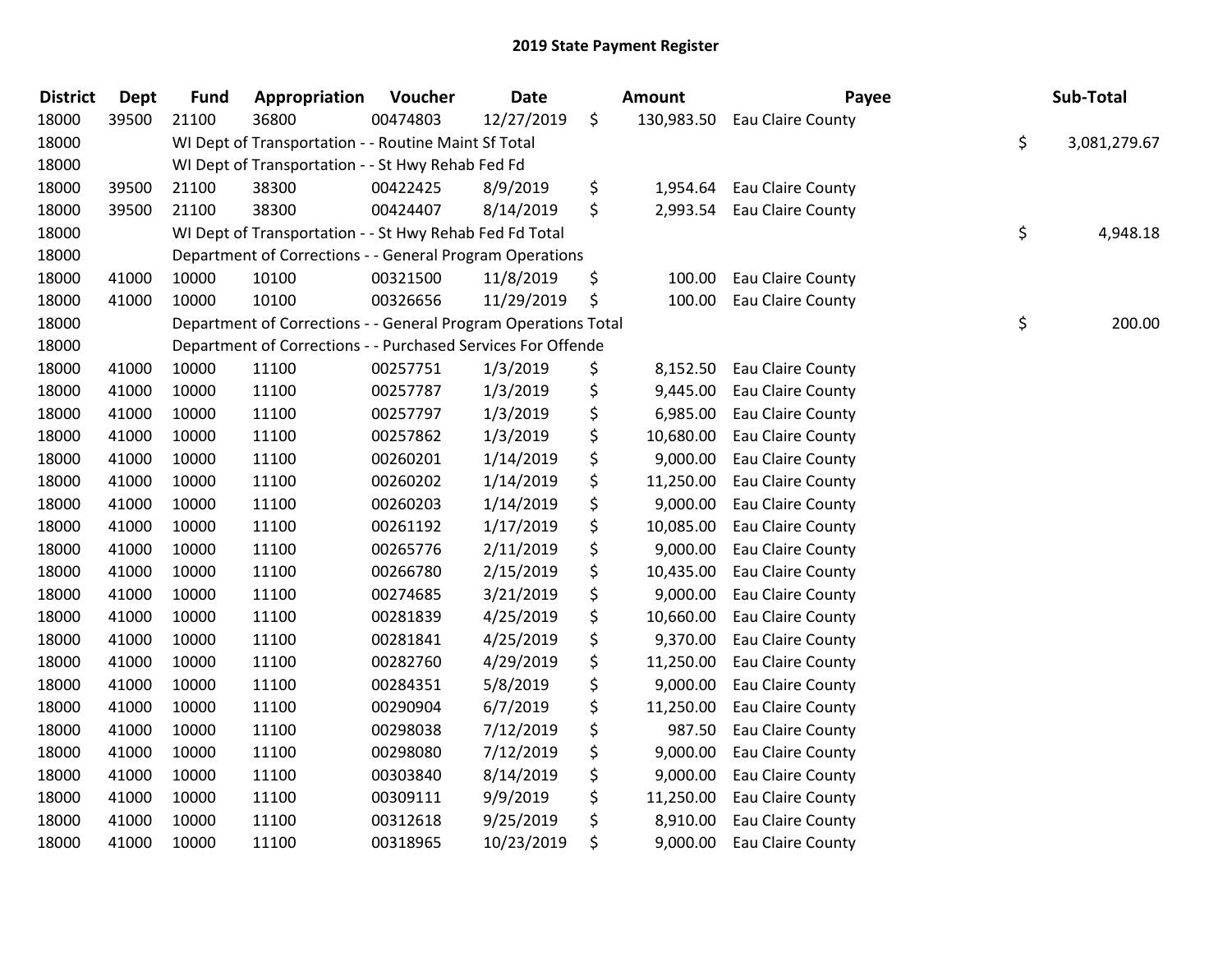# 2019 State Payment Register

| District | Dept | Fund | Appropriation | Voucher | Date | Amount | Payee | Sub-Total |
|---|---|---|---|---|---|---|---|---|
| 18000 | 39500 | 21100 | 36800 | 00474803 | 12/27/2019 | $ 130,983.50 | Eau Claire County | |
| 18000 | | WI Dept of Transportation - - Routine Maint Sf Total | | | | | | $ 3,081,279.67 |
| 18000 | | WI Dept of Transportation - - St Hwy Rehab Fed Fd | | | | | | |
| 18000 | 39500 | 21100 | 38300 | 00422425 | 8/9/2019 | $ 1,954.64 | Eau Claire County | |
| 18000 | 39500 | 21100 | 38300 | 00424407 | 8/14/2019 | $ 2,993.54 | Eau Claire County | |
| 18000 | | WI Dept of Transportation - - St Hwy Rehab Fed Fd Total | | | | | | $ 4,948.18 |
| 18000 | | Department of Corrections - - General Program Operations | | | | | | |
| 18000 | 41000 | 10000 | 10100 | 00321500 | 11/8/2019 | $ 100.00 | Eau Claire County | |
| 18000 | 41000 | 10000 | 10100 | 00326656 | 11/29/2019 | $ 100.00 | Eau Claire County | |
| 18000 | | Department of Corrections - - General Program Operations Total | | | | | | $ 200.00 |
| 18000 | | Department of Corrections - - Purchased Services For Offende | | | | | | |
| 18000 | 41000 | 10000 | 11100 | 00257751 | 1/3/2019 | $ 8,152.50 | Eau Claire County | |
| 18000 | 41000 | 10000 | 11100 | 00257787 | 1/3/2019 | $ 9,445.00 | Eau Claire County | |
| 18000 | 41000 | 10000 | 11100 | 00257797 | 1/3/2019 | $ 6,985.00 | Eau Claire County | |
| 18000 | 41000 | 10000 | 11100 | 00257862 | 1/3/2019 | $ 10,680.00 | Eau Claire County | |
| 18000 | 41000 | 10000 | 11100 | 00260201 | 1/14/2019 | $ 9,000.00 | Eau Claire County | |
| 18000 | 41000 | 10000 | 11100 | 00260202 | 1/14/2019 | $ 11,250.00 | Eau Claire County | |
| 18000 | 41000 | 10000 | 11100 | 00260203 | 1/14/2019 | $ 9,000.00 | Eau Claire County | |
| 18000 | 41000 | 10000 | 11100 | 00261192 | 1/17/2019 | $ 10,085.00 | Eau Claire County | |
| 18000 | 41000 | 10000 | 11100 | 00265776 | 2/11/2019 | $ 9,000.00 | Eau Claire County | |
| 18000 | 41000 | 10000 | 11100 | 00266780 | 2/15/2019 | $ 10,435.00 | Eau Claire County | |
| 18000 | 41000 | 10000 | 11100 | 00274685 | 3/21/2019 | $ 9,000.00 | Eau Claire County | |
| 18000 | 41000 | 10000 | 11100 | 00281839 | 4/25/2019 | $ 10,660.00 | Eau Claire County | |
| 18000 | 41000 | 10000 | 11100 | 00281841 | 4/25/2019 | $ 9,370.00 | Eau Claire County | |
| 18000 | 41000 | 10000 | 11100 | 00282760 | 4/29/2019 | $ 11,250.00 | Eau Claire County | |
| 18000 | 41000 | 10000 | 11100 | 00284351 | 5/8/2019 | $ 9,000.00 | Eau Claire County | |
| 18000 | 41000 | 10000 | 11100 | 00290904 | 6/7/2019 | $ 11,250.00 | Eau Claire County | |
| 18000 | 41000 | 10000 | 11100 | 00298038 | 7/12/2019 | $ 987.50 | Eau Claire County | |
| 18000 | 41000 | 10000 | 11100 | 00298080 | 7/12/2019 | $ 9,000.00 | Eau Claire County | |
| 18000 | 41000 | 10000 | 11100 | 00303840 | 8/14/2019 | $ 9,000.00 | Eau Claire County | |
| 18000 | 41000 | 10000 | 11100 | 00309111 | 9/9/2019 | $ 11,250.00 | Eau Claire County | |
| 18000 | 41000 | 10000 | 11100 | 00312618 | 9/25/2019 | $ 8,910.00 | Eau Claire County | |
| 18000 | 41000 | 10000 | 11100 | 00318965 | 10/23/2019 | $ 9,000.00 | Eau Claire County | |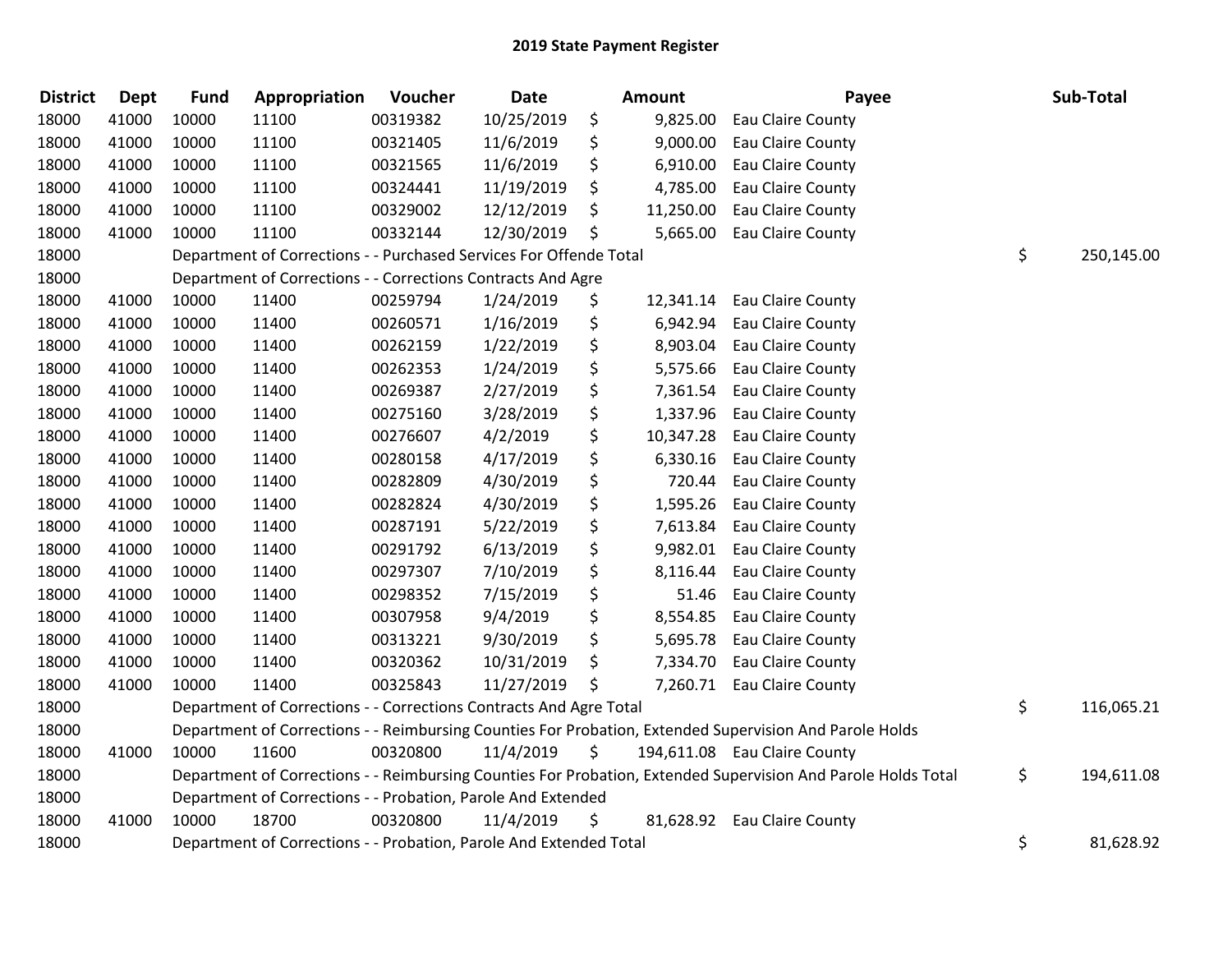# 2019 State Payment Register

| District | Dept | Fund | Appropriation | Voucher | Date | Amount | Payee | Sub-Total |
|---|---|---|---|---|---|---|---|---|
| 18000 | 41000 | 10000 | 11100 | 00319382 | 10/25/2019 | $ 9,825.00 | Eau Claire County | |
| 18000 | 41000 | 10000 | 11100 | 00321405 | 11/6/2019 | $ 9,000.00 | Eau Claire County | |
| 18000 | 41000 | 10000 | 11100 | 00321565 | 11/6/2019 | $ 6,910.00 | Eau Claire County | |
| 18000 | 41000 | 10000 | 11100 | 00324441 | 11/19/2019 | $ 4,785.00 | Eau Claire County | |
| 18000 | 41000 | 10000 | 11100 | 00329002 | 12/12/2019 | $ 11,250.00 | Eau Claire County | |
| 18000 | 41000 | 10000 | 11100 | 00332144 | 12/30/2019 | $ 5,665.00 | Eau Claire County | |
| 18000 | | Department of Corrections - - Purchased Services For Offende Total | | | | | | $ 250,145.00 |
| 18000 | | Department of Corrections - - Corrections Contracts And Agre | | | | | | |
| 18000 | 41000 | 10000 | 11400 | 00259794 | 1/24/2019 | $ 12,341.14 | Eau Claire County | |
| 18000 | 41000 | 10000 | 11400 | 00260571 | 1/16/2019 | $ 6,942.94 | Eau Claire County | |
| 18000 | 41000 | 10000 | 11400 | 00262159 | 1/22/2019 | $ 8,903.04 | Eau Claire County | |
| 18000 | 41000 | 10000 | 11400 | 00262353 | 1/24/2019 | $ 5,575.66 | Eau Claire County | |
| 18000 | 41000 | 10000 | 11400 | 00269387 | 2/27/2019 | $ 7,361.54 | Eau Claire County | |
| 18000 | 41000 | 10000 | 11400 | 00275160 | 3/28/2019 | $ 1,337.96 | Eau Claire County | |
| 18000 | 41000 | 10000 | 11400 | 00276607 | 4/2/2019 | $ 10,347.28 | Eau Claire County | |
| 18000 | 41000 | 10000 | 11400 | 00280158 | 4/17/2019 | $ 6,330.16 | Eau Claire County | |
| 18000 | 41000 | 10000 | 11400 | 00282809 | 4/30/2019 | $ 720.44 | Eau Claire County | |
| 18000 | 41000 | 10000 | 11400 | 00282824 | 4/30/2019 | $ 1,595.26 | Eau Claire County | |
| 18000 | 41000 | 10000 | 11400 | 00287191 | 5/22/2019 | $ 7,613.84 | Eau Claire County | |
| 18000 | 41000 | 10000 | 11400 | 00291792 | 6/13/2019 | $ 9,982.01 | Eau Claire County | |
| 18000 | 41000 | 10000 | 11400 | 00297307 | 7/10/2019 | $ 8,116.44 | Eau Claire County | |
| 18000 | 41000 | 10000 | 11400 | 00298352 | 7/15/2019 | $ 51.46 | Eau Claire County | |
| 18000 | 41000 | 10000 | 11400 | 00307958 | 9/4/2019 | $ 8,554.85 | Eau Claire County | |
| 18000 | 41000 | 10000 | 11400 | 00313221 | 9/30/2019 | $ 5,695.78 | Eau Claire County | |
| 18000 | 41000 | 10000 | 11400 | 00320362 | 10/31/2019 | $ 7,334.70 | Eau Claire County | |
| 18000 | 41000 | 10000 | 11400 | 00325843 | 11/27/2019 | $ 7,260.71 | Eau Claire County | |
| 18000 | | Department of Corrections - - Corrections Contracts And Agre Total | | | | | | $ 116,065.21 |
| 18000 | | Department of Corrections - - Reimbursing Counties For Probation, Extended Supervision And Parole Holds | | | | | | |
| 18000 | 41000 | 10000 | 11600 | 00320800 | 11/4/2019 | $ 194,611.08 | Eau Claire County | |
| 18000 | | Department of Corrections - - Reimbursing Counties For Probation, Extended Supervision And Parole Holds Total | | | | | | $ 194,611.08 |
| 18000 | | Department of Corrections - - Probation, Parole And Extended | | | | | | |
| 18000 | 41000 | 10000 | 18700 | 00320800 | 11/4/2019 | $ 81,628.92 | Eau Claire County | |
| 18000 | | Department of Corrections - - Probation, Parole And Extended Total | | | | | | $ 81,628.92 |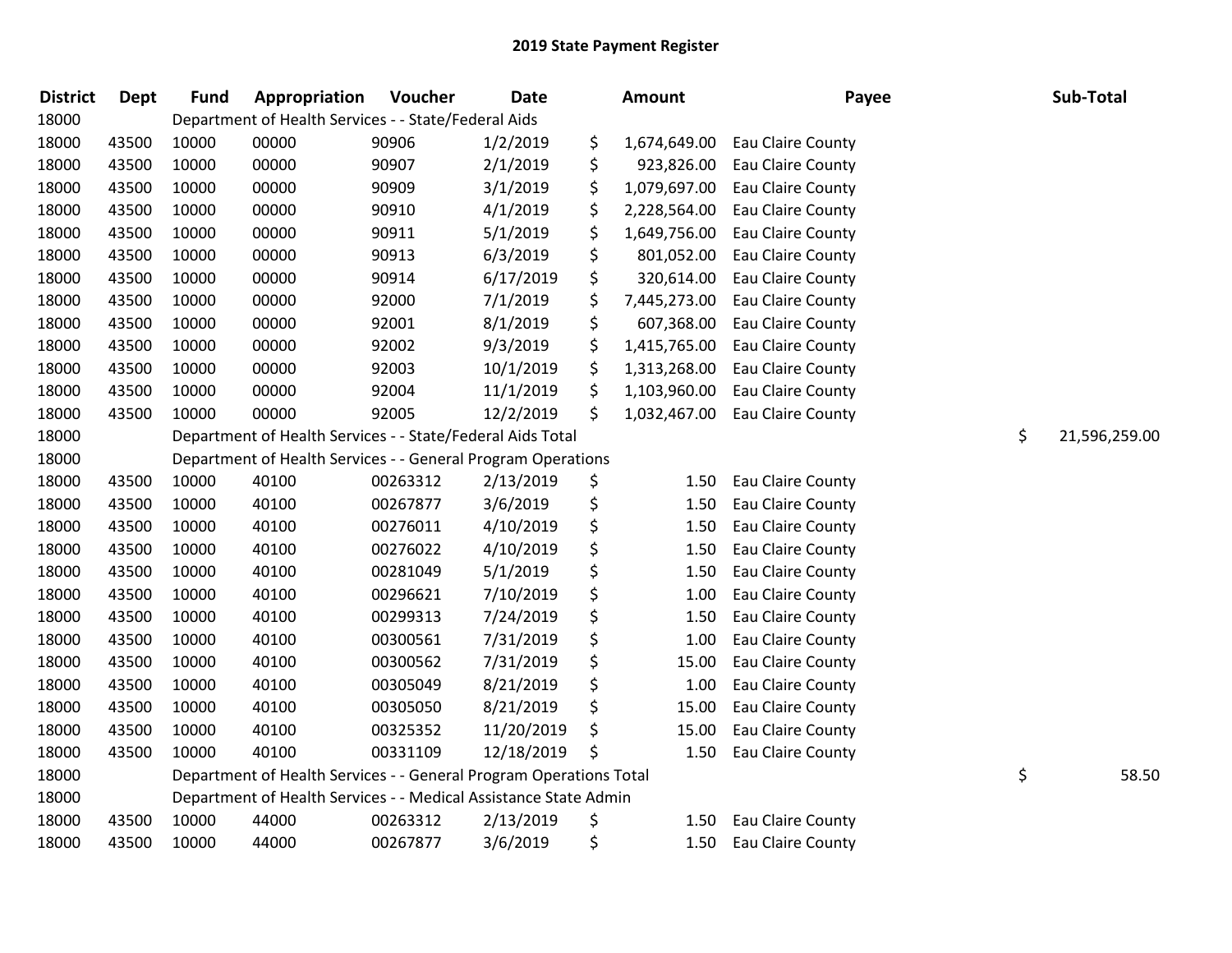# 2019 State Payment Register

| District | Dept | Fund | Appropriation | Voucher | Date | Amount | Payee | Sub-Total |
|---|---|---|---|---|---|---|---|---|
| 18000 | | Department of Health Services - - State/Federal Aids | | | | | | |
| 18000 | 43500 | 10000 | 00000 | 90906 | 1/2/2019 | $ 1,674,649.00 | Eau Claire County | |
| 18000 | 43500 | 10000 | 00000 | 90907 | 2/1/2019 | $ 923,826.00 | Eau Claire County | |
| 18000 | 43500 | 10000 | 00000 | 90909 | 3/1/2019 | $ 1,079,697.00 | Eau Claire County | |
| 18000 | 43500 | 10000 | 00000 | 90910 | 4/1/2019 | $ 2,228,564.00 | Eau Claire County | |
| 18000 | 43500 | 10000 | 00000 | 90911 | 5/1/2019 | $ 1,649,756.00 | Eau Claire County | |
| 18000 | 43500 | 10000 | 00000 | 90913 | 6/3/2019 | $ 801,052.00 | Eau Claire County | |
| 18000 | 43500 | 10000 | 00000 | 90914 | 6/17/2019 | $ 320,614.00 | Eau Claire County | |
| 18000 | 43500 | 10000 | 00000 | 92000 | 7/1/2019 | $ 7,445,273.00 | Eau Claire County | |
| 18000 | 43500 | 10000 | 00000 | 92001 | 8/1/2019 | $ 607,368.00 | Eau Claire County | |
| 18000 | 43500 | 10000 | 00000 | 92002 | 9/3/2019 | $ 1,415,765.00 | Eau Claire County | |
| 18000 | 43500 | 10000 | 00000 | 92003 | 10/1/2019 | $ 1,313,268.00 | Eau Claire County | |
| 18000 | 43500 | 10000 | 00000 | 92004 | 11/1/2019 | $ 1,103,960.00 | Eau Claire County | |
| 18000 | 43500 | 10000 | 00000 | 92005 | 12/2/2019 | $ 1,032,467.00 | Eau Claire County | |
| 18000 | | Department of Health Services - - State/Federal Aids Total | | | | | | $ 21,596,259.00 |
| 18000 | | Department of Health Services - - General Program Operations | | | | | | |
| 18000 | 43500 | 10000 | 40100 | 00263312 | 2/13/2019 | $ 1.50 | Eau Claire County | |
| 18000 | 43500 | 10000 | 40100 | 00267877 | 3/6/2019 | $ 1.50 | Eau Claire County | |
| 18000 | 43500 | 10000 | 40100 | 00276011 | 4/10/2019 | $ 1.50 | Eau Claire County | |
| 18000 | 43500 | 10000 | 40100 | 00276022 | 4/10/2019 | $ 1.50 | Eau Claire County | |
| 18000 | 43500 | 10000 | 40100 | 00281049 | 5/1/2019 | $ 1.50 | Eau Claire County | |
| 18000 | 43500 | 10000 | 40100 | 00296621 | 7/10/2019 | $ 1.00 | Eau Claire County | |
| 18000 | 43500 | 10000 | 40100 | 00299313 | 7/24/2019 | $ 1.50 | Eau Claire County | |
| 18000 | 43500 | 10000 | 40100 | 00300561 | 7/31/2019 | $ 1.00 | Eau Claire County | |
| 18000 | 43500 | 10000 | 40100 | 00300562 | 7/31/2019 | $ 15.00 | Eau Claire County | |
| 18000 | 43500 | 10000 | 40100 | 00305049 | 8/21/2019 | $ 1.00 | Eau Claire County | |
| 18000 | 43500 | 10000 | 40100 | 00305050 | 8/21/2019 | $ 15.00 | Eau Claire County | |
| 18000 | 43500 | 10000 | 40100 | 00325352 | 11/20/2019 | $ 15.00 | Eau Claire County | |
| 18000 | 43500 | 10000 | 40100 | 00331109 | 12/18/2019 | $ 1.50 | Eau Claire County | |
| 18000 | | Department of Health Services - - General Program Operations Total | | | | | | $ 58.50 |
| 18000 | | Department of Health Services - - Medical Assistance State Admin | | | | | | |
| 18000 | 43500 | 10000 | 44000 | 00263312 | 2/13/2019 | $ 1.50 | Eau Claire County | |
| 18000 | 43500 | 10000 | 44000 | 00267877 | 3/6/2019 | $ 1.50 | Eau Claire County | |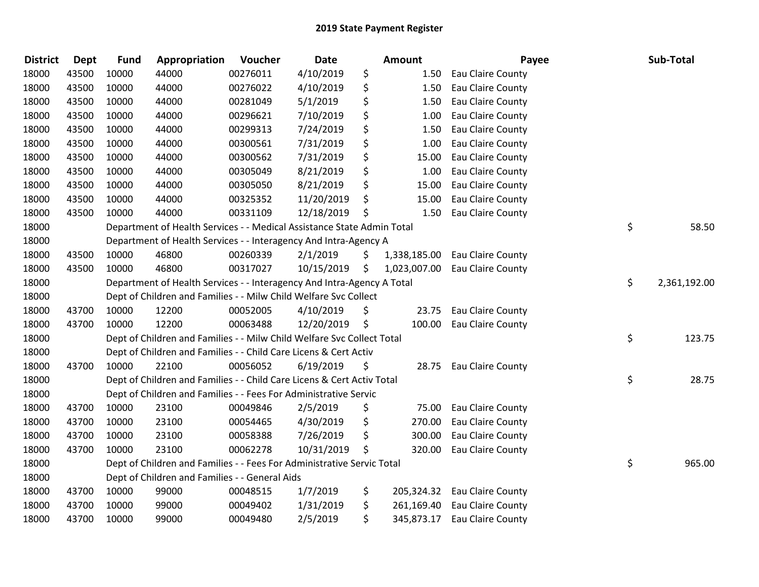## 2019 State Payment Register

| District | Dept | Fund | Appropriation | Voucher | Date | Amount | Payee | Sub-Total |
|---|---|---|---|---|---|---|---|---|
| 18000 | 43500 | 10000 | 44000 | 00276011 | 4/10/2019 | $ 1.50 | Eau Claire County | |
| 18000 | 43500 | 10000 | 44000 | 00276022 | 4/10/2019 | $ 1.50 | Eau Claire County | |
| 18000 | 43500 | 10000 | 44000 | 00281049 | 5/1/2019 | $ 1.50 | Eau Claire County | |
| 18000 | 43500 | 10000 | 44000 | 00296621 | 7/10/2019 | $ 1.00 | Eau Claire County | |
| 18000 | 43500 | 10000 | 44000 | 00299313 | 7/24/2019 | $ 1.50 | Eau Claire County | |
| 18000 | 43500 | 10000 | 44000 | 00300561 | 7/31/2019 | $ 1.00 | Eau Claire County | |
| 18000 | 43500 | 10000 | 44000 | 00300562 | 7/31/2019 | $ 15.00 | Eau Claire County | |
| 18000 | 43500 | 10000 | 44000 | 00305049 | 8/21/2019 | $ 1.00 | Eau Claire County | |
| 18000 | 43500 | 10000 | 44000 | 00305050 | 8/21/2019 | $ 15.00 | Eau Claire County | |
| 18000 | 43500 | 10000 | 44000 | 00325352 | 11/20/2019 | $ 15.00 | Eau Claire County | |
| 18000 | 43500 | 10000 | 44000 | 00331109 | 12/18/2019 | $ 1.50 | Eau Claire County | |
| 18000 | | Department of Health Services - - Medical Assistance State Admin Total | | | | | | $ 58.50 |
| 18000 | | Department of Health Services - - Interagency And Intra-Agency A | | | | | | |
| 18000 | 43500 | 10000 | 46800 | 00260339 | 2/1/2019 | $ 1,338,185.00 | Eau Claire County | |
| 18000 | 43500 | 10000 | 46800 | 00317027 | 10/15/2019 | $ 1,023,007.00 | Eau Claire County | |
| 18000 | | Department of Health Services - - Interagency And Intra-Agency A Total | | | | | | $ 2,361,192.00 |
| 18000 | | Dept of Children and Families - - Milw Child Welfare Svc Collect | | | | | | |
| 18000 | 43700 | 10000 | 12200 | 00052005 | 4/10/2019 | $ 23.75 | Eau Claire County | |
| 18000 | 43700 | 10000 | 12200 | 00063488 | 12/20/2019 | $ 100.00 | Eau Claire County | |
| 18000 | | Dept of Children and Families - - Milw Child Welfare Svc Collect Total | | | | | | $ 123.75 |
| 18000 | | Dept of Children and Families - - Child Care Licens & Cert Activ | | | | | | |
| 18000 | 43700 | 10000 | 22100 | 00056052 | 6/19/2019 | $ 28.75 | Eau Claire County | |
| 18000 | | Dept of Children and Families - - Child Care Licens & Cert Activ Total | | | | | | $ 28.75 |
| 18000 | | Dept of Children and Families - - Fees For Administrative Servic | | | | | | |
| 18000 | 43700 | 10000 | 23100 | 00049846 | 2/5/2019 | $ 75.00 | Eau Claire County | |
| 18000 | 43700 | 10000 | 23100 | 00054465 | 4/30/2019 | $ 270.00 | Eau Claire County | |
| 18000 | 43700 | 10000 | 23100 | 00058388 | 7/26/2019 | $ 300.00 | Eau Claire County | |
| 18000 | 43700 | 10000 | 23100 | 00062278 | 10/31/2019 | $ 320.00 | Eau Claire County | |
| 18000 | | Dept of Children and Families - - Fees For Administrative Servic Total | | | | | | $ 965.00 |
| 18000 | | Dept of Children and Families - - General Aids | | | | | | |
| 18000 | 43700 | 10000 | 99000 | 00048515 | 1/7/2019 | $ 205,324.32 | Eau Claire County | |
| 18000 | 43700 | 10000 | 99000 | 00049402 | 1/31/2019 | $ 261,169.40 | Eau Claire County | |
| 18000 | 43700 | 10000 | 99000 | 00049480 | 2/5/2019 | $ 345,873.17 | Eau Claire County | |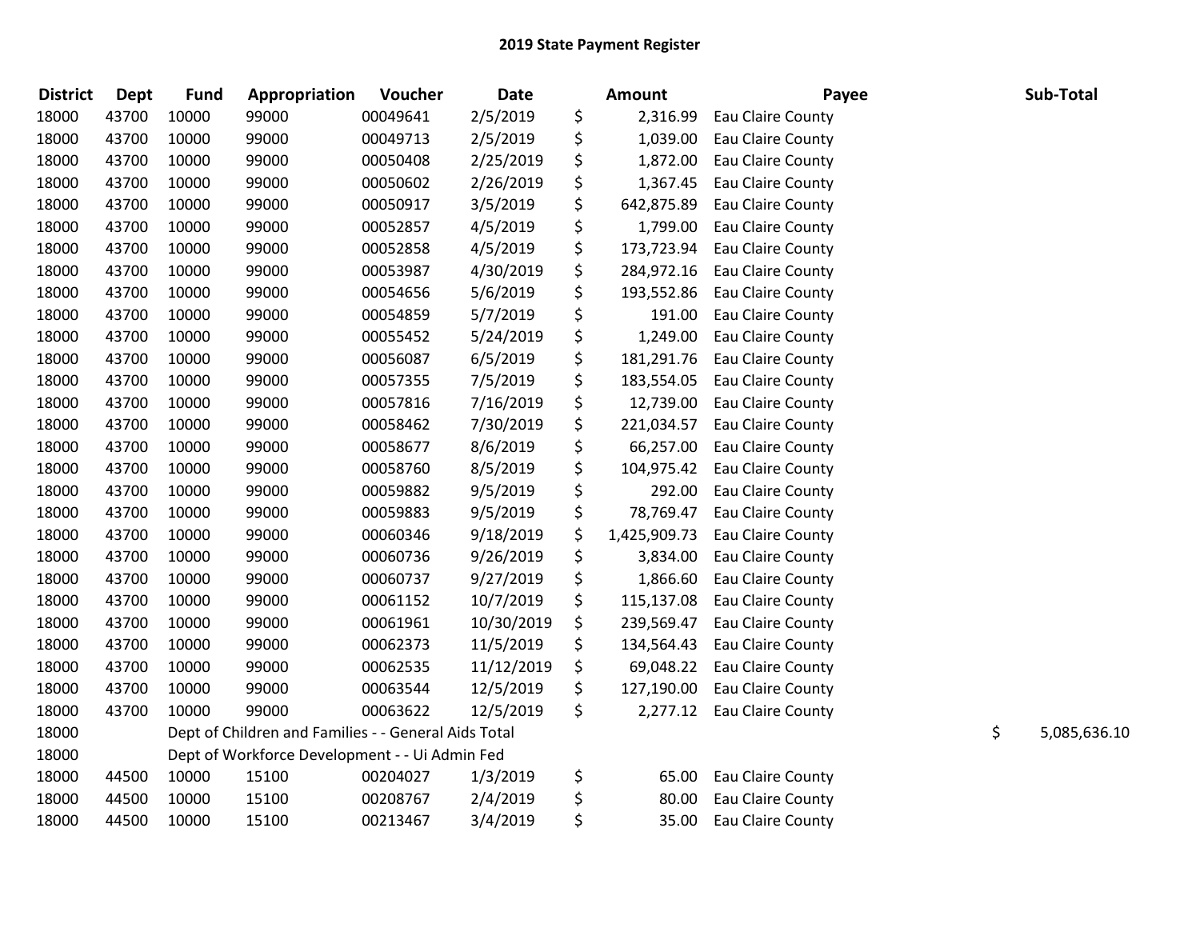# 2019 State Payment Register

| District | Dept | Fund | Appropriation | Voucher | Date | Amount | Payee | Sub-Total |
|---|---|---|---|---|---|---|---|---|
| 18000 | 43700 | 10000 | 99000 | 00049641 | 2/5/2019 | $ 2,316.99 | Eau Claire County | |
| 18000 | 43700 | 10000 | 99000 | 00049713 | 2/5/2019 | $ 1,039.00 | Eau Claire County | |
| 18000 | 43700 | 10000 | 99000 | 00050408 | 2/25/2019 | $ 1,872.00 | Eau Claire County | |
| 18000 | 43700 | 10000 | 99000 | 00050602 | 2/26/2019 | $ 1,367.45 | Eau Claire County | |
| 18000 | 43700 | 10000 | 99000 | 00050917 | 3/5/2019 | $ 642,875.89 | Eau Claire County | |
| 18000 | 43700 | 10000 | 99000 | 00052857 | 4/5/2019 | $ 1,799.00 | Eau Claire County | |
| 18000 | 43700 | 10000 | 99000 | 00052858 | 4/5/2019 | $ 173,723.94 | Eau Claire County | |
| 18000 | 43700 | 10000 | 99000 | 00053987 | 4/30/2019 | $ 284,972.16 | Eau Claire County | |
| 18000 | 43700 | 10000 | 99000 | 00054656 | 5/6/2019 | $ 193,552.86 | Eau Claire County | |
| 18000 | 43700 | 10000 | 99000 | 00054859 | 5/7/2019 | $ 191.00 | Eau Claire County | |
| 18000 | 43700 | 10000 | 99000 | 00055452 | 5/24/2019 | $ 1,249.00 | Eau Claire County | |
| 18000 | 43700 | 10000 | 99000 | 00056087 | 6/5/2019 | $ 181,291.76 | Eau Claire County | |
| 18000 | 43700 | 10000 | 99000 | 00057355 | 7/5/2019 | $ 183,554.05 | Eau Claire County | |
| 18000 | 43700 | 10000 | 99000 | 00057816 | 7/16/2019 | $ 12,739.00 | Eau Claire County | |
| 18000 | 43700 | 10000 | 99000 | 00058462 | 7/30/2019 | $ 221,034.57 | Eau Claire County | |
| 18000 | 43700 | 10000 | 99000 | 00058677 | 8/6/2019 | $ 66,257.00 | Eau Claire County | |
| 18000 | 43700 | 10000 | 99000 | 00058760 | 8/5/2019 | $ 104,975.42 | Eau Claire County | |
| 18000 | 43700 | 10000 | 99000 | 00059882 | 9/5/2019 | $ 292.00 | Eau Claire County | |
| 18000 | 43700 | 10000 | 99000 | 00059883 | 9/5/2019 | $ 78,769.47 | Eau Claire County | |
| 18000 | 43700 | 10000 | 99000 | 00060346 | 9/18/2019 | $ 1,425,909.73 | Eau Claire County | |
| 18000 | 43700 | 10000 | 99000 | 00060736 | 9/26/2019 | $ 3,834.00 | Eau Claire County | |
| 18000 | 43700 | 10000 | 99000 | 00060737 | 9/27/2019 | $ 1,866.60 | Eau Claire County | |
| 18000 | 43700 | 10000 | 99000 | 00061152 | 10/7/2019 | $ 115,137.08 | Eau Claire County | |
| 18000 | 43700 | 10000 | 99000 | 00061961 | 10/30/2019 | $ 239,569.47 | Eau Claire County | |
| 18000 | 43700 | 10000 | 99000 | 00062373 | 11/5/2019 | $ 134,564.43 | Eau Claire County | |
| 18000 | 43700 | 10000 | 99000 | 00062535 | 11/12/2019 | $ 69,048.22 | Eau Claire County | |
| 18000 | 43700 | 10000 | 99000 | 00063544 | 12/5/2019 | $ 127,190.00 | Eau Claire County | |
| 18000 | 43700 | 10000 | 99000 | 00063622 | 12/5/2019 | $ 2,277.12 | Eau Claire County | |
| 18000 | | Dept of Children and Families - - General Aids Total | | | | | | $ 5,085,636.10 |
| 18000 | | Dept of Workforce Development - - Ui Admin Fed | | | | | | |
| 18000 | 44500 | 10000 | 15100 | 00204027 | 1/3/2019 | $ 65.00 | Eau Claire County | |
| 18000 | 44500 | 10000 | 15100 | 00208767 | 2/4/2019 | $ 80.00 | Eau Claire County | |
| 18000 | 44500 | 10000 | 15100 | 00213467 | 3/4/2019 | $ 35.00 | Eau Claire County | |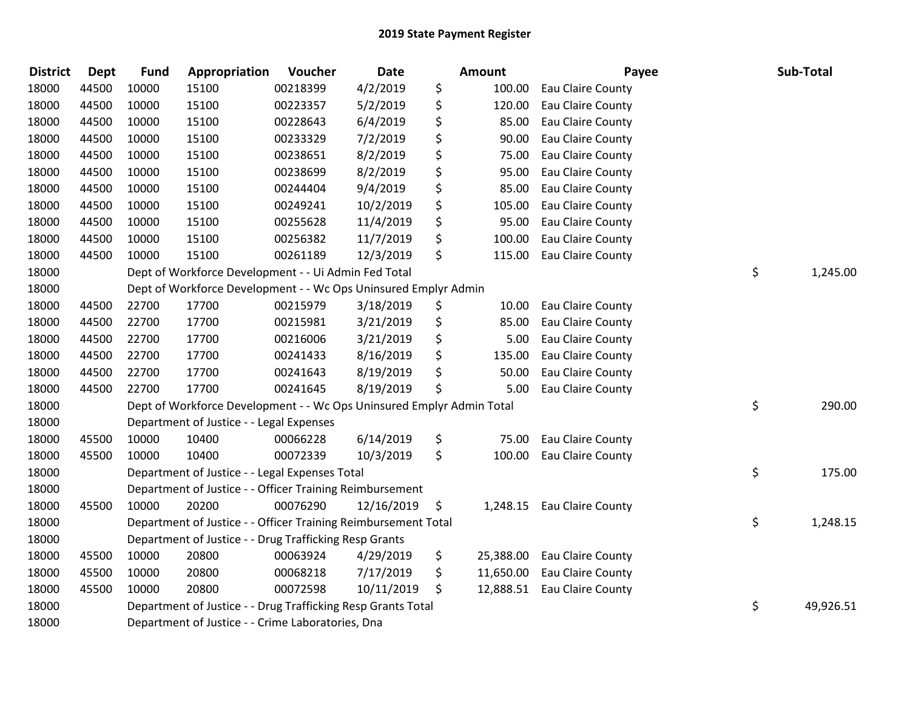# 2019 State Payment Register

| District | Dept | Fund | Appropriation | Voucher | Date | Amount | Payee | Sub-Total |
|---|---|---|---|---|---|---|---|---|
| 18000 | 44500 | 10000 | 15100 | 00218399 | 4/2/2019 | $ 100.00 | Eau Claire County | |
| 18000 | 44500 | 10000 | 15100 | 00223357 | 5/2/2019 | $ 120.00 | Eau Claire County | |
| 18000 | 44500 | 10000 | 15100 | 00228643 | 6/4/2019 | $ 85.00 | Eau Claire County | |
| 18000 | 44500 | 10000 | 15100 | 00233329 | 7/2/2019 | $ 90.00 | Eau Claire County | |
| 18000 | 44500 | 10000 | 15100 | 00238651 | 8/2/2019 | $ 75.00 | Eau Claire County | |
| 18000 | 44500 | 10000 | 15100 | 00238699 | 8/2/2019 | $ 95.00 | Eau Claire County | |
| 18000 | 44500 | 10000 | 15100 | 00244404 | 9/4/2019 | $ 85.00 | Eau Claire County | |
| 18000 | 44500 | 10000 | 15100 | 00249241 | 10/2/2019 | $ 105.00 | Eau Claire County | |
| 18000 | 44500 | 10000 | 15100 | 00255628 | 11/4/2019 | $ 95.00 | Eau Claire County | |
| 18000 | 44500 | 10000 | 15100 | 00256382 | 11/7/2019 | $ 100.00 | Eau Claire County | |
| 18000 | 44500 | 10000 | 15100 | 00261189 | 12/3/2019 | $ 115.00 | Eau Claire County | |
| 18000 | | Dept of Workforce Development - - Ui Admin Fed Total | | | | | | $ 1,245.00 |
| 18000 | | Dept of Workforce Development - - Wc Ops Uninsured Emplyr Admin | | | | | | |
| 18000 | 44500 | 22700 | 17700 | 00215979 | 3/18/2019 | $ 10.00 | Eau Claire County | |
| 18000 | 44500 | 22700 | 17700 | 00215981 | 3/21/2019 | $ 85.00 | Eau Claire County | |
| 18000 | 44500 | 22700 | 17700 | 00216006 | 3/21/2019 | $ 5.00 | Eau Claire County | |
| 18000 | 44500 | 22700 | 17700 | 00241433 | 8/16/2019 | $ 135.00 | Eau Claire County | |
| 18000 | 44500 | 22700 | 17700 | 00241643 | 8/19/2019 | $ 50.00 | Eau Claire County | |
| 18000 | 44500 | 22700 | 17700 | 00241645 | 8/19/2019 | $ 5.00 | Eau Claire County | |
| 18000 | | Dept of Workforce Development - - Wc Ops Uninsured Emplyr Admin Total | | | | | | $ 290.00 |
| 18000 | | Department of Justice - - Legal Expenses | | | | | | |
| 18000 | 45500 | 10000 | 10400 | 00066228 | 6/14/2019 | $ 75.00 | Eau Claire County | |
| 18000 | 45500 | 10000 | 10400 | 00072339 | 10/3/2019 | $ 100.00 | Eau Claire County | |
| 18000 | | Department of Justice - - Legal Expenses Total | | | | | | $ 175.00 |
| 18000 | | Department of Justice - - Officer Training Reimbursement | | | | | | |
| 18000 | 45500 | 10000 | 20200 | 00076290 | 12/16/2019 | $ 1,248.15 | Eau Claire County | |
| 18000 | | Department of Justice - - Officer Training Reimbursement Total | | | | | | $ 1,248.15 |
| 18000 | | Department of Justice - - Drug Trafficking Resp Grants | | | | | | |
| 18000 | 45500 | 10000 | 20800 | 00063924 | 4/29/2019 | $ 25,388.00 | Eau Claire County | |
| 18000 | 45500 | 10000 | 20800 | 00068218 | 7/17/2019 | $ 11,650.00 | Eau Claire County | |
| 18000 | 45500 | 10000 | 20800 | 00072598 | 10/11/2019 | $ 12,888.51 | Eau Claire County | |
| 18000 | | Department of Justice - - Drug Trafficking Resp Grants Total | | | | | | $ 49,926.51 |
| 18000 | | Department of Justice - - Crime Laboratories, Dna | | | | | | |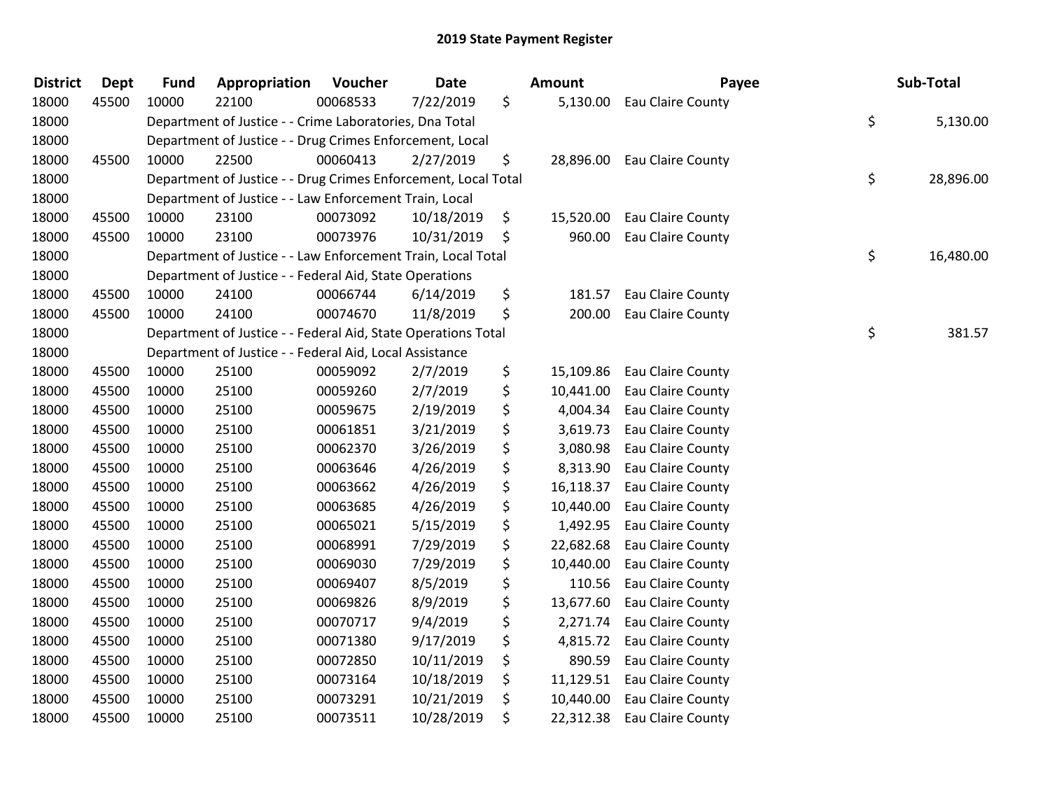# 2019 State Payment Register

| District | Dept | Fund | Appropriation | Voucher | Date | Amount | Payee | Sub-Total |
|---|---|---|---|---|---|---|---|---|
| 18000 | 45500 | 10000 | 22100 | 00068533 | 7/22/2019 | $ 5,130.00 | Eau Claire County | |
| 18000 | | Department of Justice - - Crime Laboratories, Dna Total | | | | | | $ 5,130.00 |
| 18000 | | Department of Justice - - Drug Crimes Enforcement, Local | | | | | | |
| 18000 | 45500 | 10000 | 22500 | 00060413 | 2/27/2019 | $ 28,896.00 | Eau Claire County | |
| 18000 | | Department of Justice - - Drug Crimes Enforcement, Local Total | | | | | | $ 28,896.00 |
| 18000 | | Department of Justice - - Law Enforcement Train, Local | | | | | | |
| 18000 | 45500 | 10000 | 23100 | 00073092 | 10/18/2019 | $ 15,520.00 | Eau Claire County | |
| 18000 | 45500 | 10000 | 23100 | 00073976 | 10/31/2019 | $ 960.00 | Eau Claire County | |
| 18000 | | Department of Justice - - Law Enforcement Train, Local Total | | | | | | $ 16,480.00 |
| 18000 | | Department of Justice - - Federal Aid, State Operations | | | | | | |
| 18000 | 45500 | 10000 | 24100 | 00066744 | 6/14/2019 | $ 181.57 | Eau Claire County | |
| 18000 | 45500 | 10000 | 24100 | 00074670 | 11/8/2019 | $ 200.00 | Eau Claire County | |
| 18000 | | Department of Justice - - Federal Aid, State Operations Total | | | | | | $ 381.57 |
| 18000 | | Department of Justice - - Federal Aid, Local Assistance | | | | | | |
| 18000 | 45500 | 10000 | 25100 | 00059092 | 2/7/2019 | $ 15,109.86 | Eau Claire County | |
| 18000 | 45500 | 10000 | 25100 | 00059260 | 2/7/2019 | $ 10,441.00 | Eau Claire County | |
| 18000 | 45500 | 10000 | 25100 | 00059675 | 2/19/2019 | $ 4,004.34 | Eau Claire County | |
| 18000 | 45500 | 10000 | 25100 | 00061851 | 3/21/2019 | $ 3,619.73 | Eau Claire County | |
| 18000 | 45500 | 10000 | 25100 | 00062370 | 3/26/2019 | $ 3,080.98 | Eau Claire County | |
| 18000 | 45500 | 10000 | 25100 | 00063646 | 4/26/2019 | $ 8,313.90 | Eau Claire County | |
| 18000 | 45500 | 10000 | 25100 | 00063662 | 4/26/2019 | $ 16,118.37 | Eau Claire County | |
| 18000 | 45500 | 10000 | 25100 | 00063685 | 4/26/2019 | $ 10,440.00 | Eau Claire County | |
| 18000 | 45500 | 10000 | 25100 | 00065021 | 5/15/2019 | $ 1,492.95 | Eau Claire County | |
| 18000 | 45500 | 10000 | 25100 | 00068991 | 7/29/2019 | $ 22,682.68 | Eau Claire County | |
| 18000 | 45500 | 10000 | 25100 | 00069030 | 7/29/2019 | $ 10,440.00 | Eau Claire County | |
| 18000 | 45500 | 10000 | 25100 | 00069407 | 8/5/2019 | $ 110.56 | Eau Claire County | |
| 18000 | 45500 | 10000 | 25100 | 00069826 | 8/9/2019 | $ 13,677.60 | Eau Claire County | |
| 18000 | 45500 | 10000 | 25100 | 00070717 | 9/4/2019 | $ 2,271.74 | Eau Claire County | |
| 18000 | 45500 | 10000 | 25100 | 00071380 | 9/17/2019 | $ 4,815.72 | Eau Claire County | |
| 18000 | 45500 | 10000 | 25100 | 00072850 | 10/11/2019 | $ 890.59 | Eau Claire County | |
| 18000 | 45500 | 10000 | 25100 | 00073164 | 10/18/2019 | $ 11,129.51 | Eau Claire County | |
| 18000 | 45500 | 10000 | 25100 | 00073291 | 10/21/2019 | $ 10,440.00 | Eau Claire County | |
| 18000 | 45500 | 10000 | 25100 | 00073511 | 10/28/2019 | $ 22,312.38 | Eau Claire County | |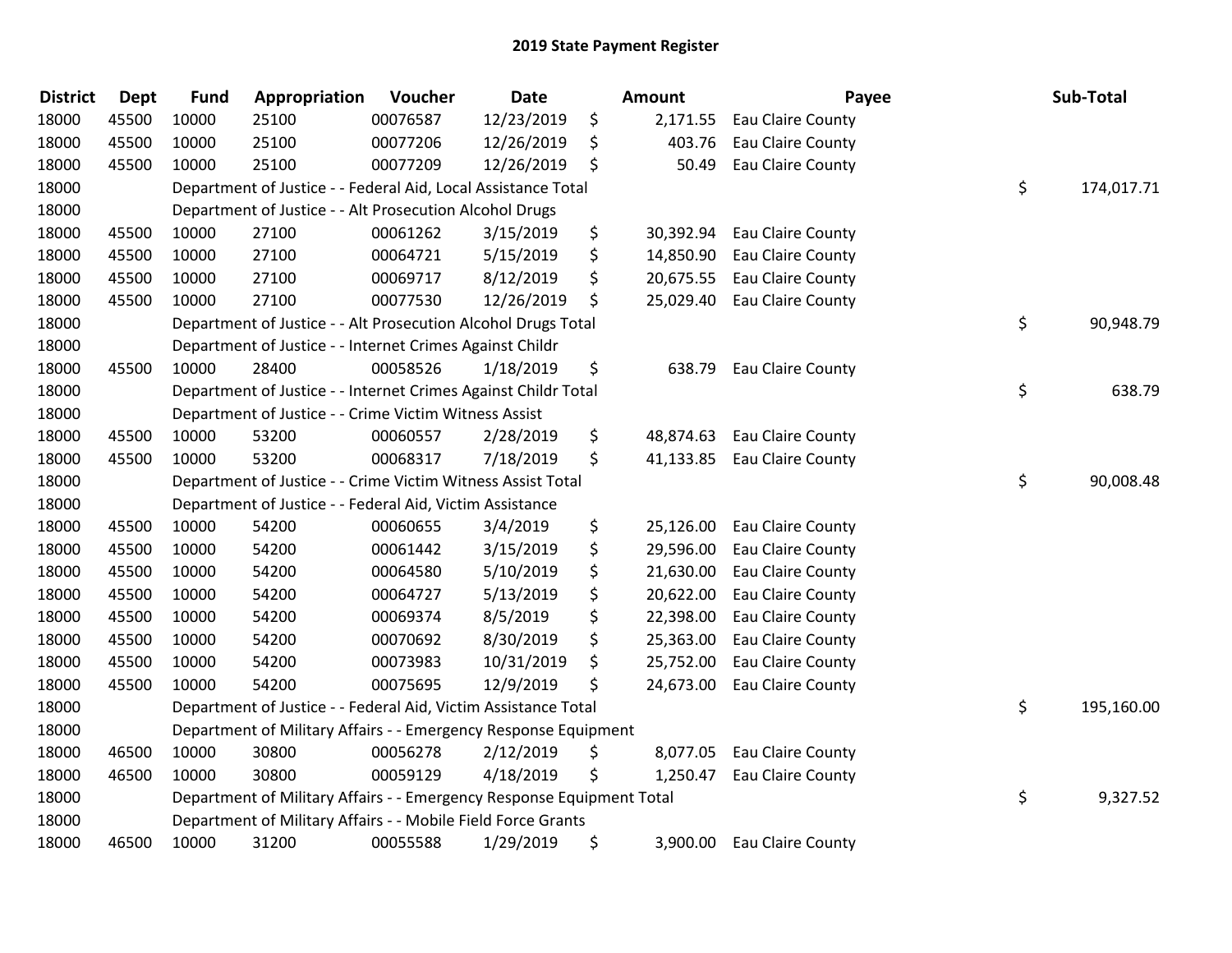# 2019 State Payment Register

| District | Dept | Fund | Appropriation | Voucher | Date | Amount | Payee | Sub-Total |
|---|---|---|---|---|---|---|---|---|
| 18000 | 45500 | 10000 | 25100 | 00076587 | 12/23/2019 | $ 2,171.55 | Eau Claire County | |
| 18000 | 45500 | 10000 | 25100 | 00077206 | 12/26/2019 | $ 403.76 | Eau Claire County | |
| 18000 | 45500 | 10000 | 25100 | 00077209 | 12/26/2019 | $ 50.49 | Eau Claire County | |
| 18000 | | | Department of Justice - - Federal Aid, Local Assistance Total | | | | | $ 174,017.71 |
| 18000 | | | Department of Justice - - Alt Prosecution Alcohol Drugs | | | | | |
| 18000 | 45500 | 10000 | 27100 | 00061262 | 3/15/2019 | $ 30,392.94 | Eau Claire County | |
| 18000 | 45500 | 10000 | 27100 | 00064721 | 5/15/2019 | $ 14,850.90 | Eau Claire County | |
| 18000 | 45500 | 10000 | 27100 | 00069717 | 8/12/2019 | $ 20,675.55 | Eau Claire County | |
| 18000 | 45500 | 10000 | 27100 | 00077530 | 12/26/2019 | $ 25,029.40 | Eau Claire County | |
| 18000 | | | Department of Justice - - Alt Prosecution Alcohol Drugs Total | | | | | $ 90,948.79 |
| 18000 | | | Department of Justice - - Internet Crimes Against Childr | | | | | |
| 18000 | 45500 | 10000 | 28400 | 00058526 | 1/18/2019 | $ 638.79 | Eau Claire County | |
| 18000 | | | Department of Justice - - Internet Crimes Against Childr Total | | | | | $ 638.79 |
| 18000 | | | Department of Justice - - Crime Victim Witness Assist | | | | | |
| 18000 | 45500 | 10000 | 53200 | 00060557 | 2/28/2019 | $ 48,874.63 | Eau Claire County | |
| 18000 | 45500 | 10000 | 53200 | 00068317 | 7/18/2019 | $ 41,133.85 | Eau Claire County | |
| 18000 | | | Department of Justice - - Crime Victim Witness Assist Total | | | | | $ 90,008.48 |
| 18000 | | | Department of Justice - - Federal Aid, Victim Assistance | | | | | |
| 18000 | 45500 | 10000 | 54200 | 00060655 | 3/4/2019 | $ 25,126.00 | Eau Claire County | |
| 18000 | 45500 | 10000 | 54200 | 00061442 | 3/15/2019 | $ 29,596.00 | Eau Claire County | |
| 18000 | 45500 | 10000 | 54200 | 00064580 | 5/10/2019 | $ 21,630.00 | Eau Claire County | |
| 18000 | 45500 | 10000 | 54200 | 00064727 | 5/13/2019 | $ 20,622.00 | Eau Claire County | |
| 18000 | 45500 | 10000 | 54200 | 00069374 | 8/5/2019 | $ 22,398.00 | Eau Claire County | |
| 18000 | 45500 | 10000 | 54200 | 00070692 | 8/30/2019 | $ 25,363.00 | Eau Claire County | |
| 18000 | 45500 | 10000 | 54200 | 00073983 | 10/31/2019 | $ 25,752.00 | Eau Claire County | |
| 18000 | 45500 | 10000 | 54200 | 00075695 | 12/9/2019 | $ 24,673.00 | Eau Claire County | |
| 18000 | | | Department of Justice - - Federal Aid, Victim Assistance Total | | | | | $ 195,160.00 |
| 18000 | | | Department of Military Affairs - - Emergency Response Equipment | | | | | |
| 18000 | 46500 | 10000 | 30800 | 00056278 | 2/12/2019 | $ 8,077.05 | Eau Claire County | |
| 18000 | 46500 | 10000 | 30800 | 00059129 | 4/18/2019 | $ 1,250.47 | Eau Claire County | |
| 18000 | | | Department of Military Affairs - - Emergency Response Equipment Total | | | | | $ 9,327.52 |
| 18000 | | | Department of Military Affairs - - Mobile Field Force Grants | | | | | |
| 18000 | 46500 | 10000 | 31200 | 00055588 | 1/29/2019 | $ 3,900.00 | Eau Claire County | |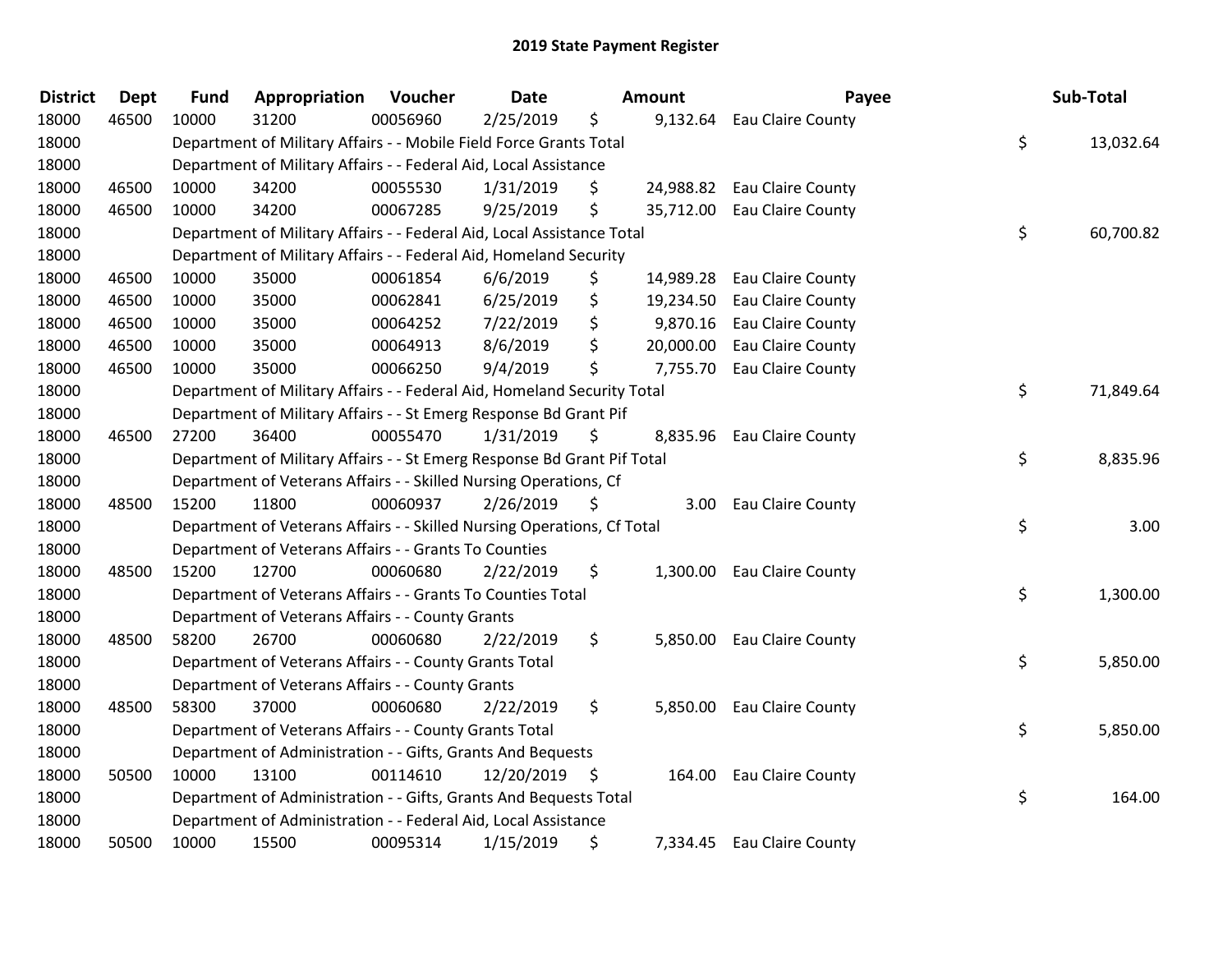## 2019 State Payment Register

| District | Dept | Fund | Appropriation | Voucher | Date | Amount | Payee | Sub-Total |
|---|---|---|---|---|---|---|---|---|
| 18000 | 46500 | 10000 | 31200 | 00056960 | 2/25/2019 | $ 9,132.64 | Eau Claire County | |
| 18000 | | Department of Military Affairs - - Mobile Field Force Grants Total | | | | | | $ 13,032.64 |
| 18000 | | Department of Military Affairs - - Federal Aid, Local Assistance | | | | | | |
| 18000 | 46500 | 10000 | 34200 | 00055530 | 1/31/2019 | $ 24,988.82 | Eau Claire County | |
| 18000 | 46500 | 10000 | 34200 | 00067285 | 9/25/2019 | $ 35,712.00 | Eau Claire County | |
| 18000 | | Department of Military Affairs - - Federal Aid, Local Assistance Total | | | | | | $ 60,700.82 |
| 18000 | | Department of Military Affairs - - Federal Aid, Homeland Security | | | | | | |
| 18000 | 46500 | 10000 | 35000 | 00061854 | 6/6/2019 | $ 14,989.28 | Eau Claire County | |
| 18000 | 46500 | 10000 | 35000 | 00062841 | 6/25/2019 | $ 19,234.50 | Eau Claire County | |
| 18000 | 46500 | 10000 | 35000 | 00064252 | 7/22/2019 | $ 9,870.16 | Eau Claire County | |
| 18000 | 46500 | 10000 | 35000 | 00064913 | 8/6/2019 | $ 20,000.00 | Eau Claire County | |
| 18000 | 46500 | 10000 | 35000 | 00066250 | 9/4/2019 | $ 7,755.70 | Eau Claire County | |
| 18000 | | Department of Military Affairs - - Federal Aid, Homeland Security Total | | | | | | $ 71,849.64 |
| 18000 | | Department of Military Affairs - - St Emerg Response Bd Grant Pif | | | | | | |
| 18000 | 46500 | 27200 | 36400 | 00055470 | 1/31/2019 | $ 8,835.96 | Eau Claire County | |
| 18000 | | Department of Military Affairs - - St Emerg Response Bd Grant Pif Total | | | | | | $ 8,835.96 |
| 18000 | | Department of Veterans Affairs - - Skilled Nursing Operations, Cf | | | | | | |
| 18000 | 48500 | 15200 | 11800 | 00060937 | 2/26/2019 | $ 3.00 | Eau Claire County | |
| 18000 | | Department of Veterans Affairs - - Skilled Nursing Operations, Cf Total | | | | | | $ 3.00 |
| 18000 | | Department of Veterans Affairs - - Grants To Counties | | | | | | |
| 18000 | 48500 | 15200 | 12700 | 00060680 | 2/22/2019 | $ 1,300.00 | Eau Claire County | |
| 18000 | | Department of Veterans Affairs - - Grants To Counties Total | | | | | | $ 1,300.00 |
| 18000 | | Department of Veterans Affairs - - County Grants | | | | | | |
| 18000 | 48500 | 58200 | 26700 | 00060680 | 2/22/2019 | $ 5,850.00 | Eau Claire County | |
| 18000 | | Department of Veterans Affairs - - County Grants Total | | | | | | $ 5,850.00 |
| 18000 | | Department of Veterans Affairs - - County Grants | | | | | | |
| 18000 | 48500 | 58300 | 37000 | 00060680 | 2/22/2019 | $ 5,850.00 | Eau Claire County | |
| 18000 | | Department of Veterans Affairs - - County Grants Total | | | | | | $ 5,850.00 |
| 18000 | | Department of Administration - - Gifts, Grants And Bequests | | | | | | |
| 18000 | 50500 | 10000 | 13100 | 00114610 | 12/20/2019 | $ 164.00 | Eau Claire County | |
| 18000 | | Department of Administration - - Gifts, Grants And Bequests Total | | | | | | $ 164.00 |
| 18000 | | Department of Administration - - Federal Aid, Local Assistance | | | | | | |
| 18000 | 50500 | 10000 | 15500 | 00095314 | 1/15/2019 | $ 7,334.45 | Eau Claire County | |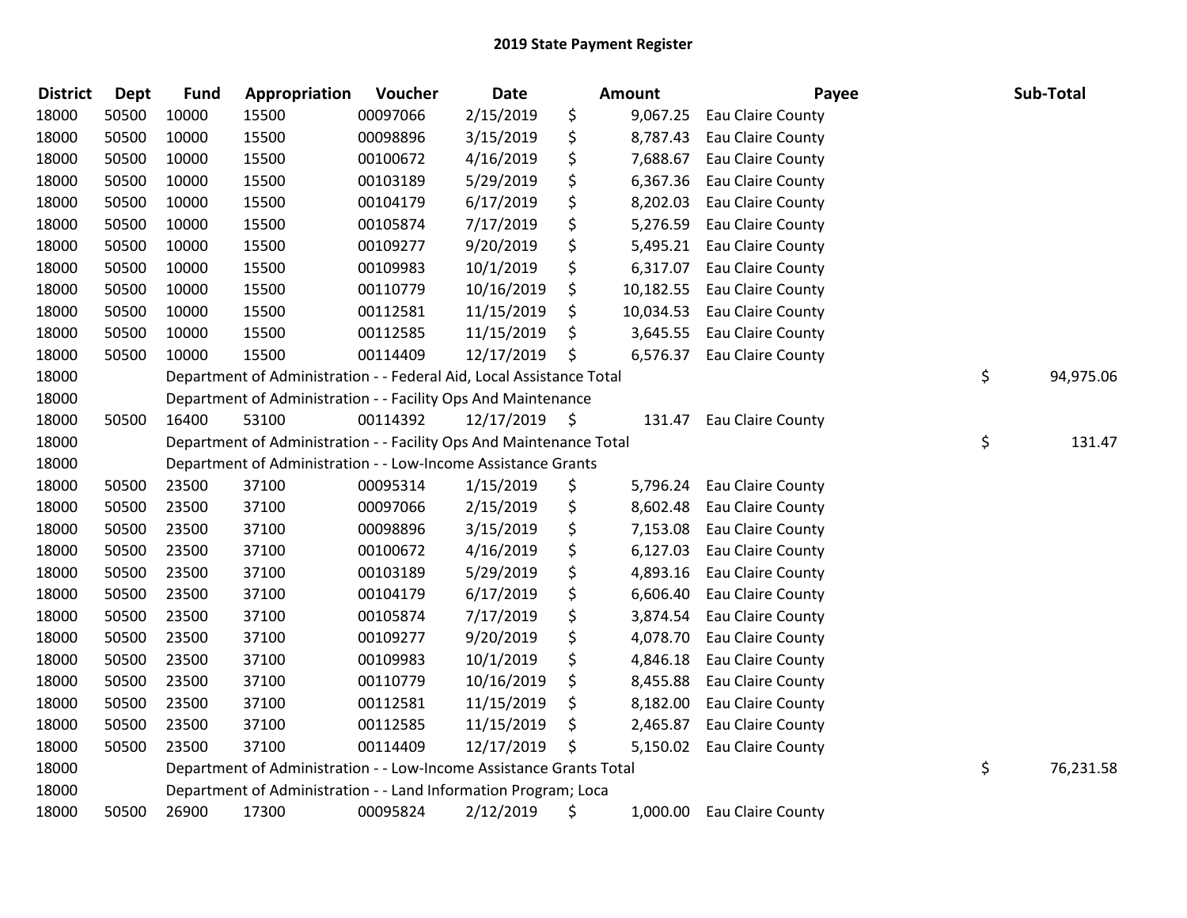# 2019 State Payment Register

| District | Dept | Fund | Appropriation | Voucher | Date | Amount | Payee | Sub-Total |
|---|---|---|---|---|---|---|---|---|
| 18000 | 50500 | 10000 | 15500 | 00097066 | 2/15/2019 | $ 9,067.25 | Eau Claire County | |
| 18000 | 50500 | 10000 | 15500 | 00098896 | 3/15/2019 | $ 8,787.43 | Eau Claire County | |
| 18000 | 50500 | 10000 | 15500 | 00100672 | 4/16/2019 | $ 7,688.67 | Eau Claire County | |
| 18000 | 50500 | 10000 | 15500 | 00103189 | 5/29/2019 | $ 6,367.36 | Eau Claire County | |
| 18000 | 50500 | 10000 | 15500 | 00104179 | 6/17/2019 | $ 8,202.03 | Eau Claire County | |
| 18000 | 50500 | 10000 | 15500 | 00105874 | 7/17/2019 | $ 5,276.59 | Eau Claire County | |
| 18000 | 50500 | 10000 | 15500 | 00109277 | 9/20/2019 | $ 5,495.21 | Eau Claire County | |
| 18000 | 50500 | 10000 | 15500 | 00109983 | 10/1/2019 | $ 6,317.07 | Eau Claire County | |
| 18000 | 50500 | 10000 | 15500 | 00110779 | 10/16/2019 | $ 10,182.55 | Eau Claire County | |
| 18000 | 50500 | 10000 | 15500 | 00112581 | 11/15/2019 | $ 10,034.53 | Eau Claire County | |
| 18000 | 50500 | 10000 | 15500 | 00112585 | 11/15/2019 | $ 3,645.55 | Eau Claire County | |
| 18000 | 50500 | 10000 | 15500 | 00114409 | 12/17/2019 | $ 6,576.37 | Eau Claire County | |
| 18000 | | Department of Administration - - Federal Aid, Local Assistance Total | | | | | | $ 94,975.06 |
| 18000 | | Department of Administration - - Facility Ops And Maintenance | | | | | | |
| 18000 | 50500 | 16400 | 53100 | 00114392 | 12/17/2019 | $ 131.47 | Eau Claire County | |
| 18000 | | Department of Administration - - Facility Ops And Maintenance Total | | | | | | $ 131.47 |
| 18000 | | Department of Administration - - Low-Income Assistance Grants | | | | | | |
| 18000 | 50500 | 23500 | 37100 | 00095314 | 1/15/2019 | $ 5,796.24 | Eau Claire County | |
| 18000 | 50500 | 23500 | 37100 | 00097066 | 2/15/2019 | $ 8,602.48 | Eau Claire County | |
| 18000 | 50500 | 23500 | 37100 | 00098896 | 3/15/2019 | $ 7,153.08 | Eau Claire County | |
| 18000 | 50500 | 23500 | 37100 | 00100672 | 4/16/2019 | $ 6,127.03 | Eau Claire County | |
| 18000 | 50500 | 23500 | 37100 | 00103189 | 5/29/2019 | $ 4,893.16 | Eau Claire County | |
| 18000 | 50500 | 23500 | 37100 | 00104179 | 6/17/2019 | $ 6,606.40 | Eau Claire County | |
| 18000 | 50500 | 23500 | 37100 | 00105874 | 7/17/2019 | $ 3,874.54 | Eau Claire County | |
| 18000 | 50500 | 23500 | 37100 | 00109277 | 9/20/2019 | $ 4,078.70 | Eau Claire County | |
| 18000 | 50500 | 23500 | 37100 | 00109983 | 10/1/2019 | $ 4,846.18 | Eau Claire County | |
| 18000 | 50500 | 23500 | 37100 | 00110779 | 10/16/2019 | $ 8,455.88 | Eau Claire County | |
| 18000 | 50500 | 23500 | 37100 | 00112581 | 11/15/2019 | $ 8,182.00 | Eau Claire County | |
| 18000 | 50500 | 23500 | 37100 | 00112585 | 11/15/2019 | $ 2,465.87 | Eau Claire County | |
| 18000 | 50500 | 23500 | 37100 | 00114409 | 12/17/2019 | $ 5,150.02 | Eau Claire County | |
| 18000 | | Department of Administration - - Low-Income Assistance Grants Total | | | | | | $ 76,231.58 |
| 18000 | | Department of Administration - - Land Information Program; Loca | | | | | | |
| 18000 | 50500 | 26900 | 17300 | 00095824 | 2/12/2019 | $ 1,000.00 | Eau Claire County | |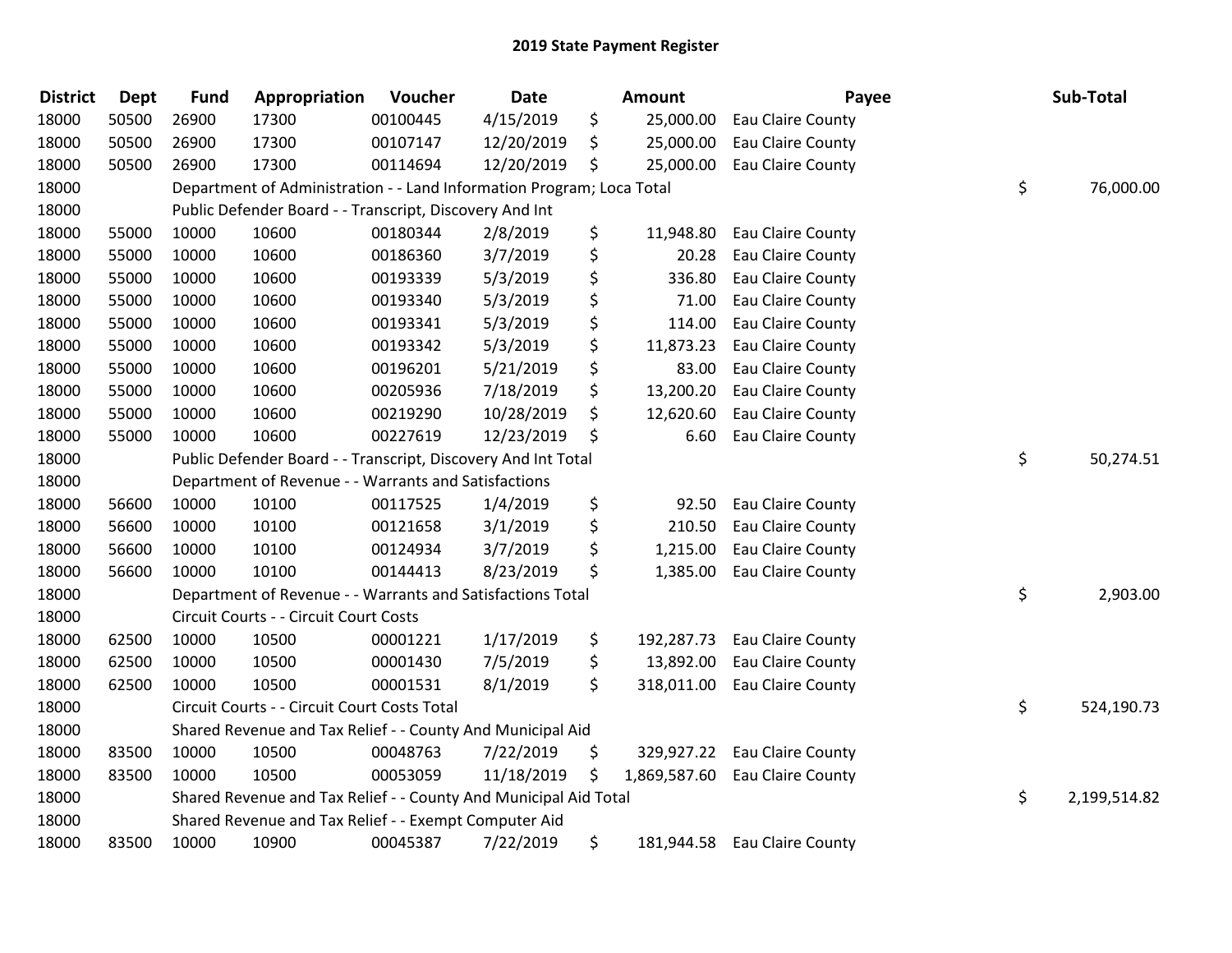# 2019 State Payment Register

| District | Dept | Fund | Appropriation | Voucher | Date | Amount | Payee | Sub-Total |
|---|---|---|---|---|---|---|---|---|
| 18000 | 50500 | 26900 | 17300 | 00100445 | 4/15/2019 | $ 25,000.00 | Eau Claire County | |
| 18000 | 50500 | 26900 | 17300 | 00107147 | 12/20/2019 | $ 25,000.00 | Eau Claire County | |
| 18000 | 50500 | 26900 | 17300 | 00114694 | 12/20/2019 | $ 25,000.00 | Eau Claire County | |
| 18000 | | Department of Administration - - Land Information Program; Loca Total | | | | | | $ 76,000.00 |
| 18000 | | Public Defender Board - - Transcript, Discovery And Int | | | | | | |
| 18000 | 55000 | 10000 | 10600 | 00180344 | 2/8/2019 | $ 11,948.80 | Eau Claire County | |
| 18000 | 55000 | 10000 | 10600 | 00186360 | 3/7/2019 | $ 20.28 | Eau Claire County | |
| 18000 | 55000 | 10000 | 10600 | 00193339 | 5/3/2019 | $ 336.80 | Eau Claire County | |
| 18000 | 55000 | 10000 | 10600 | 00193340 | 5/3/2019 | $ 71.00 | Eau Claire County | |
| 18000 | 55000 | 10000 | 10600 | 00193341 | 5/3/2019 | $ 114.00 | Eau Claire County | |
| 18000 | 55000 | 10000 | 10600 | 00193342 | 5/3/2019 | $ 11,873.23 | Eau Claire County | |
| 18000 | 55000 | 10000 | 10600 | 00196201 | 5/21/2019 | $ 83.00 | Eau Claire County | |
| 18000 | 55000 | 10000 | 10600 | 00205936 | 7/18/2019 | $ 13,200.20 | Eau Claire County | |
| 18000 | 55000 | 10000 | 10600 | 00219290 | 10/28/2019 | $ 12,620.60 | Eau Claire County | |
| 18000 | 55000 | 10000 | 10600 | 00227619 | 12/23/2019 | $ 6.60 | Eau Claire County | |
| 18000 | | Public Defender Board - - Transcript, Discovery And Int Total | | | | | | $ 50,274.51 |
| 18000 | | Department of Revenue - - Warrants and Satisfactions | | | | | | |
| 18000 | 56600 | 10000 | 10100 | 00117525 | 1/4/2019 | $ 92.50 | Eau Claire County | |
| 18000 | 56600 | 10000 | 10100 | 00121658 | 3/1/2019 | $ 210.50 | Eau Claire County | |
| 18000 | 56600 | 10000 | 10100 | 00124934 | 3/7/2019 | $ 1,215.00 | Eau Claire County | |
| 18000 | 56600 | 10000 | 10100 | 00144413 | 8/23/2019 | $ 1,385.00 | Eau Claire County | |
| 18000 | | Department of Revenue - - Warrants and Satisfactions Total | | | | | | $ 2,903.00 |
| 18000 | | Circuit Courts - - Circuit Court Costs | | | | | | |
| 18000 | 62500 | 10000 | 10500 | 00001221 | 1/17/2019 | $ 192,287.73 | Eau Claire County | |
| 18000 | 62500 | 10000 | 10500 | 00001430 | 7/5/2019 | $ 13,892.00 | Eau Claire County | |
| 18000 | 62500 | 10000 | 10500 | 00001531 | 8/1/2019 | $ 318,011.00 | Eau Claire County | |
| 18000 | | Circuit Courts - - Circuit Court Costs Total | | | | | | $ 524,190.73 |
| 18000 | | Shared Revenue and Tax Relief - - County And Municipal Aid | | | | | | |
| 18000 | 83500 | 10000 | 10500 | 00048763 | 7/22/2019 | $ 329,927.22 | Eau Claire County | |
| 18000 | 83500 | 10000 | 10500 | 00053059 | 11/18/2019 | $ 1,869,587.60 | Eau Claire County | |
| 18000 | | Shared Revenue and Tax Relief - - County And Municipal Aid Total | | | | | | $ 2,199,514.82 |
| 18000 | | Shared Revenue and Tax Relief - - Exempt Computer Aid | | | | | | |
| 18000 | 83500 | 10000 | 10900 | 00045387 | 7/22/2019 | $ 181,944.58 | Eau Claire County | |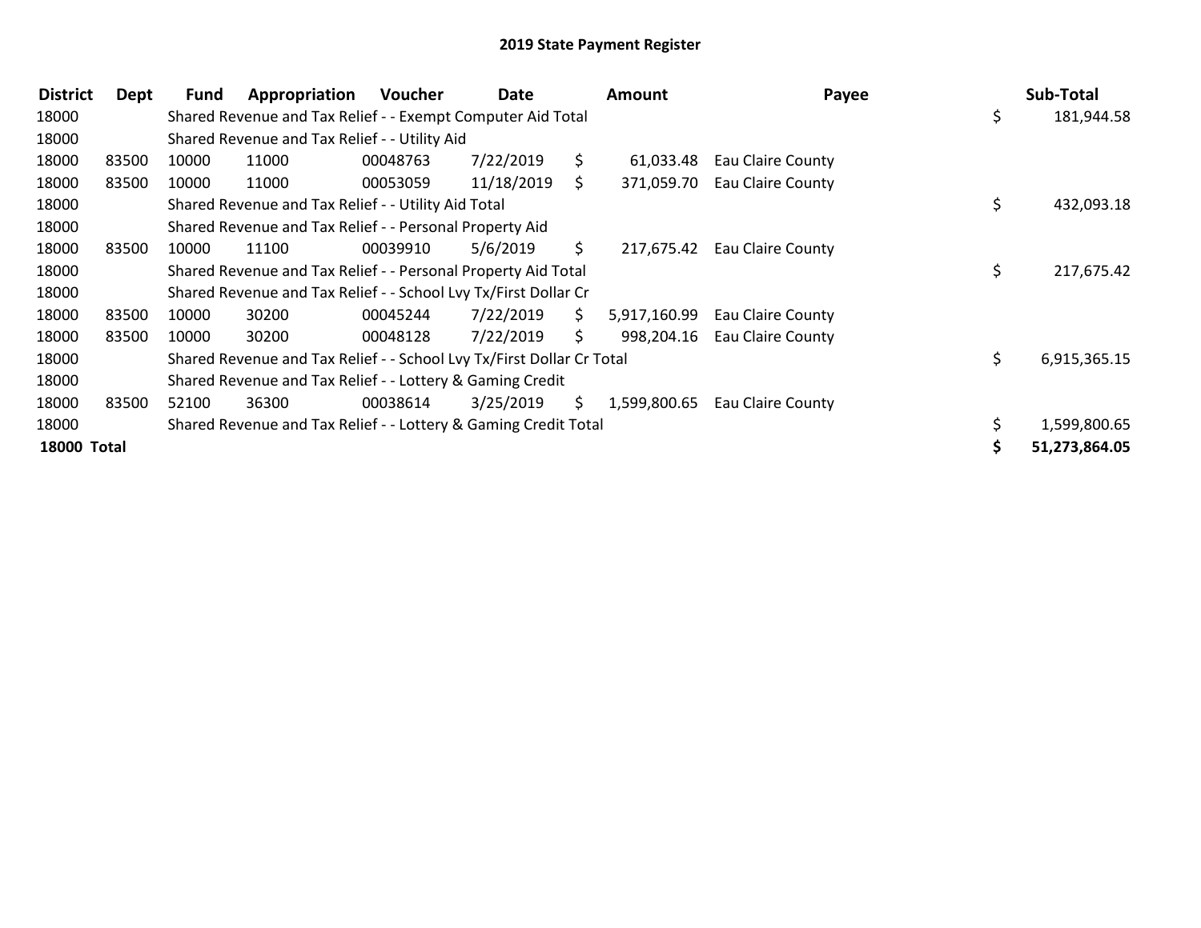# 2019 State Payment Register

| District | Dept | Fund | Appropriation | Voucher | Date | Amount | Payee | Sub-Total |
|---|---|---|---|---|---|---|---|---|
| 18000 | | Shared Revenue and Tax Relief - - Exempt Computer Aid Total | | | | | | $ 181,944.58 |
| 18000 | | Shared Revenue and Tax Relief - - Utility Aid | | | | | | |
| 18000 | 83500 | 10000 | 11000 | 00048763 | 7/22/2019 | $ 61,033.48 | Eau Claire County | |
| 18000 | 83500 | 10000 | 11000 | 00053059 | 11/18/2019 | $ 371,059.70 | Eau Claire County | |
| 18000 | | Shared Revenue and Tax Relief - - Utility Aid Total | | | | | | $ 432,093.18 |
| 18000 | | Shared Revenue and Tax Relief - - Personal Property Aid | | | | | | |
| 18000 | 83500 | 10000 | 11100 | 00039910 | 5/6/2019 | $ 217,675.42 | Eau Claire County | |
| 18000 | | Shared Revenue and Tax Relief - - Personal Property Aid Total | | | | | | $ 217,675.42 |
| 18000 | | Shared Revenue and Tax Relief - - School Lvy Tx/First Dollar Cr | | | | | | |
| 18000 | 83500 | 10000 | 30200 | 00045244 | 7/22/2019 | $ 5,917,160.99 | Eau Claire County | |
| 18000 | 83500 | 10000 | 30200 | 00048128 | 7/22/2019 | $ 998,204.16 | Eau Claire County | |
| 18000 | | Shared Revenue and Tax Relief - - School Lvy Tx/First Dollar Cr Total | | | | | | $ 6,915,365.15 |
| 18000 | | Shared Revenue and Tax Relief - - Lottery & Gaming Credit | | | | | | |
| 18000 | 83500 | 52100 | 36300 | 00038614 | 3/25/2019 | $ 1,599,800.65 | Eau Claire County | |
| 18000 | | Shared Revenue and Tax Relief - - Lottery & Gaming Credit Total | | | | | | $ 1,599,800.65 |
| **18000 Total** | | | | | | | | **$ 51,273,864.05** |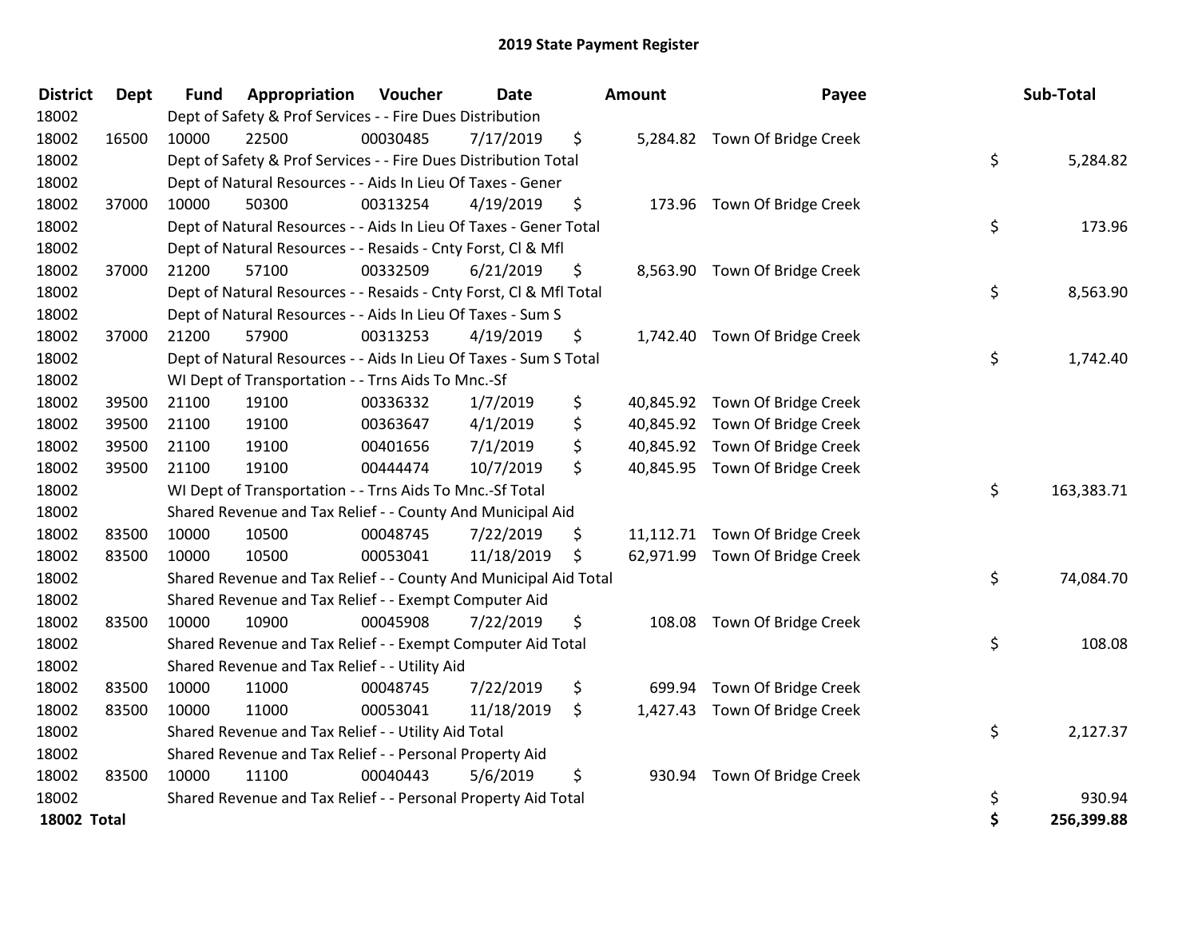# 2019 State Payment Register

| District | Dept | Fund | Appropriation | Voucher | Date | Amount | Payee | Sub-Total |
|---|---|---|---|---|---|---|---|---|
| 18002 | | Dept of Safety & Prof Services - - Fire Dues Distribution | | | | | | |
| 18002 | 16500 | 10000 | 22500 | 00030485 | 7/17/2019 | $ 5,284.82 | Town Of Bridge Creek | |
| 18002 | | Dept of Safety & Prof Services - - Fire Dues Distribution Total | | | | | | $ 5,284.82 |
| 18002 | | Dept of Natural Resources - - Aids In Lieu Of Taxes - Gener | | | | | | |
| 18002 | 37000 | 10000 | 50300 | 00313254 | 4/19/2019 | $ 173.96 | Town Of Bridge Creek | |
| 18002 | | Dept of Natural Resources - - Aids In Lieu Of Taxes - Gener Total | | | | | | $ 173.96 |
| 18002 | | Dept of Natural Resources - - Resaids - Cnty Forst, Cl & Mfl | | | | | | |
| 18002 | 37000 | 21200 | 57100 | 00332509 | 6/21/2019 | $ 8,563.90 | Town Of Bridge Creek | |
| 18002 | | Dept of Natural Resources - - Resaids - Cnty Forst, Cl & Mfl Total | | | | | | $ 8,563.90 |
| 18002 | | Dept of Natural Resources - - Aids In Lieu Of Taxes - Sum S | | | | | | |
| 18002 | 37000 | 21200 | 57900 | 00313253 | 4/19/2019 | $ 1,742.40 | Town Of Bridge Creek | |
| 18002 | | Dept of Natural Resources - - Aids In Lieu Of Taxes - Sum S Total | | | | | | $ 1,742.40 |
| 18002 | | WI Dept of Transportation - - Trns Aids To Mnc.-Sf | | | | | | |
| 18002 | 39500 | 21100 | 19100 | 00336332 | 1/7/2019 | $ 40,845.92 | Town Of Bridge Creek | |
| 18002 | 39500 | 21100 | 19100 | 00363647 | 4/1/2019 | $ 40,845.92 | Town Of Bridge Creek | |
| 18002 | 39500 | 21100 | 19100 | 00401656 | 7/1/2019 | $ 40,845.92 | Town Of Bridge Creek | |
| 18002 | 39500 | 21100 | 19100 | 00444474 | 10/7/2019 | $ 40,845.95 | Town Of Bridge Creek | |
| 18002 | | WI Dept of Transportation - - Trns Aids To Mnc.-Sf Total | | | | | | $ 163,383.71 |
| 18002 | | Shared Revenue and Tax Relief - - County And Municipal Aid | | | | | | |
| 18002 | 83500 | 10000 | 10500 | 00048745 | 7/22/2019 | $ 11,112.71 | Town Of Bridge Creek | |
| 18002 | 83500 | 10000 | 10500 | 00053041 | 11/18/2019 | $ 62,971.99 | Town Of Bridge Creek | |
| 18002 | | Shared Revenue and Tax Relief - - County And Municipal Aid Total | | | | | | $ 74,084.70 |
| 18002 | | Shared Revenue and Tax Relief - - Exempt Computer Aid | | | | | | |
| 18002 | 83500 | 10000 | 10900 | 00045908 | 7/22/2019 | $ 108.08 | Town Of Bridge Creek | |
| 18002 | | Shared Revenue and Tax Relief - - Exempt Computer Aid Total | | | | | | $ 108.08 |
| 18002 | | Shared Revenue and Tax Relief - - Utility Aid | | | | | | |
| 18002 | 83500 | 10000 | 11000 | 00048745 | 7/22/2019 | $ 699.94 | Town Of Bridge Creek | |
| 18002 | 83500 | 10000 | 11000 | 00053041 | 11/18/2019 | $ 1,427.43 | Town Of Bridge Creek | |
| 18002 | | Shared Revenue and Tax Relief - - Utility Aid Total | | | | | | $ 2,127.37 |
| 18002 | | Shared Revenue and Tax Relief - - Personal Property Aid | | | | | | |
| 18002 | 83500 | 10000 | 11100 | 00040443 | 5/6/2019 | $ 930.94 | Town Of Bridge Creek | |
| 18002 | | Shared Revenue and Tax Relief - - Personal Property Aid Total | | | | | | $ 930.94 |
| **18002 Total** | | | | | | | | **$ 256,399.88** |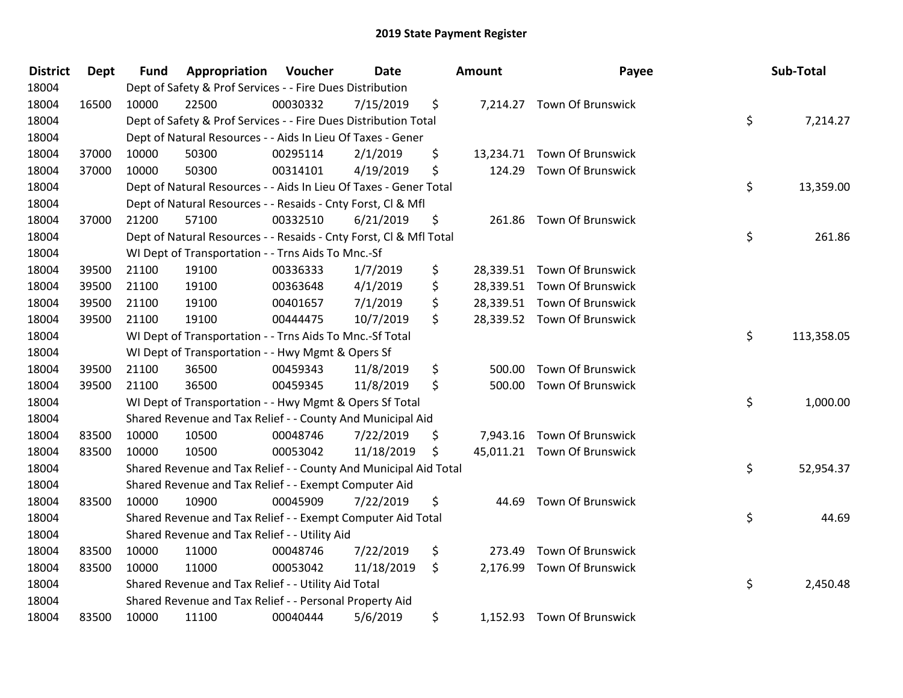# 2019 State Payment Register

| District | Dept | Fund | Appropriation | Voucher | Date | Amount | Payee | Sub-Total |
|---|---|---|---|---|---|---|---|---|
| 18004 | | Dept of Safety & Prof Services - - Fire Dues Distribution | | | | | | |
| 18004 | 16500 | 10000 | 22500 | 00030332 | 7/15/2019 | $ 7,214.27 | Town Of Brunswick | |
| 18004 | | Dept of Safety & Prof Services - - Fire Dues Distribution Total | | | | | | $ 7,214.27 |
| 18004 | | Dept of Natural Resources - - Aids In Lieu Of Taxes - Gener | | | | | | |
| 18004 | 37000 | 10000 | 50300 | 00295114 | 2/1/2019 | $ 13,234.71 | Town Of Brunswick | |
| 18004 | 37000 | 10000 | 50300 | 00314101 | 4/19/2019 | $ 124.29 | Town Of Brunswick | |
| 18004 | | Dept of Natural Resources - - Aids In Lieu Of Taxes - Gener Total | | | | | | $ 13,359.00 |
| 18004 | | Dept of Natural Resources - - Resaids - Cnty Forst, Cl & Mfl | | | | | | |
| 18004 | 37000 | 21200 | 57100 | 00332510 | 6/21/2019 | $ 261.86 | Town Of Brunswick | |
| 18004 | | Dept of Natural Resources - - Resaids - Cnty Forst, Cl & Mfl Total | | | | | | $ 261.86 |
| 18004 | | WI Dept of Transportation - - Trns Aids To Mnc.-Sf | | | | | | |
| 18004 | 39500 | 21100 | 19100 | 00336333 | 1/7/2019 | $ 28,339.51 | Town Of Brunswick | |
| 18004 | 39500 | 21100 | 19100 | 00363648 | 4/1/2019 | $ 28,339.51 | Town Of Brunswick | |
| 18004 | 39500 | 21100 | 19100 | 00401657 | 7/1/2019 | $ 28,339.51 | Town Of Brunswick | |
| 18004 | 39500 | 21100 | 19100 | 00444475 | 10/7/2019 | $ 28,339.52 | Town Of Brunswick | |
| 18004 | | WI Dept of Transportation - - Trns Aids To Mnc.-Sf Total | | | | | | $ 113,358.05 |
| 18004 | | WI Dept of Transportation - - Hwy Mgmt & Opers Sf | | | | | | |
| 18004 | 39500 | 21100 | 36500 | 00459343 | 11/8/2019 | $ 500.00 | Town Of Brunswick | |
| 18004 | 39500 | 21100 | 36500 | 00459345 | 11/8/2019 | $ 500.00 | Town Of Brunswick | |
| 18004 | | WI Dept of Transportation - - Hwy Mgmt & Opers Sf Total | | | | | | $ 1,000.00 |
| 18004 | | Shared Revenue and Tax Relief - - County And Municipal Aid | | | | | | |
| 18004 | 83500 | 10000 | 10500 | 00048746 | 7/22/2019 | $ 7,943.16 | Town Of Brunswick | |
| 18004 | 83500 | 10000 | 10500 | 00053042 | 11/18/2019 | $ 45,011.21 | Town Of Brunswick | |
| 18004 | | Shared Revenue and Tax Relief - - County And Municipal Aid Total | | | | | | $ 52,954.37 |
| 18004 | | Shared Revenue and Tax Relief - - Exempt Computer Aid | | | | | | |
| 18004 | 83500 | 10000 | 10900 | 00045909 | 7/22/2019 | $ 44.69 | Town Of Brunswick | |
| 18004 | | Shared Revenue and Tax Relief - - Exempt Computer Aid Total | | | | | | $ 44.69 |
| 18004 | | Shared Revenue and Tax Relief - - Utility Aid | | | | | | |
| 18004 | 83500 | 10000 | 11000 | 00048746 | 7/22/2019 | $ 273.49 | Town Of Brunswick | |
| 18004 | 83500 | 10000 | 11000 | 00053042 | 11/18/2019 | $ 2,176.99 | Town Of Brunswick | |
| 18004 | | Shared Revenue and Tax Relief - - Utility Aid Total | | | | | | $ 2,450.48 |
| 18004 | | Shared Revenue and Tax Relief - - Personal Property Aid | | | | | | |
| 18004 | 83500 | 10000 | 11100 | 00040444 | 5/6/2019 | $ 1,152.93 | Town Of Brunswick | |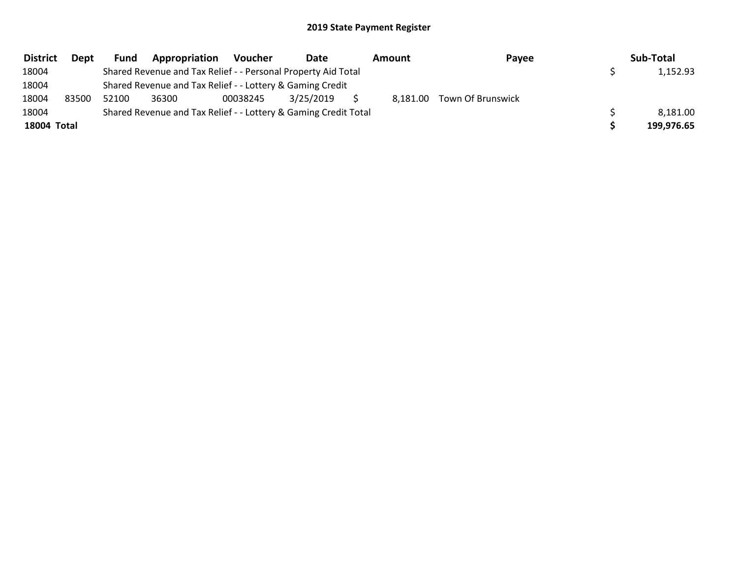## 2019 State Payment Register

| District | Dept | Fund | Appropriation | Voucher | Date | Amount | Payee | Sub-Total |
|---|---|---|---|---|---|---|---|---|
| 18004 | | Shared Revenue and Tax Relief - - Personal Property Aid Total | | | | | | $ 1,152.93 |
| 18004 | | Shared Revenue and Tax Relief - - Lottery & Gaming Credit | | | | | | |
| 18004 | 83500 | 52100 | 36300 | 00038245 | 3/25/2019 | $ 8,181.00 | Town Of Brunswick | |
| 18004 | | Shared Revenue and Tax Relief - - Lottery & Gaming Credit Total | | | | | | $ 8,181.00 |
| **18004 Total** | | | | | | | | **$ 199,976.65** |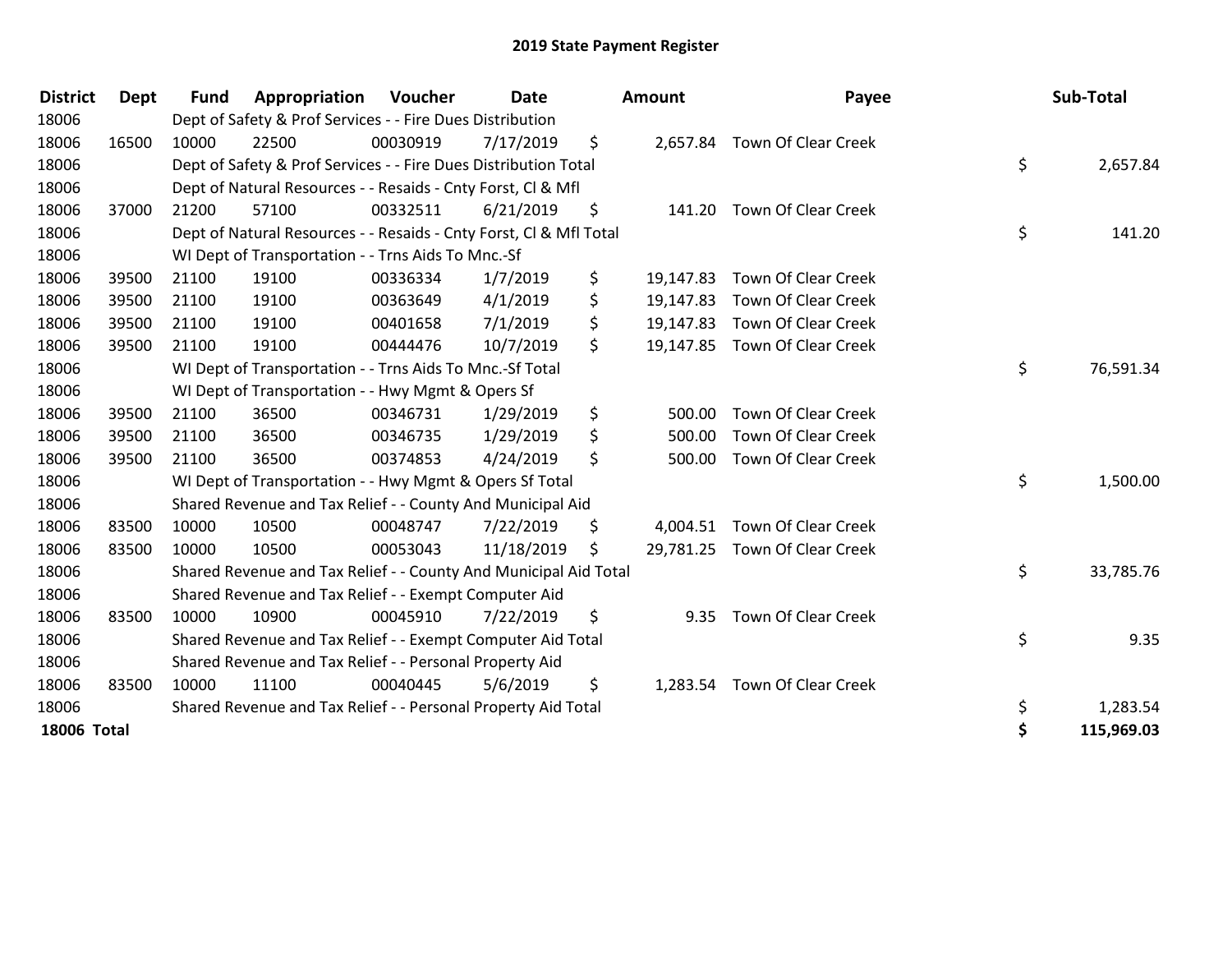# 2019 State Payment Register

| District | Dept | Fund | Appropriation | Voucher | Date | Amount | Payee | Sub-Total |
|---|---|---|---|---|---|---|---|---|
| 18006 | | Dept of Safety & Prof Services - - Fire Dues Distribution | | | | | | |
| 18006 | 16500 | 10000 | 22500 | 00030919 | 7/17/2019 | $ 2,657.84 | Town Of Clear Creek | |
| 18006 | | Dept of Safety & Prof Services - - Fire Dues Distribution Total | | | | | | $ 2,657.84 |
| 18006 | | Dept of Natural Resources - - Resaids - Cnty Forst, Cl & Mfl | | | | | | |
| 18006 | 37000 | 21200 | 57100 | 00332511 | 6/21/2019 | $ 141.20 | Town Of Clear Creek | |
| 18006 | | Dept of Natural Resources - - Resaids - Cnty Forst, Cl & Mfl Total | | | | | | $ 141.20 |
| 18006 | | WI Dept of Transportation - - Trns Aids To Mnc.-Sf | | | | | | |
| 18006 | 39500 | 21100 | 19100 | 00336334 | 1/7/2019 | $ 19,147.83 | Town Of Clear Creek | |
| 18006 | 39500 | 21100 | 19100 | 00363649 | 4/1/2019 | $ 19,147.83 | Town Of Clear Creek | |
| 18006 | 39500 | 21100 | 19100 | 00401658 | 7/1/2019 | $ 19,147.83 | Town Of Clear Creek | |
| 18006 | 39500 | 21100 | 19100 | 00444476 | 10/7/2019 | $ 19,147.85 | Town Of Clear Creek | |
| 18006 | | WI Dept of Transportation - - Trns Aids To Mnc.-Sf Total | | | | | | $ 76,591.34 |
| 18006 | | WI Dept of Transportation - - Hwy Mgmt & Opers Sf | | | | | | |
| 18006 | 39500 | 21100 | 36500 | 00346731 | 1/29/2019 | $ 500.00 | Town Of Clear Creek | |
| 18006 | 39500 | 21100 | 36500 | 00346735 | 1/29/2019 | $ 500.00 | Town Of Clear Creek | |
| 18006 | 39500 | 21100 | 36500 | 00374853 | 4/24/2019 | $ 500.00 | Town Of Clear Creek | |
| 18006 | | WI Dept of Transportation - - Hwy Mgmt & Opers Sf Total | | | | | | $ 1,500.00 |
| 18006 | | Shared Revenue and Tax Relief - - County And Municipal Aid | | | | | | |
| 18006 | 83500 | 10000 | 10500 | 00048747 | 7/22/2019 | $ 4,004.51 | Town Of Clear Creek | |
| 18006 | 83500 | 10000 | 10500 | 00053043 | 11/18/2019 | $ 29,781.25 | Town Of Clear Creek | |
| 18006 | | Shared Revenue and Tax Relief - - County And Municipal Aid Total | | | | | | $ 33,785.76 |
| 18006 | | Shared Revenue and Tax Relief - - Exempt Computer Aid | | | | | | |
| 18006 | 83500 | 10000 | 10900 | 00045910 | 7/22/2019 | $ 9.35 | Town Of Clear Creek | |
| 18006 | | Shared Revenue and Tax Relief - - Exempt Computer Aid Total | | | | | | $ 9.35 |
| 18006 | | Shared Revenue and Tax Relief - - Personal Property Aid | | | | | | |
| 18006 | 83500 | 10000 | 11100 | 00040445 | 5/6/2019 | $ 1,283.54 | Town Of Clear Creek | |
| 18006 | | Shared Revenue and Tax Relief - - Personal Property Aid Total | | | | | | $ 1,283.54 |
| **18006 Total** | | | | | | | | **$ 115,969.03** |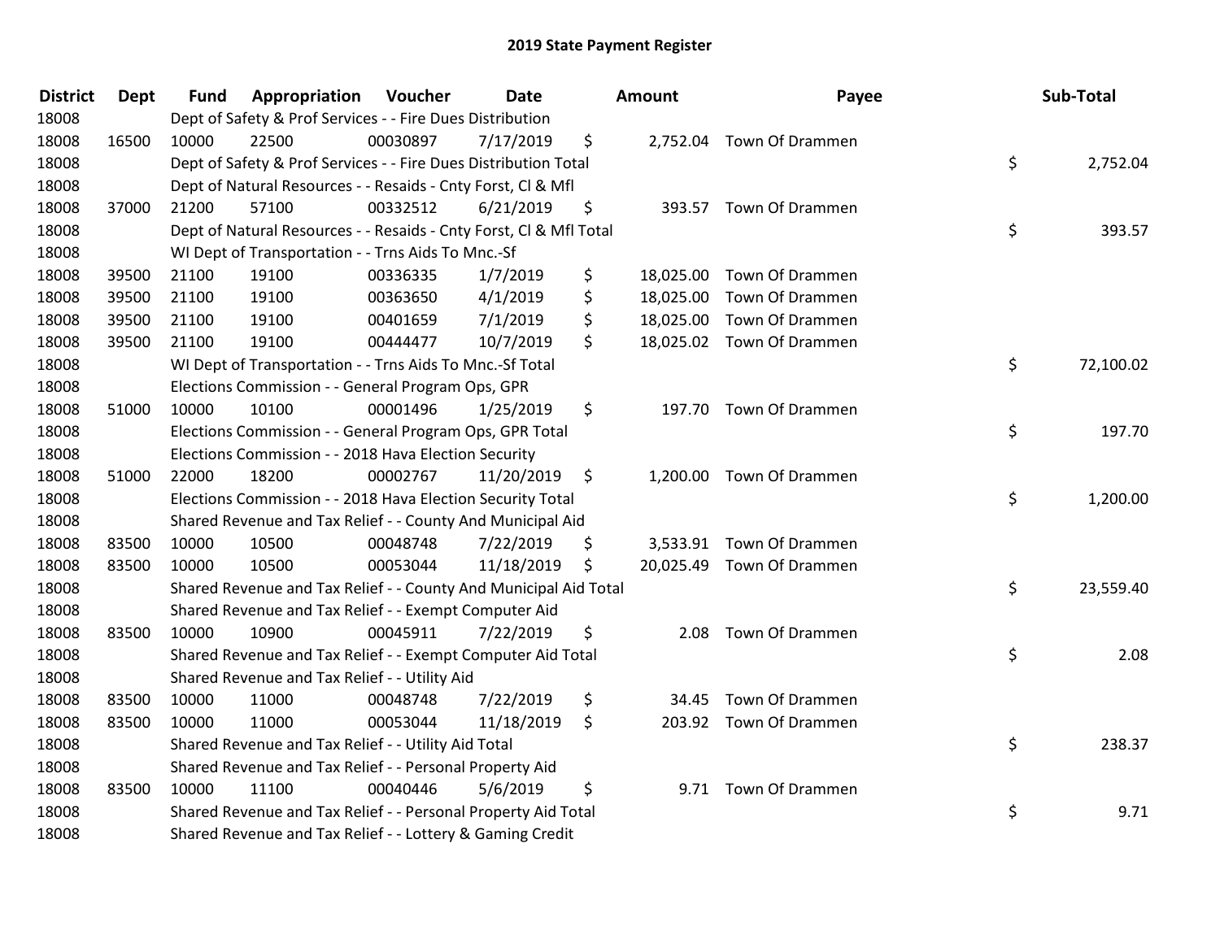## 2019 State Payment Register

| District | Dept | Fund | Appropriation | Voucher | Date | Amount | Payee | Sub-Total |
|---|---|---|---|---|---|---|---|---|
| 18008 | | Dept of Safety & Prof Services - - Fire Dues Distribution | | | | | | |
| 18008 | 16500 | 10000 | 22500 | 00030897 | 7/17/2019 | $ 2,752.04 | Town Of Drammen | |
| 18008 | | Dept of Safety & Prof Services - - Fire Dues Distribution Total | | | | | | $ 2,752.04 |
| 18008 | | Dept of Natural Resources - - Resaids - Cnty Forst, Cl & Mfl | | | | | | |
| 18008 | 37000 | 21200 | 57100 | 00332512 | 6/21/2019 | $ 393.57 | Town Of Drammen | |
| 18008 | | Dept of Natural Resources - - Resaids - Cnty Forst, Cl & Mfl Total | | | | | | $ 393.57 |
| 18008 | | WI Dept of Transportation - - Trns Aids To Mnc.-Sf | | | | | | |
| 18008 | 39500 | 21100 | 19100 | 00336335 | 1/7/2019 | $ 18,025.00 | Town Of Drammen | |
| 18008 | 39500 | 21100 | 19100 | 00363650 | 4/1/2019 | $ 18,025.00 | Town Of Drammen | |
| 18008 | 39500 | 21100 | 19100 | 00401659 | 7/1/2019 | $ 18,025.00 | Town Of Drammen | |
| 18008 | 39500 | 21100 | 19100 | 00444477 | 10/7/2019 | $ 18,025.02 | Town Of Drammen | |
| 18008 | | WI Dept of Transportation - - Trns Aids To Mnc.-Sf Total | | | | | | $ 72,100.02 |
| 18008 | | Elections Commission - - General Program Ops, GPR | | | | | | |
| 18008 | 51000 | 10000 | 10100 | 00001496 | 1/25/2019 | $ 197.70 | Town Of Drammen | |
| 18008 | | Elections Commission - - General Program Ops, GPR Total | | | | | | $ 197.70 |
| 18008 | | Elections Commission - - 2018 Hava Election Security | | | | | | |
| 18008 | 51000 | 22000 | 18200 | 00002767 | 11/20/2019 | $ 1,200.00 | Town Of Drammen | |
| 18008 | | Elections Commission - - 2018 Hava Election Security Total | | | | | | $ 1,200.00 |
| 18008 | | Shared Revenue and Tax Relief - - County And Municipal Aid | | | | | | |
| 18008 | 83500 | 10000 | 10500 | 00048748 | 7/22/2019 | $ 3,533.91 | Town Of Drammen | |
| 18008 | 83500 | 10000 | 10500 | 00053044 | 11/18/2019 | $ 20,025.49 | Town Of Drammen | |
| 18008 | | Shared Revenue and Tax Relief - - County And Municipal Aid Total | | | | | | $ 23,559.40 |
| 18008 | | Shared Revenue and Tax Relief - - Exempt Computer Aid | | | | | | |
| 18008 | 83500 | 10000 | 10900 | 00045911 | 7/22/2019 | $ 2.08 | Town Of Drammen | |
| 18008 | | Shared Revenue and Tax Relief - - Exempt Computer Aid Total | | | | | | $ 2.08 |
| 18008 | | Shared Revenue and Tax Relief - - Utility Aid | | | | | | |
| 18008 | 83500 | 10000 | 11000 | 00048748 | 7/22/2019 | $ 34.45 | Town Of Drammen | |
| 18008 | 83500 | 10000 | 11000 | 00053044 | 11/18/2019 | $ 203.92 | Town Of Drammen | |
| 18008 | | Shared Revenue and Tax Relief - - Utility Aid Total | | | | | | $ 238.37 |
| 18008 | | Shared Revenue and Tax Relief - - Personal Property Aid | | | | | | |
| 18008 | 83500 | 10000 | 11100 | 00040446 | 5/6/2019 | $ 9.71 | Town Of Drammen | |
| 18008 | | Shared Revenue and Tax Relief - - Personal Property Aid Total | | | | | | $ 9.71 |
| 18008 | | Shared Revenue and Tax Relief - - Lottery & Gaming Credit | | | | | | |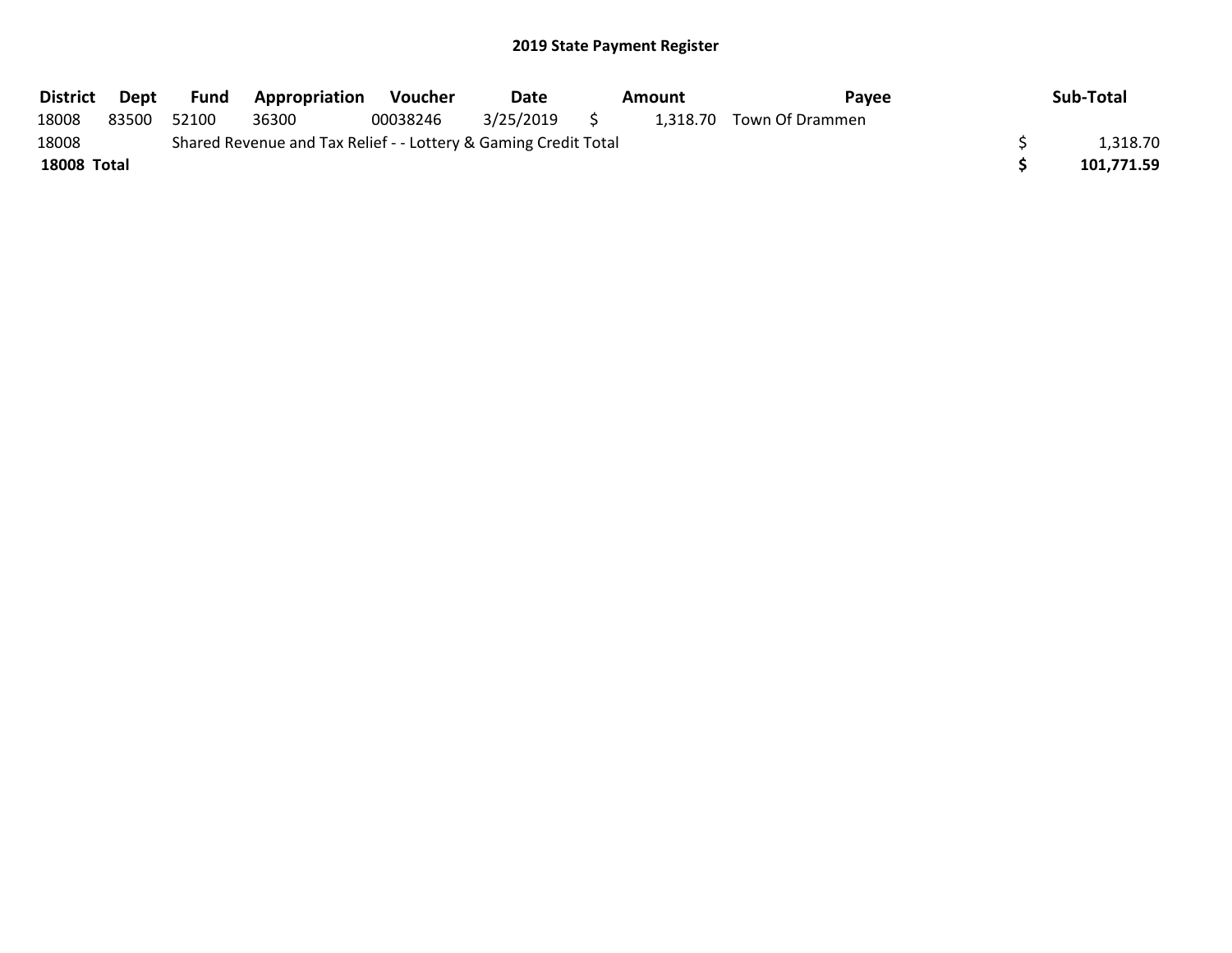## 2019 State Payment Register

| District | Dept | Fund | Appropriation | Voucher | Date | Amount | Payee | Sub-Total |
|---|---|---|---|---|---|---|---|---|
| 18008 | 83500 | 52100 | 36300 | 00038246 | 3/25/2019 | $ 1,318.70 | Town Of Drammen | |
| 18008 | | Shared Revenue and Tax Relief - - Lottery & Gaming Credit Total | | | | | | $ 1,318.70 |
| **18008 Total** | | | | | | | | **$ 101,771.59** |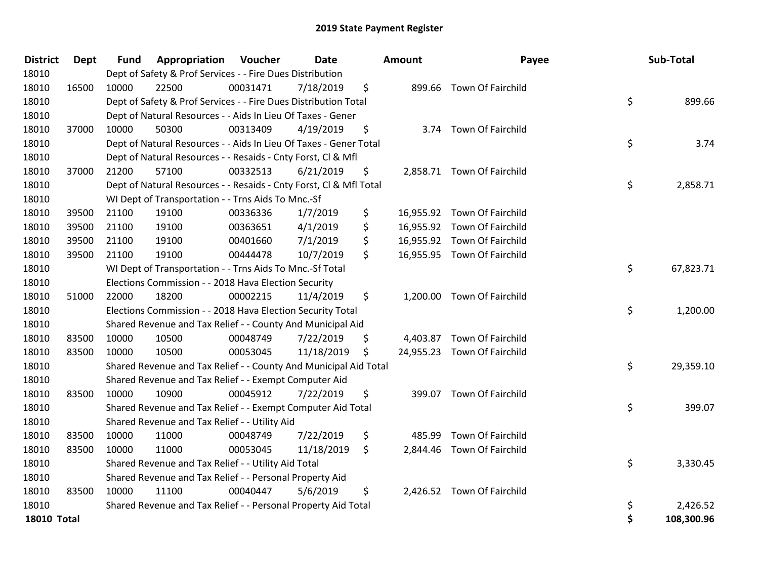# 2019 State Payment Register

| District | Dept | Fund | Appropriation | Voucher | Date | Amount | Payee | Sub-Total |
|---|---|---|---|---|---|---|---|---|
| 18010 | | Dept of Safety & Prof Services - - Fire Dues Distribution | | | | | | |
| 18010 | 16500 | 10000 | 22500 | 00031471 | 7/18/2019 | $ 899.66 | Town Of Fairchild | |
| 18010 | | Dept of Safety & Prof Services - - Fire Dues Distribution Total | | | | | | $ 899.66 |
| 18010 | | Dept of Natural Resources - - Aids In Lieu Of Taxes - Gener | | | | | | |
| 18010 | 37000 | 10000 | 50300 | 00313409 | 4/19/2019 | $ 3.74 | Town Of Fairchild | |
| 18010 | | Dept of Natural Resources - - Aids In Lieu Of Taxes - Gener Total | | | | | | $ 3.74 |
| 18010 | | Dept of Natural Resources - - Resaids - Cnty Forst, Cl & Mfl | | | | | | |
| 18010 | 37000 | 21200 | 57100 | 00332513 | 6/21/2019 | $ 2,858.71 | Town Of Fairchild | |
| 18010 | | Dept of Natural Resources - - Resaids - Cnty Forst, Cl & Mfl Total | | | | | | $ 2,858.71 |
| 18010 | | WI Dept of Transportation - - Trns Aids To Mnc.-Sf | | | | | | |
| 18010 | 39500 | 21100 | 19100 | 00336336 | 1/7/2019 | $ 16,955.92 | Town Of Fairchild | |
| 18010 | 39500 | 21100 | 19100 | 00363651 | 4/1/2019 | $ 16,955.92 | Town Of Fairchild | |
| 18010 | 39500 | 21100 | 19100 | 00401660 | 7/1/2019 | $ 16,955.92 | Town Of Fairchild | |
| 18010 | 39500 | 21100 | 19100 | 00444478 | 10/7/2019 | $ 16,955.95 | Town Of Fairchild | |
| 18010 | | WI Dept of Transportation - - Trns Aids To Mnc.-Sf Total | | | | | | $ 67,823.71 |
| 18010 | | Elections Commission - - 2018 Hava Election Security | | | | | | |
| 18010 | 51000 | 22000 | 18200 | 00002215 | 11/4/2019 | $ 1,200.00 | Town Of Fairchild | |
| 18010 | | Elections Commission - - 2018 Hava Election Security Total | | | | | | $ 1,200.00 |
| 18010 | | Shared Revenue and Tax Relief - - County And Municipal Aid | | | | | | |
| 18010 | 83500 | 10000 | 10500 | 00048749 | 7/22/2019 | $ 4,403.87 | Town Of Fairchild | |
| 18010 | 83500 | 10000 | 10500 | 00053045 | 11/18/2019 | $ 24,955.23 | Town Of Fairchild | |
| 18010 | | Shared Revenue and Tax Relief - - County And Municipal Aid Total | | | | | | $ 29,359.10 |
| 18010 | | Shared Revenue and Tax Relief - - Exempt Computer Aid | | | | | | |
| 18010 | 83500 | 10000 | 10900 | 00045912 | 7/22/2019 | $ 399.07 | Town Of Fairchild | |
| 18010 | | Shared Revenue and Tax Relief - - Exempt Computer Aid Total | | | | | | $ 399.07 |
| 18010 | | Shared Revenue and Tax Relief - - Utility Aid | | | | | | |
| 18010 | 83500 | 10000 | 11000 | 00048749 | 7/22/2019 | $ 485.99 | Town Of Fairchild | |
| 18010 | 83500 | 10000 | 11000 | 00053045 | 11/18/2019 | $ 2,844.46 | Town Of Fairchild | |
| 18010 | | Shared Revenue and Tax Relief - - Utility Aid Total | | | | | | $ 3,330.45 |
| 18010 | | Shared Revenue and Tax Relief - - Personal Property Aid | | | | | | |
| 18010 | 83500 | 10000 | 11100 | 00040447 | 5/6/2019 | $ 2,426.52 | Town Of Fairchild | |
| 18010 | | Shared Revenue and Tax Relief - - Personal Property Aid Total | | | | | | $ 2,426.52 |
| **18010 Total** | | | | | | | | **$ 108,300.96** |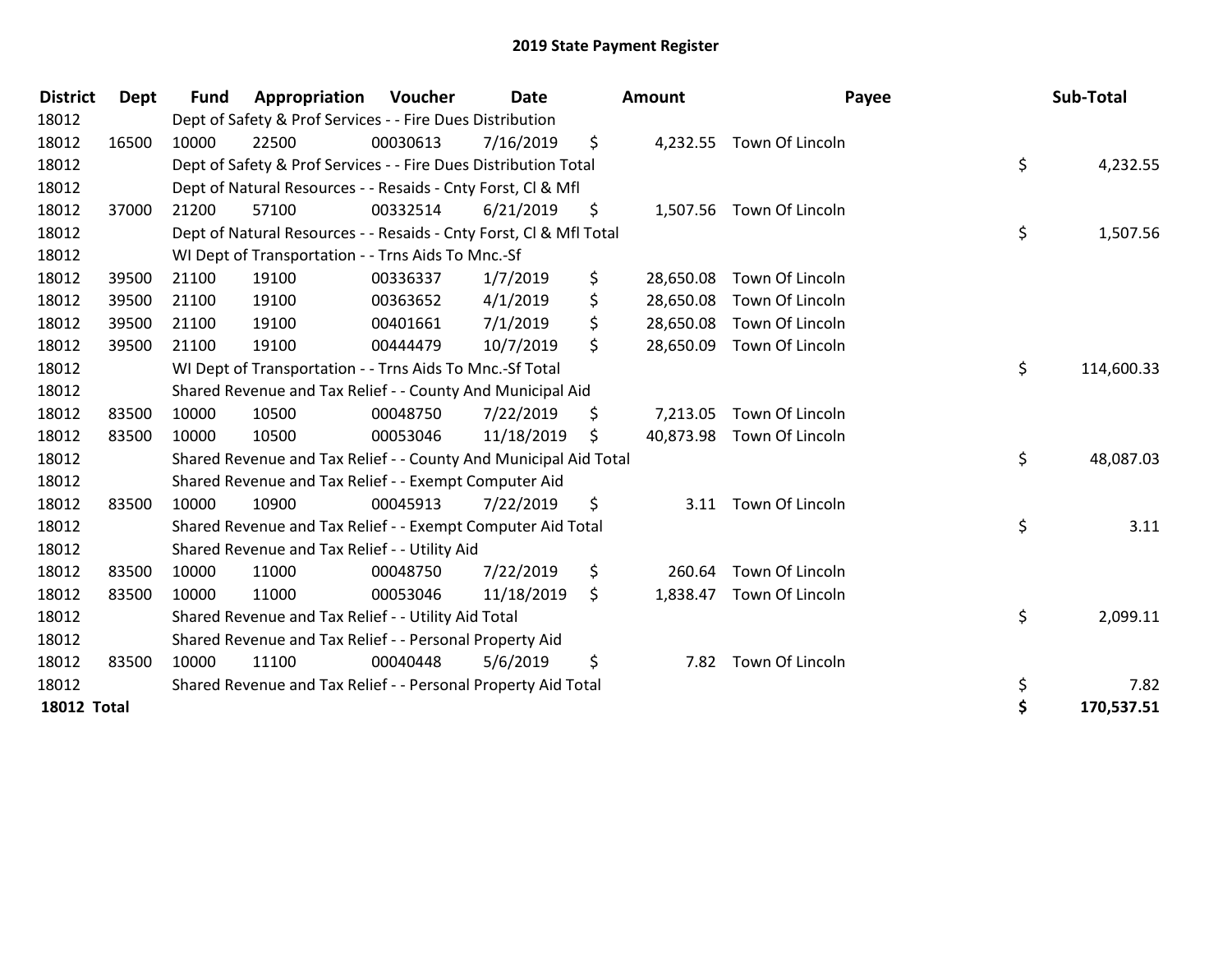# 2019 State Payment Register

| District | Dept | Fund | Appropriation | Voucher | Date | Amount | Payee | Sub-Total |
|---|---|---|---|---|---|---|---|---|
| 18012 | | Dept of Safety & Prof Services - - Fire Dues Distribution | | | | | | |
| 18012 | 16500 | 10000 | 22500 | 00030613 | 7/16/2019 | $ 4,232.55 | Town Of Lincoln | |
| 18012 | | Dept of Safety & Prof Services - - Fire Dues Distribution Total | | | | | | $ 4,232.55 |
| 18012 | | Dept of Natural Resources - - Resaids - Cnty Forst, Cl & Mfl | | | | | | |
| 18012 | 37000 | 21200 | 57100 | 00332514 | 6/21/2019 | $ 1,507.56 | Town Of Lincoln | |
| 18012 | | Dept of Natural Resources - - Resaids - Cnty Forst, Cl & Mfl Total | | | | | | $ 1,507.56 |
| 18012 | | WI Dept of Transportation - - Trns Aids To Mnc.-Sf | | | | | | |
| 18012 | 39500 | 21100 | 19100 | 00336337 | 1/7/2019 | $ 28,650.08 | Town Of Lincoln | |
| 18012 | 39500 | 21100 | 19100 | 00363652 | 4/1/2019 | $ 28,650.08 | Town Of Lincoln | |
| 18012 | 39500 | 21100 | 19100 | 00401661 | 7/1/2019 | $ 28,650.08 | Town Of Lincoln | |
| 18012 | 39500 | 21100 | 19100 | 00444479 | 10/7/2019 | $ 28,650.09 | Town Of Lincoln | |
| 18012 | | WI Dept of Transportation - - Trns Aids To Mnc.-Sf Total | | | | | | $ 114,600.33 |
| 18012 | | Shared Revenue and Tax Relief - - County And Municipal Aid | | | | | | |
| 18012 | 83500 | 10000 | 10500 | 00048750 | 7/22/2019 | $ 7,213.05 | Town Of Lincoln | |
| 18012 | 83500 | 10000 | 10500 | 00053046 | 11/18/2019 | $ 40,873.98 | Town Of Lincoln | |
| 18012 | | Shared Revenue and Tax Relief - - County And Municipal Aid Total | | | | | | $ 48,087.03 |
| 18012 | | Shared Revenue and Tax Relief - - Exempt Computer Aid | | | | | | |
| 18012 | 83500 | 10000 | 10900 | 00045913 | 7/22/2019 | $ 3.11 | Town Of Lincoln | |
| 18012 | | Shared Revenue and Tax Relief - - Exempt Computer Aid Total | | | | | | $ 3.11 |
| 18012 | | Shared Revenue and Tax Relief - - Utility Aid | | | | | | |
| 18012 | 83500 | 10000 | 11000 | 00048750 | 7/22/2019 | $ 260.64 | Town Of Lincoln | |
| 18012 | 83500 | 10000 | 11000 | 00053046 | 11/18/2019 | $ 1,838.47 | Town Of Lincoln | |
| 18012 | | Shared Revenue and Tax Relief - - Utility Aid Total | | | | | | $ 2,099.11 |
| 18012 | | Shared Revenue and Tax Relief - - Personal Property Aid | | | | | | |
| 18012 | 83500 | 10000 | 11100 | 00040448 | 5/6/2019 | $ 7.82 | Town Of Lincoln | |
| 18012 | | Shared Revenue and Tax Relief - - Personal Property Aid Total | | | | | | $ 7.82 |
| **18012 Total** | | | | | | | | **$ 170,537.51** |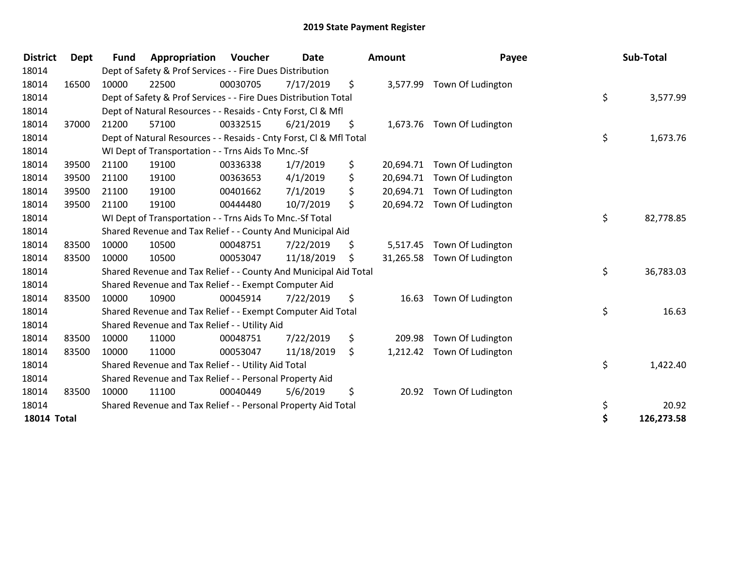# 2019 State Payment Register

| District | Dept | Fund | Appropriation | Voucher | Date | Amount | Payee | Sub-Total |
|---|---|---|---|---|---|---|---|---|
| 18014 | | Dept of Safety & Prof Services - - Fire Dues Distribution | | | | | | |
| 18014 | 16500 | 10000 | 22500 | 00030705 | 7/17/2019 | $ 3,577.99 | Town Of Ludington | |
| 18014 | | Dept of Safety & Prof Services - - Fire Dues Distribution Total | | | | | | $ 3,577.99 |
| 18014 | | Dept of Natural Resources - - Resaids - Cnty Forst, Cl & Mfl | | | | | | |
| 18014 | 37000 | 21200 | 57100 | 00332515 | 6/21/2019 | $ 1,673.76 | Town Of Ludington | |
| 18014 | | Dept of Natural Resources - - Resaids - Cnty Forst, Cl & Mfl Total | | | | | | $ 1,673.76 |
| 18014 | | WI Dept of Transportation - - Trns Aids To Mnc.-Sf | | | | | | |
| 18014 | 39500 | 21100 | 19100 | 00336338 | 1/7/2019 | $ 20,694.71 | Town Of Ludington | |
| 18014 | 39500 | 21100 | 19100 | 00363653 | 4/1/2019 | $ 20,694.71 | Town Of Ludington | |
| 18014 | 39500 | 21100 | 19100 | 00401662 | 7/1/2019 | $ 20,694.71 | Town Of Ludington | |
| 18014 | 39500 | 21100 | 19100 | 00444480 | 10/7/2019 | $ 20,694.72 | Town Of Ludington | |
| 18014 | | WI Dept of Transportation - - Trns Aids To Mnc.-Sf Total | | | | | | $ 82,778.85 |
| 18014 | | Shared Revenue and Tax Relief - - County And Municipal Aid | | | | | | |
| 18014 | 83500 | 10000 | 10500 | 00048751 | 7/22/2019 | $ 5,517.45 | Town Of Ludington | |
| 18014 | 83500 | 10000 | 10500 | 00053047 | 11/18/2019 | $ 31,265.58 | Town Of Ludington | |
| 18014 | | Shared Revenue and Tax Relief - - County And Municipal Aid Total | | | | | | $ 36,783.03 |
| 18014 | | Shared Revenue and Tax Relief - - Exempt Computer Aid | | | | | | |
| 18014 | 83500 | 10000 | 10900 | 00045914 | 7/22/2019 | $ 16.63 | Town Of Ludington | |
| 18014 | | Shared Revenue and Tax Relief - - Exempt Computer Aid Total | | | | | | $ 16.63 |
| 18014 | | Shared Revenue and Tax Relief - - Utility Aid | | | | | | |
| 18014 | 83500 | 10000 | 11000 | 00048751 | 7/22/2019 | $ 209.98 | Town Of Ludington | |
| 18014 | 83500 | 10000 | 11000 | 00053047 | 11/18/2019 | $ 1,212.42 | Town Of Ludington | |
| 18014 | | Shared Revenue and Tax Relief - - Utility Aid Total | | | | | | $ 1,422.40 |
| 18014 | | Shared Revenue and Tax Relief - - Personal Property Aid | | | | | | |
| 18014 | 83500 | 10000 | 11100 | 00040449 | 5/6/2019 | $ 20.92 | Town Of Ludington | |
| 18014 | | Shared Revenue and Tax Relief - - Personal Property Aid Total | | | | | | $ 20.92 |
| **18014 Total** | | | | | | | | **$ 126,273.58** |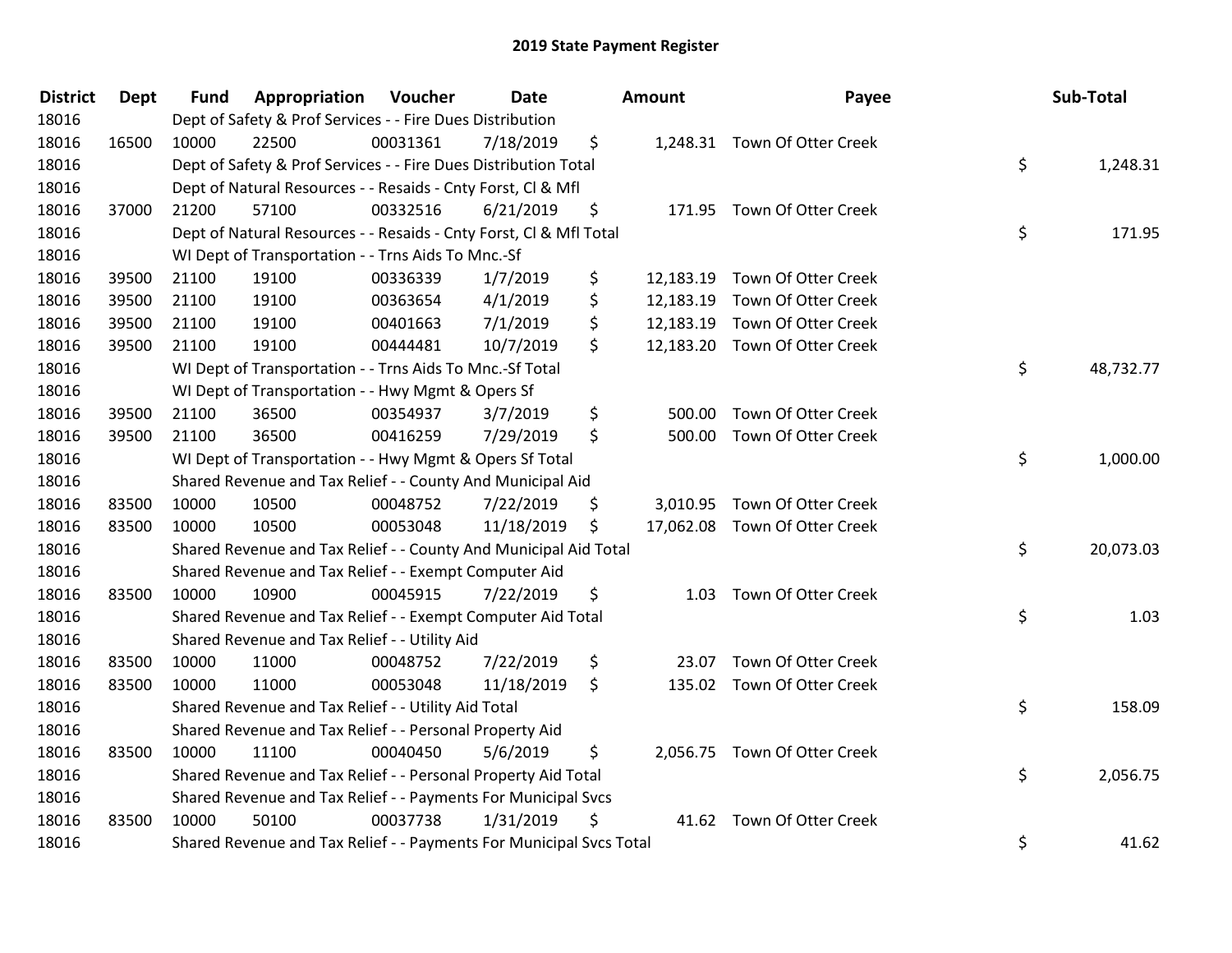# 2019 State Payment Register

| District | Dept | Fund | Appropriation | Voucher | Date | Amount | Payee | Sub-Total |
|---|---|---|---|---|---|---|---|---|
| 18016 | | Dept of Safety & Prof Services - - Fire Dues Distribution | | | | | | |
| 18016 | 16500 | 10000 | 22500 | 00031361 | 7/18/2019 | $ 1,248.31 | Town Of Otter Creek | |
| 18016 | | Dept of Safety & Prof Services - - Fire Dues Distribution Total | | | | | | $ 1,248.31 |
| 18016 | | Dept of Natural Resources - - Resaids - Cnty Forst, Cl & Mfl | | | | | | |
| 18016 | 37000 | 21200 | 57100 | 00332516 | 6/21/2019 | $ 171.95 | Town Of Otter Creek | |
| 18016 | | Dept of Natural Resources - - Resaids - Cnty Forst, Cl & Mfl Total | | | | | | $ 171.95 |
| 18016 | | WI Dept of Transportation - - Trns Aids To Mnc.-Sf | | | | | | |
| 18016 | 39500 | 21100 | 19100 | 00336339 | 1/7/2019 | $ 12,183.19 | Town Of Otter Creek | |
| 18016 | 39500 | 21100 | 19100 | 00363654 | 4/1/2019 | $ 12,183.19 | Town Of Otter Creek | |
| 18016 | 39500 | 21100 | 19100 | 00401663 | 7/1/2019 | $ 12,183.19 | Town Of Otter Creek | |
| 18016 | 39500 | 21100 | 19100 | 00444481 | 10/7/2019 | $ 12,183.20 | Town Of Otter Creek | |
| 18016 | | WI Dept of Transportation - - Trns Aids To Mnc.-Sf Total | | | | | | $ 48,732.77 |
| 18016 | | WI Dept of Transportation - - Hwy Mgmt & Opers Sf | | | | | | |
| 18016 | 39500 | 21100 | 36500 | 00354937 | 3/7/2019 | $ 500.00 | Town Of Otter Creek | |
| 18016 | 39500 | 21100 | 36500 | 00416259 | 7/29/2019 | $ 500.00 | Town Of Otter Creek | |
| 18016 | | WI Dept of Transportation - - Hwy Mgmt & Opers Sf Total | | | | | | $ 1,000.00 |
| 18016 | | Shared Revenue and Tax Relief - - County And Municipal Aid | | | | | | |
| 18016 | 83500 | 10000 | 10500 | 00048752 | 7/22/2019 | $ 3,010.95 | Town Of Otter Creek | |
| 18016 | 83500 | 10000 | 10500 | 00053048 | 11/18/2019 | $ 17,062.08 | Town Of Otter Creek | |
| 18016 | | Shared Revenue and Tax Relief - - County And Municipal Aid Total | | | | | | $ 20,073.03 |
| 18016 | | Shared Revenue and Tax Relief - - Exempt Computer Aid | | | | | | |
| 18016 | 83500 | 10000 | 10900 | 00045915 | 7/22/2019 | $ 1.03 | Town Of Otter Creek | |
| 18016 | | Shared Revenue and Tax Relief - - Exempt Computer Aid Total | | | | | | $ 1.03 |
| 18016 | | Shared Revenue and Tax Relief - - Utility Aid | | | | | | |
| 18016 | 83500 | 10000 | 11000 | 00048752 | 7/22/2019 | $ 23.07 | Town Of Otter Creek | |
| 18016 | 83500 | 10000 | 11000 | 00053048 | 11/18/2019 | $ 135.02 | Town Of Otter Creek | |
| 18016 | | Shared Revenue and Tax Relief - - Utility Aid Total | | | | | | $ 158.09 |
| 18016 | | Shared Revenue and Tax Relief - - Personal Property Aid | | | | | | |
| 18016 | 83500 | 10000 | 11100 | 00040450 | 5/6/2019 | $ 2,056.75 | Town Of Otter Creek | |
| 18016 | | Shared Revenue and Tax Relief - - Personal Property Aid Total | | | | | | $ 2,056.75 |
| 18016 | | Shared Revenue and Tax Relief - - Payments For Municipal Svcs | | | | | | |
| 18016 | 83500 | 10000 | 50100 | 00037738 | 1/31/2019 | $ 41.62 | Town Of Otter Creek | |
| 18016 | | Shared Revenue and Tax Relief - - Payments For Municipal Svcs Total | | | | | | $ 41.62 |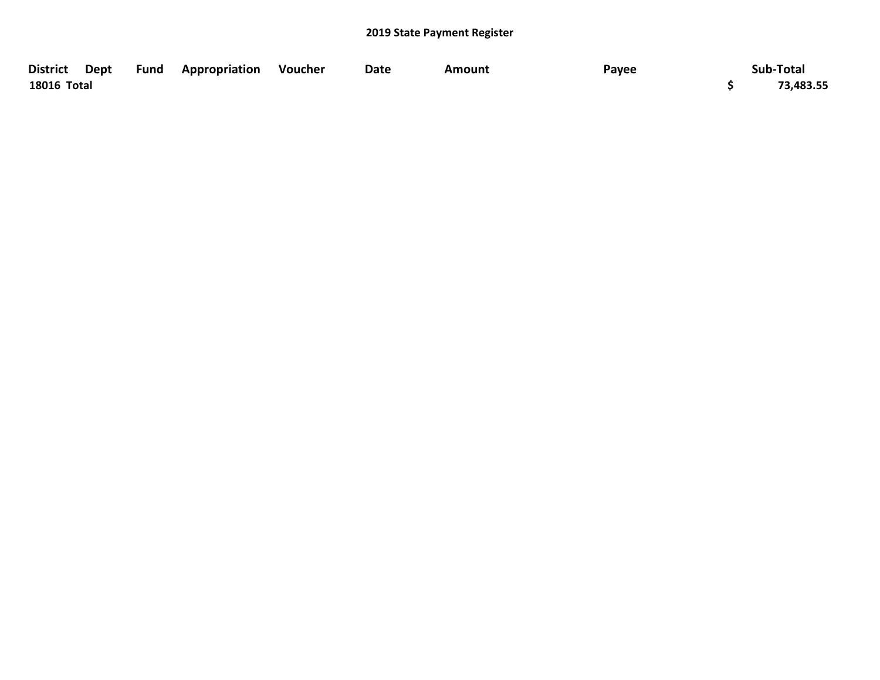## 2019 State Payment Register

| District | Dept | Fund | Appropriation | Voucher | Date | Amount | Payee | Sub-Total |
|---|---|---|---|---|---|---|---|---|
| **18016 Total** | | | | | | | | **$ 73,483.55** |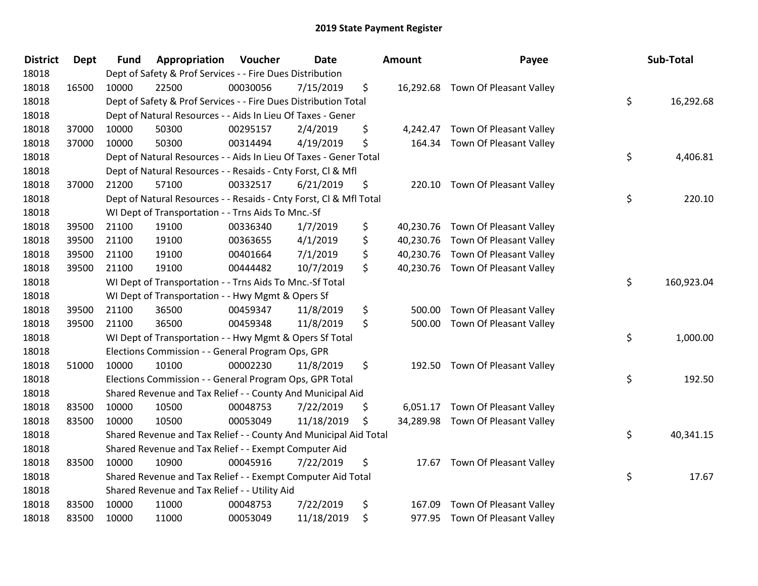# 2019 State Payment Register

| District | Dept | Fund | Appropriation | Voucher | Date | Amount | Payee | Sub-Total |
|---|---|---|---|---|---|---|---|---|
| 18018 | | Dept of Safety & Prof Services - - Fire Dues Distribution | | | | | | |
| 18018 | 16500 | 10000 | 22500 | 00030056 | 7/15/2019 | $ 16,292.68 | Town Of Pleasant Valley | |
| 18018 | | Dept of Safety & Prof Services - - Fire Dues Distribution Total | | | | | | $ 16,292.68 |
| 18018 | | Dept of Natural Resources - - Aids In Lieu Of Taxes - Gener | | | | | | |
| 18018 | 37000 | 10000 | 50300 | 00295157 | 2/4/2019 | $ 4,242.47 | Town Of Pleasant Valley | |
| 18018 | 37000 | 10000 | 50300 | 00314494 | 4/19/2019 | $ 164.34 | Town Of Pleasant Valley | |
| 18018 | | Dept of Natural Resources - - Aids In Lieu Of Taxes - Gener Total | | | | | | $ 4,406.81 |
| 18018 | | Dept of Natural Resources - - Resaids - Cnty Forst, Cl & Mfl | | | | | | |
| 18018 | 37000 | 21200 | 57100 | 00332517 | 6/21/2019 | $ 220.10 | Town Of Pleasant Valley | |
| 18018 | | Dept of Natural Resources - - Resaids - Cnty Forst, Cl & Mfl Total | | | | | | $ 220.10 |
| 18018 | | WI Dept of Transportation - - Trns Aids To Mnc.-Sf | | | | | | |
| 18018 | 39500 | 21100 | 19100 | 00336340 | 1/7/2019 | $ 40,230.76 | Town Of Pleasant Valley | |
| 18018 | 39500 | 21100 | 19100 | 00363655 | 4/1/2019 | $ 40,230.76 | Town Of Pleasant Valley | |
| 18018 | 39500 | 21100 | 19100 | 00401664 | 7/1/2019 | $ 40,230.76 | Town Of Pleasant Valley | |
| 18018 | 39500 | 21100 | 19100 | 00444482 | 10/7/2019 | $ 40,230.76 | Town Of Pleasant Valley | |
| 18018 | | WI Dept of Transportation - - Trns Aids To Mnc.-Sf Total | | | | | | $ 160,923.04 |
| 18018 | | WI Dept of Transportation - - Hwy Mgmt & Opers Sf | | | | | | |
| 18018 | 39500 | 21100 | 36500 | 00459347 | 11/8/2019 | $ 500.00 | Town Of Pleasant Valley | |
| 18018 | 39500 | 21100 | 36500 | 00459348 | 11/8/2019 | $ 500.00 | Town Of Pleasant Valley | |
| 18018 | | WI Dept of Transportation - - Hwy Mgmt & Opers Sf Total | | | | | | $ 1,000.00 |
| 18018 | | Elections Commission - - General Program Ops, GPR | | | | | | |
| 18018 | 51000 | 10000 | 10100 | 00002230 | 11/8/2019 | $ 192.50 | Town Of Pleasant Valley | |
| 18018 | | Elections Commission - - General Program Ops, GPR Total | | | | | | $ 192.50 |
| 18018 | | Shared Revenue and Tax Relief - - County And Municipal Aid | | | | | | |
| 18018 | 83500 | 10000 | 10500 | 00048753 | 7/22/2019 | $ 6,051.17 | Town Of Pleasant Valley | |
| 18018 | 83500 | 10000 | 10500 | 00053049 | 11/18/2019 | $ 34,289.98 | Town Of Pleasant Valley | |
| 18018 | | Shared Revenue and Tax Relief - - County And Municipal Aid Total | | | | | | $ 40,341.15 |
| 18018 | | Shared Revenue and Tax Relief - - Exempt Computer Aid | | | | | | |
| 18018 | 83500 | 10000 | 10900 | 00045916 | 7/22/2019 | $ 17.67 | Town Of Pleasant Valley | |
| 18018 | | Shared Revenue and Tax Relief - - Exempt Computer Aid Total | | | | | | $ 17.67 |
| 18018 | | Shared Revenue and Tax Relief - - Utility Aid | | | | | | |
| 18018 | 83500 | 10000 | 11000 | 00048753 | 7/22/2019 | $ 167.09 | Town Of Pleasant Valley | |
| 18018 | 83500 | 10000 | 11000 | 00053049 | 11/18/2019 | $ 977.95 | Town Of Pleasant Valley | |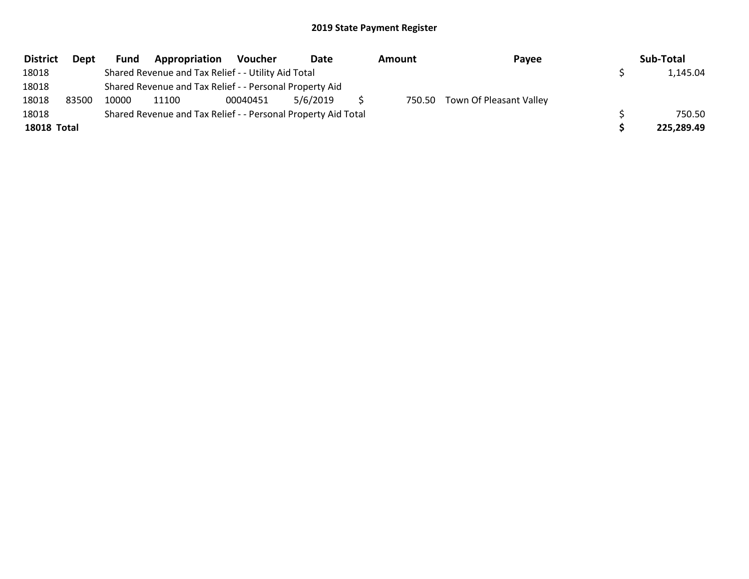# 2019 State Payment Register

| District | Dept | Fund | Appropriation | Voucher | Date | Amount | Payee | Sub-Total |
|---|---|---|---|---|---|---|---|---|
| 18018 | | Shared Revenue and Tax Relief - - Utility Aid Total | | | | | | $ 1,145.04 |
| 18018 | | Shared Revenue and Tax Relief - - Personal Property Aid | | | | | | |
| 18018 | 83500 | 10000 | 11100 | 00040451 | 5/6/2019 | $ 750.50 | Town Of Pleasant Valley | |
| 18018 | | Shared Revenue and Tax Relief - - Personal Property Aid Total | | | | | | $ 750.50 |
| **18018 Total** | | | | | | | | **$ 225,289.49** |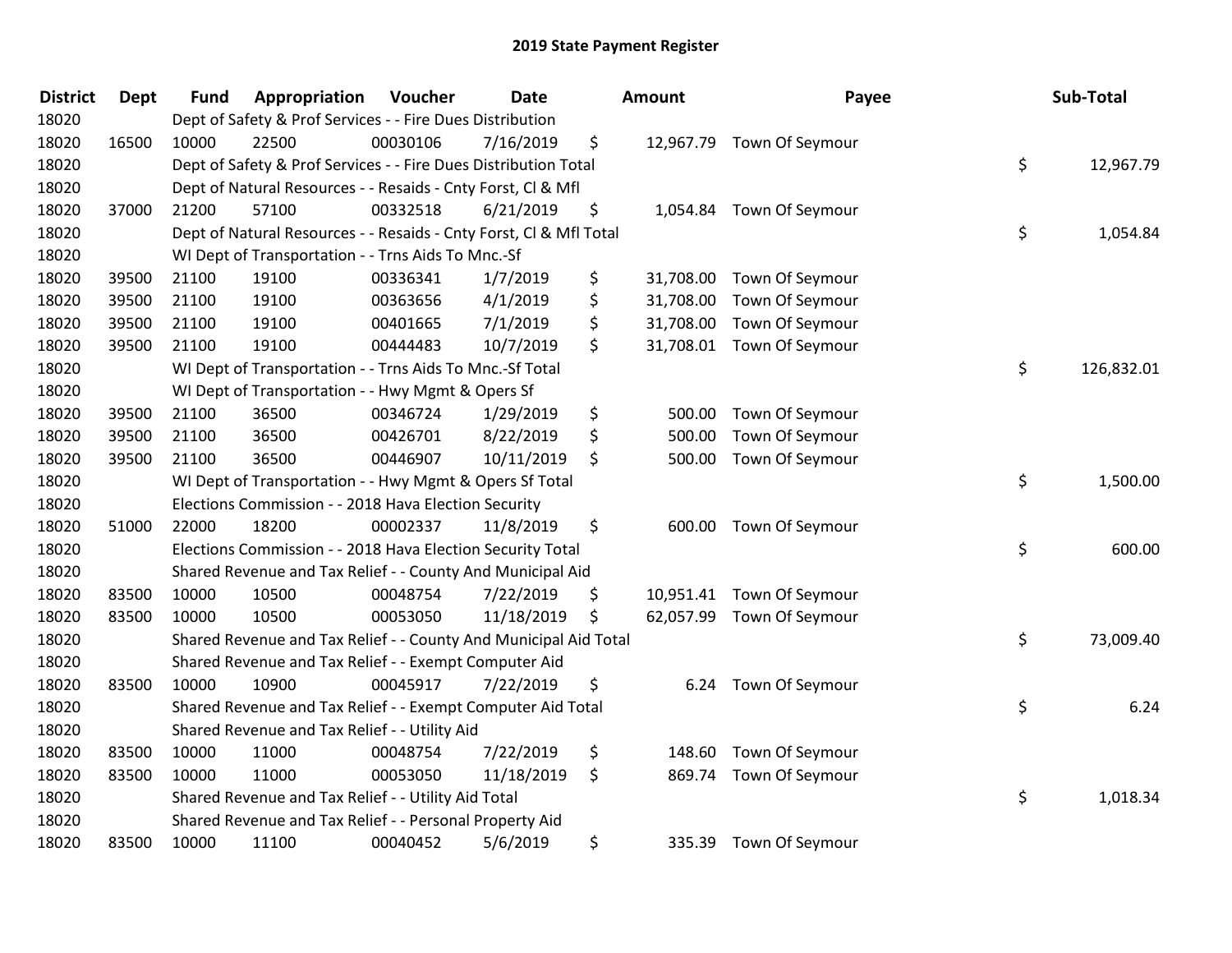## 2019 State Payment Register

| District | Dept | Fund | Appropriation | Voucher | Date | Amount | Payee | Sub-Total |
|---|---|---|---|---|---|---|---|---|
| 18020 | | Dept of Safety & Prof Services - - Fire Dues Distribution | | | | | | |
| 18020 | 16500 | 10000 | 22500 | 00030106 | 7/16/2019 | $ 12,967.79 | Town Of Seymour | |
| 18020 | | Dept of Safety & Prof Services - - Fire Dues Distribution Total | | | | | | $ 12,967.79 |
| 18020 | | Dept of Natural Resources - - Resaids - Cnty Forst, Cl & Mfl | | | | | | |
| 18020 | 37000 | 21200 | 57100 | 00332518 | 6/21/2019 | $ 1,054.84 | Town Of Seymour | |
| 18020 | | Dept of Natural Resources - - Resaids - Cnty Forst, Cl & Mfl Total | | | | | | $ 1,054.84 |
| 18020 | | WI Dept of Transportation - - Trns Aids To Mnc.-Sf | | | | | | |
| 18020 | 39500 | 21100 | 19100 | 00336341 | 1/7/2019 | $ 31,708.00 | Town Of Seymour | |
| 18020 | 39500 | 21100 | 19100 | 00363656 | 4/1/2019 | $ 31,708.00 | Town Of Seymour | |
| 18020 | 39500 | 21100 | 19100 | 00401665 | 7/1/2019 | $ 31,708.00 | Town Of Seymour | |
| 18020 | 39500 | 21100 | 19100 | 00444483 | 10/7/2019 | $ 31,708.01 | Town Of Seymour | |
| 18020 | | WI Dept of Transportation - - Trns Aids To Mnc.-Sf Total | | | | | | $ 126,832.01 |
| 18020 | | WI Dept of Transportation - - Hwy Mgmt & Opers Sf | | | | | | |
| 18020 | 39500 | 21100 | 36500 | 00346724 | 1/29/2019 | $ 500.00 | Town Of Seymour | |
| 18020 | 39500 | 21100 | 36500 | 00426701 | 8/22/2019 | $ 500.00 | Town Of Seymour | |
| 18020 | 39500 | 21100 | 36500 | 00446907 | 10/11/2019 | $ 500.00 | Town Of Seymour | |
| 18020 | | WI Dept of Transportation - - Hwy Mgmt & Opers Sf Total | | | | | | $ 1,500.00 |
| 18020 | | Elections Commission - - 2018 Hava Election Security | | | | | | |
| 18020 | 51000 | 22000 | 18200 | 00002337 | 11/8/2019 | $ 600.00 | Town Of Seymour | |
| 18020 | | Elections Commission - - 2018 Hava Election Security Total | | | | | | $ 600.00 |
| 18020 | | Shared Revenue and Tax Relief - - County And Municipal Aid | | | | | | |
| 18020 | 83500 | 10000 | 10500 | 00048754 | 7/22/2019 | $ 10,951.41 | Town Of Seymour | |
| 18020 | 83500 | 10000 | 10500 | 00053050 | 11/18/2019 | $ 62,057.99 | Town Of Seymour | |
| 18020 | | Shared Revenue and Tax Relief - - County And Municipal Aid Total | | | | | | $ 73,009.40 |
| 18020 | | Shared Revenue and Tax Relief - - Exempt Computer Aid | | | | | | |
| 18020 | 83500 | 10000 | 10900 | 00045917 | 7/22/2019 | $ 6.24 | Town Of Seymour | |
| 18020 | | Shared Revenue and Tax Relief - - Exempt Computer Aid Total | | | | | | $ 6.24 |
| 18020 | | Shared Revenue and Tax Relief - - Utility Aid | | | | | | |
| 18020 | 83500 | 10000 | 11000 | 00048754 | 7/22/2019 | $ 148.60 | Town Of Seymour | |
| 18020 | 83500 | 10000 | 11000 | 00053050 | 11/18/2019 | $ 869.74 | Town Of Seymour | |
| 18020 | | Shared Revenue and Tax Relief - - Utility Aid Total | | | | | | $ 1,018.34 |
| 18020 | | Shared Revenue and Tax Relief - - Personal Property Aid | | | | | | |
| 18020 | 83500 | 10000 | 11100 | 00040452 | 5/6/2019 | $ 335.39 | Town Of Seymour | |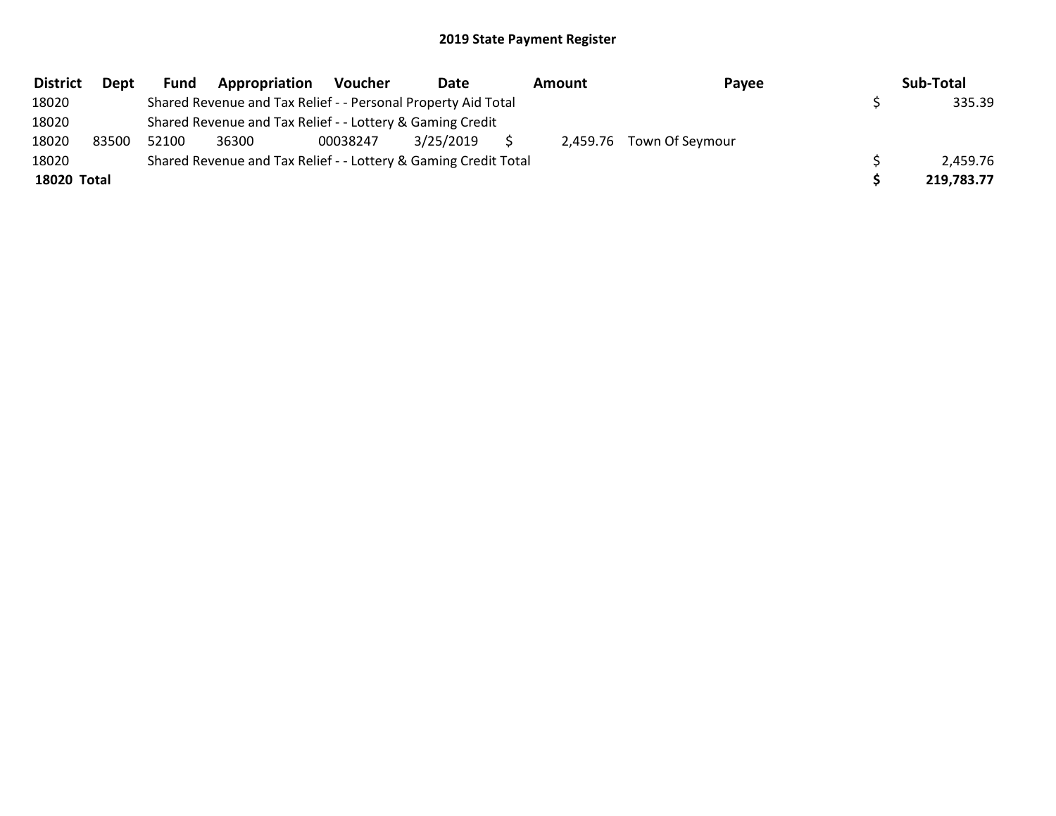# 2019 State Payment Register

| District | Dept | Fund | Appropriation | Voucher | Date | Amount | Payee | Sub-Total |
|---|---|---|---|---|---|---|---|---|
| 18020 | | Shared Revenue and Tax Relief - - Personal Property Aid Total | | | | | | $ 335.39 |
| 18020 | | Shared Revenue and Tax Relief - - Lottery & Gaming Credit | | | | | | |
| 18020 | 83500 | 52100 | 36300 | 00038247 | 3/25/2019 | $ 2,459.76 | Town Of Seymour | |
| 18020 | | Shared Revenue and Tax Relief - - Lottery & Gaming Credit Total | | | | | | $ 2,459.76 |
| **18020 Total** | | | | | | | | **$ 219,783.77** |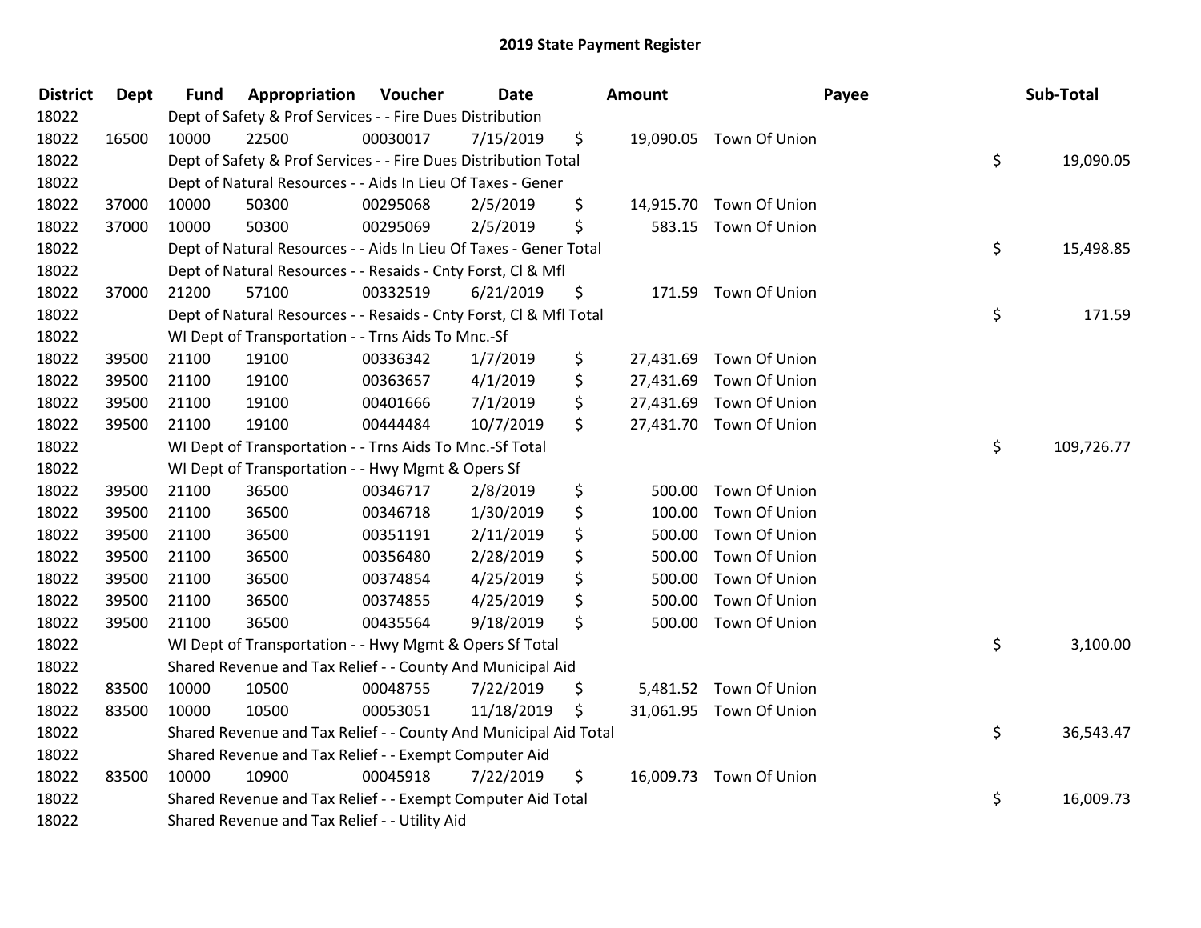# 2019 State Payment Register

| District | Dept | Fund | Appropriation | Voucher | Date | Amount | Payee | Sub-Total |
|---|---|---|---|---|---|---|---|---|
| 18022 | | | Dept of Safety & Prof Services - - Fire Dues Distribution | | | | | |
| 18022 | 16500 | 10000 | 22500 | 00030017 | 7/15/2019 | $ 19,090.05 | Town Of Union | |
| 18022 | | | Dept of Safety & Prof Services - - Fire Dues Distribution Total | | | | | $ 19,090.05 |
| 18022 | | | Dept of Natural Resources - - Aids In Lieu Of Taxes - Gener | | | | | |
| 18022 | 37000 | 10000 | 50300 | 00295068 | 2/5/2019 | $ 14,915.70 | Town Of Union | |
| 18022 | 37000 | 10000 | 50300 | 00295069 | 2/5/2019 | $ 583.15 | Town Of Union | |
| 18022 | | | Dept of Natural Resources - - Aids In Lieu Of Taxes - Gener Total | | | | | $ 15,498.85 |
| 18022 | | | Dept of Natural Resources - - Resaids - Cnty Forst, Cl & Mfl | | | | | |
| 18022 | 37000 | 21200 | 57100 | 00332519 | 6/21/2019 | $ 171.59 | Town Of Union | |
| 18022 | | | Dept of Natural Resources - - Resaids - Cnty Forst, Cl & Mfl Total | | | | | $ 171.59 |
| 18022 | | | WI Dept of Transportation - - Trns Aids To Mnc.-Sf | | | | | |
| 18022 | 39500 | 21100 | 19100 | 00336342 | 1/7/2019 | $ 27,431.69 | Town Of Union | |
| 18022 | 39500 | 21100 | 19100 | 00363657 | 4/1/2019 | $ 27,431.69 | Town Of Union | |
| 18022 | 39500 | 21100 | 19100 | 00401666 | 7/1/2019 | $ 27,431.69 | Town Of Union | |
| 18022 | 39500 | 21100 | 19100 | 00444484 | 10/7/2019 | $ 27,431.70 | Town Of Union | |
| 18022 | | | WI Dept of Transportation - - Trns Aids To Mnc.-Sf Total | | | | | $ 109,726.77 |
| 18022 | | | WI Dept of Transportation - - Hwy Mgmt & Opers Sf | | | | | |
| 18022 | 39500 | 21100 | 36500 | 00346717 | 2/8/2019 | $ 500.00 | Town Of Union | |
| 18022 | 39500 | 21100 | 36500 | 00346718 | 1/30/2019 | $ 100.00 | Town Of Union | |
| 18022 | 39500 | 21100 | 36500 | 00351191 | 2/11/2019 | $ 500.00 | Town Of Union | |
| 18022 | 39500 | 21100 | 36500 | 00356480 | 2/28/2019 | $ 500.00 | Town Of Union | |
| 18022 | 39500 | 21100 | 36500 | 00374854 | 4/25/2019 | $ 500.00 | Town Of Union | |
| 18022 | 39500 | 21100 | 36500 | 00374855 | 4/25/2019 | $ 500.00 | Town Of Union | |
| 18022 | 39500 | 21100 | 36500 | 00435564 | 9/18/2019 | $ 500.00 | Town Of Union | |
| 18022 | | | WI Dept of Transportation - - Hwy Mgmt & Opers Sf Total | | | | | $ 3,100.00 |
| 18022 | | | Shared Revenue and Tax Relief - - County And Municipal Aid | | | | | |
| 18022 | 83500 | 10000 | 10500 | 00048755 | 7/22/2019 | $ 5,481.52 | Town Of Union | |
| 18022 | 83500 | 10000 | 10500 | 00053051 | 11/18/2019 | $ 31,061.95 | Town Of Union | |
| 18022 | | | Shared Revenue and Tax Relief - - County And Municipal Aid Total | | | | | $ 36,543.47 |
| 18022 | | | Shared Revenue and Tax Relief - - Exempt Computer Aid | | | | | |
| 18022 | 83500 | 10000 | 10900 | 00045918 | 7/22/2019 | $ 16,009.73 | Town Of Union | |
| 18022 | | | Shared Revenue and Tax Relief - - Exempt Computer Aid Total | | | | | $ 16,009.73 |
| 18022 | | | Shared Revenue and Tax Relief - - Utility Aid | | | | | |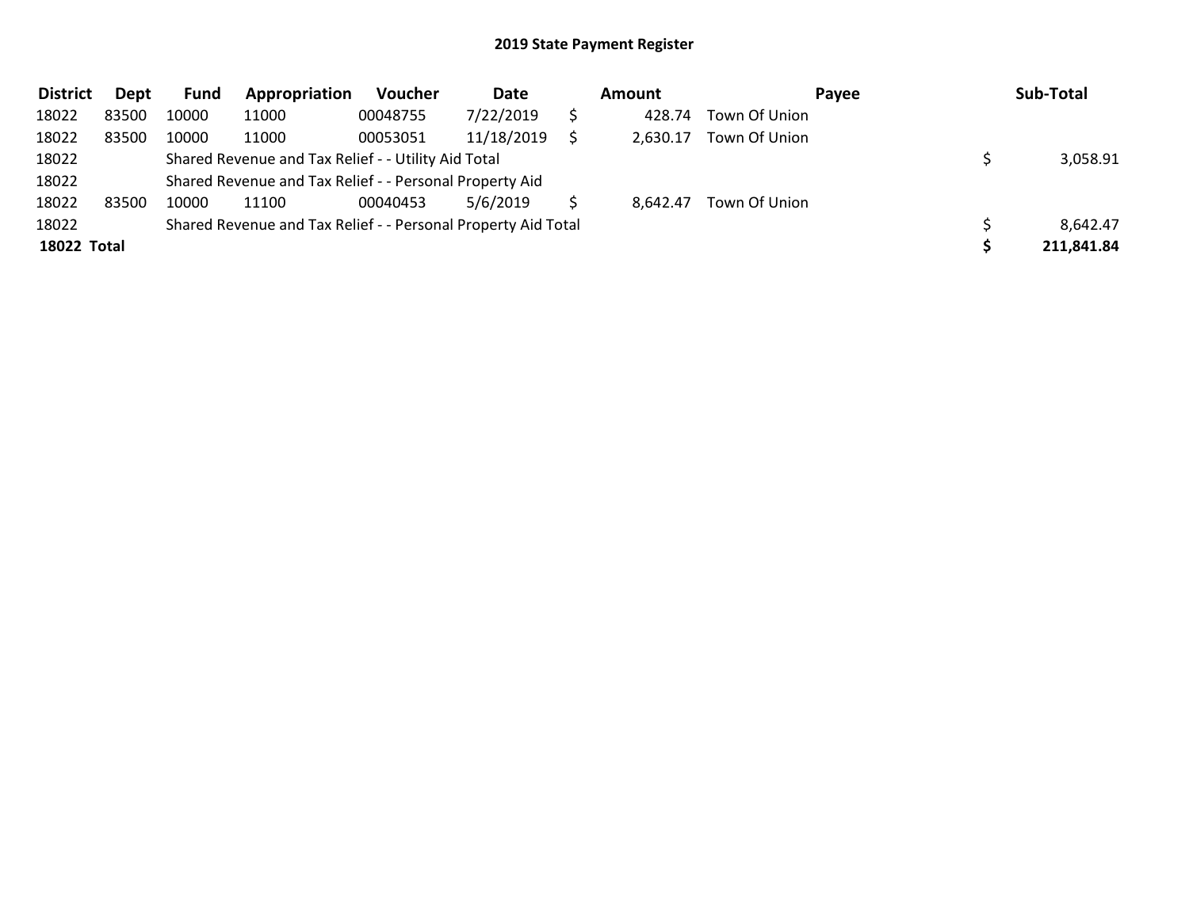# 2019 State Payment Register

| District | Dept | Fund | Appropriation | Voucher | Date | Amount | Payee | Sub-Total |
|---|---|---|---|---|---|---|---|---|
| 18022 | 83500 | 10000 | 11000 | 00048755 | 7/22/2019 | $ 428.74 | Town Of Union | |
| 18022 | 83500 | 10000 | 11000 | 00053051 | 11/18/2019 | $ 2,630.17 | Town Of Union | |
| 18022 | | Shared Revenue and Tax Relief - - Utility Aid Total | | | | | | $ 3,058.91 |
| 18022 | | Shared Revenue and Tax Relief - - Personal Property Aid | | | | | | |
| 18022 | 83500 | 10000 | 11100 | 00040453 | 5/6/2019 | $ 8,642.47 | Town Of Union | |
| 18022 | | Shared Revenue and Tax Relief - - Personal Property Aid Total | | | | | | $ 8,642.47 |
| **18022 Total** | | | | | | | | **$ 211,841.84** |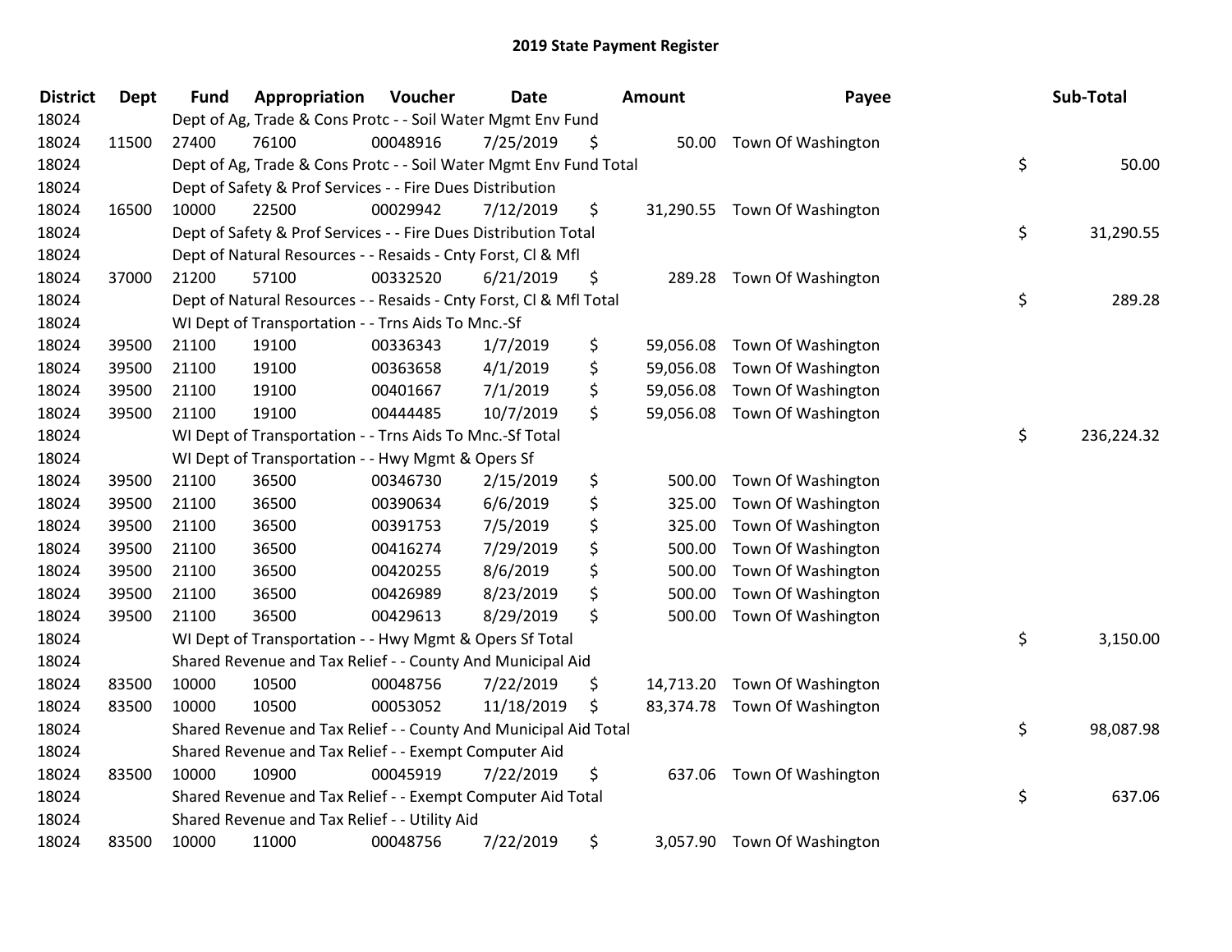# 2019 State Payment Register

| District | Dept | Fund | Appropriation | Voucher | Date | Amount | Payee | Sub-Total |
|---|---|---|---|---|---|---|---|---|
| 18024 | | Dept of Ag, Trade & Cons Protc - - Soil Water Mgmt Env Fund | | | | | | |
| 18024 | 11500 | 27400 | 76100 | 00048916 | 7/25/2019 | $ 50.00 | Town Of Washington | |
| 18024 | | Dept of Ag, Trade & Cons Protc - - Soil Water Mgmt Env Fund Total | | | | | | $ 50.00 |
| 18024 | | Dept of Safety & Prof Services - - Fire Dues Distribution | | | | | | |
| 18024 | 16500 | 10000 | 22500 | 00029942 | 7/12/2019 | $ 31,290.55 | Town Of Washington | |
| 18024 | | Dept of Safety & Prof Services - - Fire Dues Distribution Total | | | | | | $ 31,290.55 |
| 18024 | | Dept of Natural Resources - - Resaids - Cnty Forst, Cl & Mfl | | | | | | |
| 18024 | 37000 | 21200 | 57100 | 00332520 | 6/21/2019 | $ 289.28 | Town Of Washington | |
| 18024 | | Dept of Natural Resources - - Resaids - Cnty Forst, Cl & Mfl Total | | | | | | $ 289.28 |
| 18024 | | WI Dept of Transportation - - Trns Aids To Mnc.-Sf | | | | | | |
| 18024 | 39500 | 21100 | 19100 | 00336343 | 1/7/2019 | $ 59,056.08 | Town Of Washington | |
| 18024 | 39500 | 21100 | 19100 | 00363658 | 4/1/2019 | $ 59,056.08 | Town Of Washington | |
| 18024 | 39500 | 21100 | 19100 | 00401667 | 7/1/2019 | $ 59,056.08 | Town Of Washington | |
| 18024 | 39500 | 21100 | 19100 | 00444485 | 10/7/2019 | $ 59,056.08 | Town Of Washington | |
| 18024 | | WI Dept of Transportation - - Trns Aids To Mnc.-Sf Total | | | | | | $ 236,224.32 |
| 18024 | | WI Dept of Transportation - - Hwy Mgmt & Opers Sf | | | | | | |
| 18024 | 39500 | 21100 | 36500 | 00346730 | 2/15/2019 | $ 500.00 | Town Of Washington | |
| 18024 | 39500 | 21100 | 36500 | 00390634 | 6/6/2019 | $ 325.00 | Town Of Washington | |
| 18024 | 39500 | 21100 | 36500 | 00391753 | 7/5/2019 | $ 325.00 | Town Of Washington | |
| 18024 | 39500 | 21100 | 36500 | 00416274 | 7/29/2019 | $ 500.00 | Town Of Washington | |
| 18024 | 39500 | 21100 | 36500 | 00420255 | 8/6/2019 | $ 500.00 | Town Of Washington | |
| 18024 | 39500 | 21100 | 36500 | 00426989 | 8/23/2019 | $ 500.00 | Town Of Washington | |
| 18024 | 39500 | 21100 | 36500 | 00429613 | 8/29/2019 | $ 500.00 | Town Of Washington | |
| 18024 | | WI Dept of Transportation - - Hwy Mgmt & Opers Sf Total | | | | | | $ 3,150.00 |
| 18024 | | Shared Revenue and Tax Relief - - County And Municipal Aid | | | | | | |
| 18024 | 83500 | 10000 | 10500 | 00048756 | 7/22/2019 | $ 14,713.20 | Town Of Washington | |
| 18024 | 83500 | 10000 | 10500 | 00053052 | 11/18/2019 | $ 83,374.78 | Town Of Washington | |
| 18024 | | Shared Revenue and Tax Relief - - County And Municipal Aid Total | | | | | | $ 98,087.98 |
| 18024 | | Shared Revenue and Tax Relief - - Exempt Computer Aid | | | | | | |
| 18024 | 83500 | 10000 | 10900 | 00045919 | 7/22/2019 | $ 637.06 | Town Of Washington | |
| 18024 | | Shared Revenue and Tax Relief - - Exempt Computer Aid Total | | | | | | $ 637.06 |
| 18024 | | Shared Revenue and Tax Relief - - Utility Aid | | | | | | |
| 18024 | 83500 | 10000 | 11000 | 00048756 | 7/22/2019 | $ 3,057.90 | Town Of Washington | |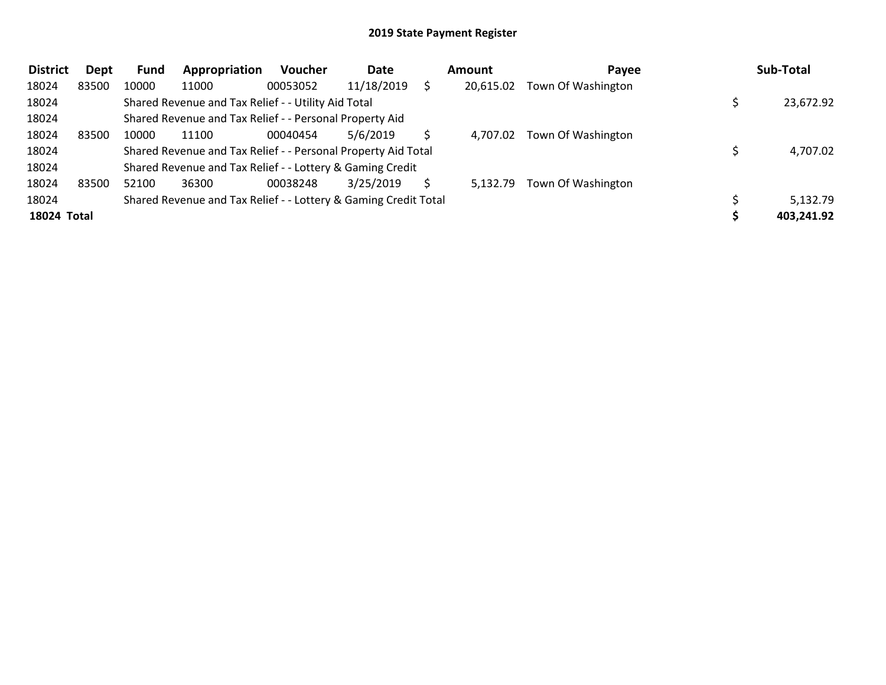## 2019 State Payment Register

| District | Dept | Fund | Appropriation | Voucher | Date | Amount | Payee | Sub-Total |
|---|---|---|---|---|---|---|---|---|
| 18024 | 83500 | 10000 | 11000 | 00053052 | 11/18/2019 | $ 20,615.02 | Town Of Washington | |
| 18024 | | Shared Revenue and Tax Relief - - Utility Aid Total | | | | | | $ 23,672.92 |
| 18024 | | Shared Revenue and Tax Relief - - Personal Property Aid | | | | | | |
| 18024 | 83500 | 10000 | 11100 | 00040454 | 5/6/2019 | $ 4,707.02 | Town Of Washington | |
| 18024 | | Shared Revenue and Tax Relief - - Personal Property Aid Total | | | | | | $ 4,707.02 |
| 18024 | | Shared Revenue and Tax Relief - - Lottery & Gaming Credit | | | | | | |
| 18024 | 83500 | 52100 | 36300 | 00038248 | 3/25/2019 | $ 5,132.79 | Town Of Washington | |
| 18024 | | Shared Revenue and Tax Relief - - Lottery & Gaming Credit Total | | | | | | $ 5,132.79 |
| **18024 Total** | | | | | | | | **$ 403,241.92** |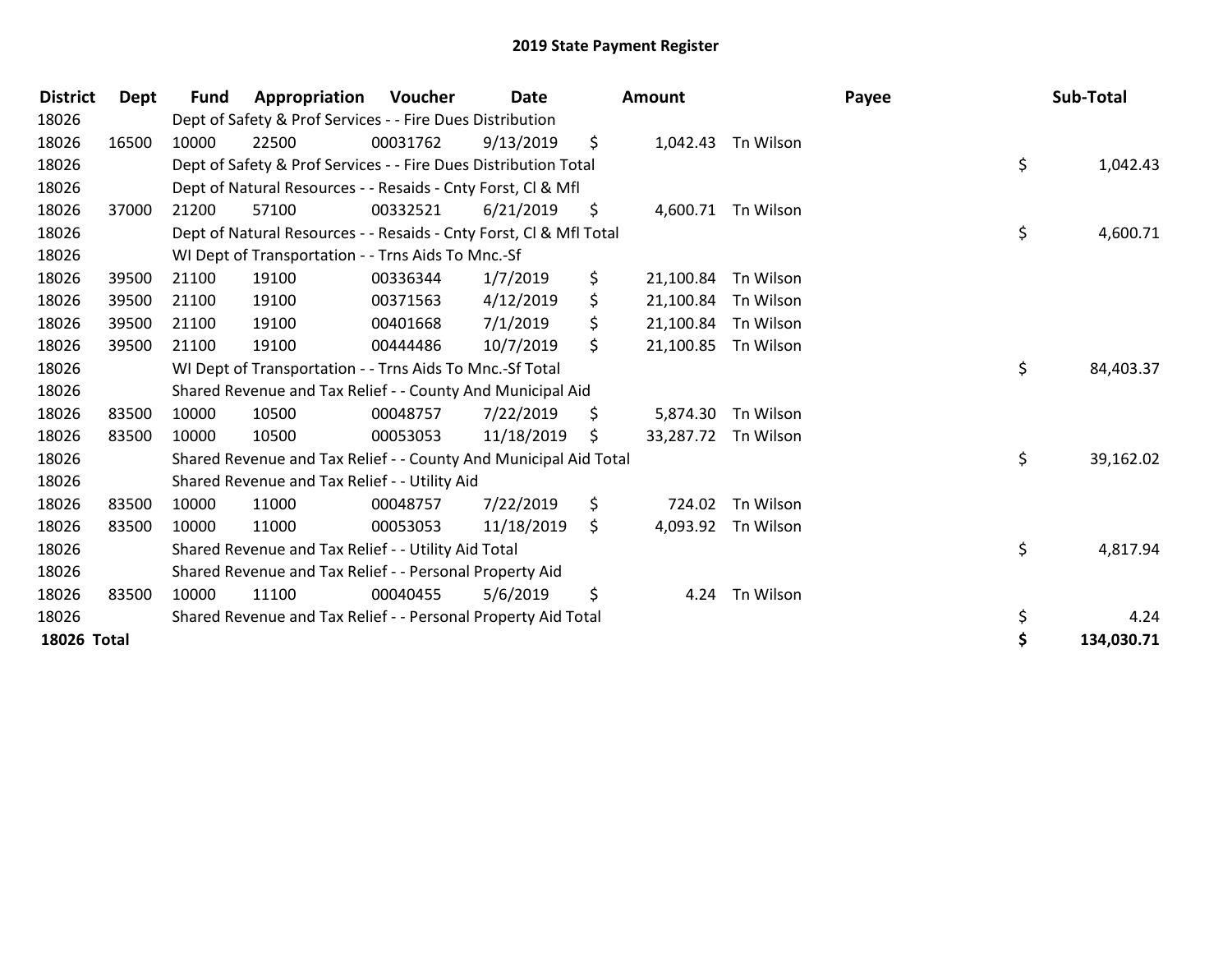# 2019 State Payment Register

| District | Dept | Fund | Appropriation | Voucher | Date | Amount | Payee | Sub-Total |
|---|---|---|---|---|---|---|---|---|
| 18026 | | Dept of Safety & Prof Services - - Fire Dues Distribution | | | | | | |
| 18026 | 16500 | 10000 | 22500 | 00031762 | 9/13/2019 | $ 1,042.43 | Tn Wilson | |
| 18026 | | Dept of Safety & Prof Services - - Fire Dues Distribution Total | | | | | | $ 1,042.43 |
| 18026 | | Dept of Natural Resources - - Resaids - Cnty Forst, Cl & Mfl | | | | | | |
| 18026 | 37000 | 21200 | 57100 | 00332521 | 6/21/2019 | $ 4,600.71 | Tn Wilson | |
| 18026 | | Dept of Natural Resources - - Resaids - Cnty Forst, Cl & Mfl Total | | | | | | $ 4,600.71 |
| 18026 | | WI Dept of Transportation - - Trns Aids To Mnc.-Sf | | | | | | |
| 18026 | 39500 | 21100 | 19100 | 00336344 | 1/7/2019 | $ 21,100.84 | Tn Wilson | |
| 18026 | 39500 | 21100 | 19100 | 00371563 | 4/12/2019 | $ 21,100.84 | Tn Wilson | |
| 18026 | 39500 | 21100 | 19100 | 00401668 | 7/1/2019 | $ 21,100.84 | Tn Wilson | |
| 18026 | 39500 | 21100 | 19100 | 00444486 | 10/7/2019 | $ 21,100.85 | Tn Wilson | |
| 18026 | | WI Dept of Transportation - - Trns Aids To Mnc.-Sf Total | | | | | | $ 84,403.37 |
| 18026 | | Shared Revenue and Tax Relief - - County And Municipal Aid | | | | | | |
| 18026 | 83500 | 10000 | 10500 | 00048757 | 7/22/2019 | $ 5,874.30 | Tn Wilson | |
| 18026 | 83500 | 10000 | 10500 | 00053053 | 11/18/2019 | $ 33,287.72 | Tn Wilson | |
| 18026 | | Shared Revenue and Tax Relief - - County And Municipal Aid Total | | | | | | $ 39,162.02 |
| 18026 | | Shared Revenue and Tax Relief - - Utility Aid | | | | | | |
| 18026 | 83500 | 10000 | 11000 | 00048757 | 7/22/2019 | $ 724.02 | Tn Wilson | |
| 18026 | 83500 | 10000 | 11000 | 00053053 | 11/18/2019 | $ 4,093.92 | Tn Wilson | |
| 18026 | | Shared Revenue and Tax Relief - - Utility Aid Total | | | | | | $ 4,817.94 |
| 18026 | | Shared Revenue and Tax Relief - - Personal Property Aid | | | | | | |
| 18026 | 83500 | 10000 | 11100 | 00040455 | 5/6/2019 | $ 4.24 | Tn Wilson | |
| 18026 | | Shared Revenue and Tax Relief - - Personal Property Aid Total | | | | | | $ 4.24 |
| **18026 Total** | | | | | | | | **$ 134,030.71** |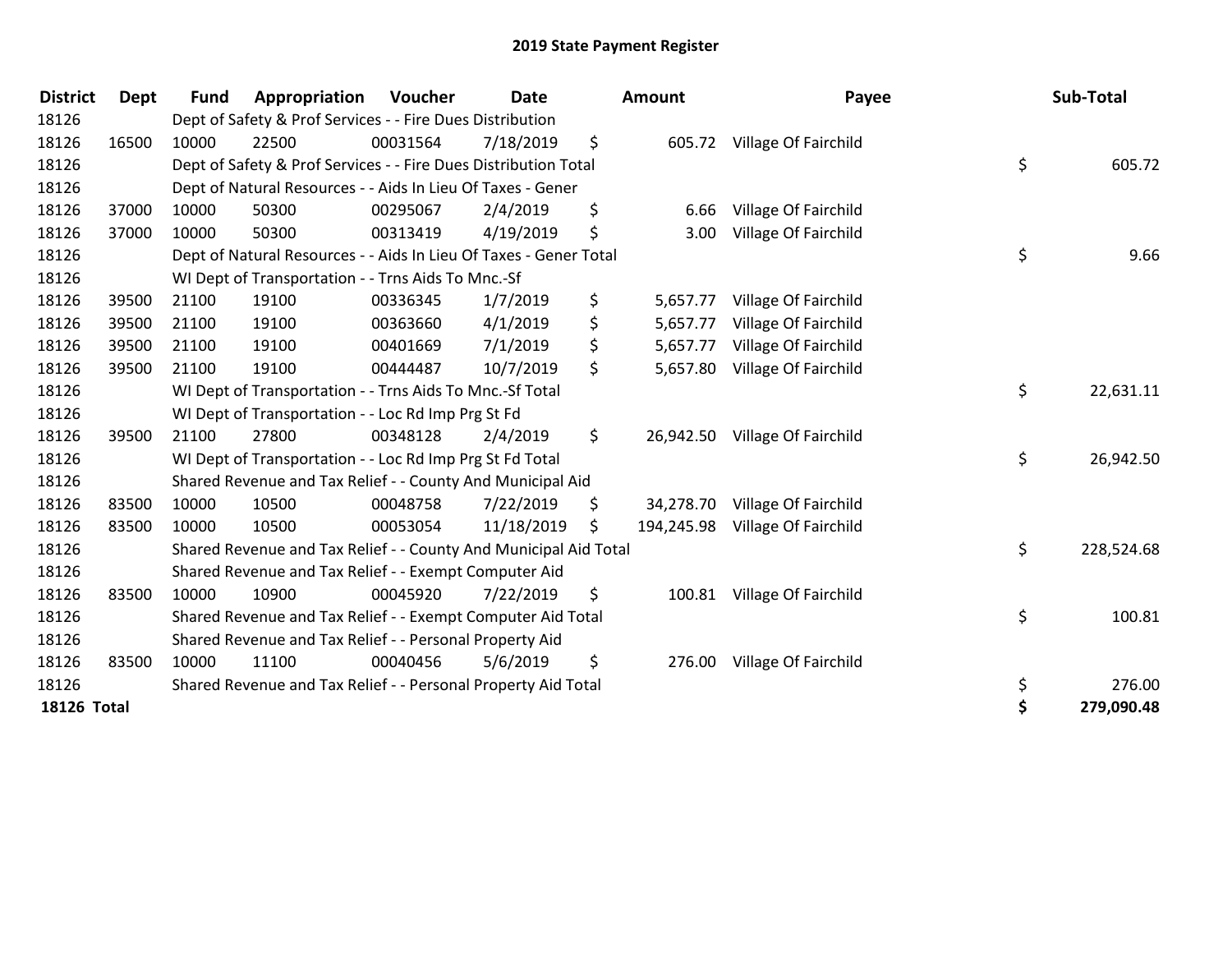# 2019 State Payment Register

| District | Dept | Fund | Appropriation | Voucher | Date | Amount | Payee | Sub-Total |
|---|---|---|---|---|---|---|---|---|
| 18126 | | Dept of Safety & Prof Services - - Fire Dues Distribution | | | | | | |
| 18126 | 16500 | 10000 | 22500 | 00031564 | 7/18/2019 | $ 605.72 | Village Of Fairchild | |
| 18126 | | Dept of Safety & Prof Services - - Fire Dues Distribution Total | | | | | | $ 605.72 |
| 18126 | | Dept of Natural Resources - - Aids In Lieu Of Taxes - Gener | | | | | | |
| 18126 | 37000 | 10000 | 50300 | 00295067 | 2/4/2019 | $ 6.66 | Village Of Fairchild | |
| 18126 | 37000 | 10000 | 50300 | 00313419 | 4/19/2019 | $ 3.00 | Village Of Fairchild | |
| 18126 | | Dept of Natural Resources - - Aids In Lieu Of Taxes - Gener Total | | | | | | $ 9.66 |
| 18126 | | WI Dept of Transportation - - Trns Aids To Mnc.-Sf | | | | | | |
| 18126 | 39500 | 21100 | 19100 | 00336345 | 1/7/2019 | $ 5,657.77 | Village Of Fairchild | |
| 18126 | 39500 | 21100 | 19100 | 00363660 | 4/1/2019 | $ 5,657.77 | Village Of Fairchild | |
| 18126 | 39500 | 21100 | 19100 | 00401669 | 7/1/2019 | $ 5,657.77 | Village Of Fairchild | |
| 18126 | 39500 | 21100 | 19100 | 00444487 | 10/7/2019 | $ 5,657.80 | Village Of Fairchild | |
| 18126 | | WI Dept of Transportation - - Trns Aids To Mnc.-Sf Total | | | | | | $ 22,631.11 |
| 18126 | | WI Dept of Transportation - - Loc Rd Imp Prg St Fd | | | | | | |
| 18126 | 39500 | 21100 | 27800 | 00348128 | 2/4/2019 | $ 26,942.50 | Village Of Fairchild | |
| 18126 | | WI Dept of Transportation - - Loc Rd Imp Prg St Fd Total | | | | | | $ 26,942.50 |
| 18126 | | Shared Revenue and Tax Relief - - County And Municipal Aid | | | | | | |
| 18126 | 83500 | 10000 | 10500 | 00048758 | 7/22/2019 | $ 34,278.70 | Village Of Fairchild | |
| 18126 | 83500 | 10000 | 10500 | 00053054 | 11/18/2019 | $ 194,245.98 | Village Of Fairchild | |
| 18126 | | Shared Revenue and Tax Relief - - County And Municipal Aid Total | | | | | | $ 228,524.68 |
| 18126 | | Shared Revenue and Tax Relief - - Exempt Computer Aid | | | | | | |
| 18126 | 83500 | 10000 | 10900 | 00045920 | 7/22/2019 | $ 100.81 | Village Of Fairchild | |
| 18126 | | Shared Revenue and Tax Relief - - Exempt Computer Aid Total | | | | | | $ 100.81 |
| 18126 | | Shared Revenue and Tax Relief - - Personal Property Aid | | | | | | |
| 18126 | 83500 | 10000 | 11100 | 00040456 | 5/6/2019 | $ 276.00 | Village Of Fairchild | |
| 18126 | | Shared Revenue and Tax Relief - - Personal Property Aid Total | | | | | | $ 276.00 |
| **18126 Total** | | | | | | | | **$ 279,090.48** |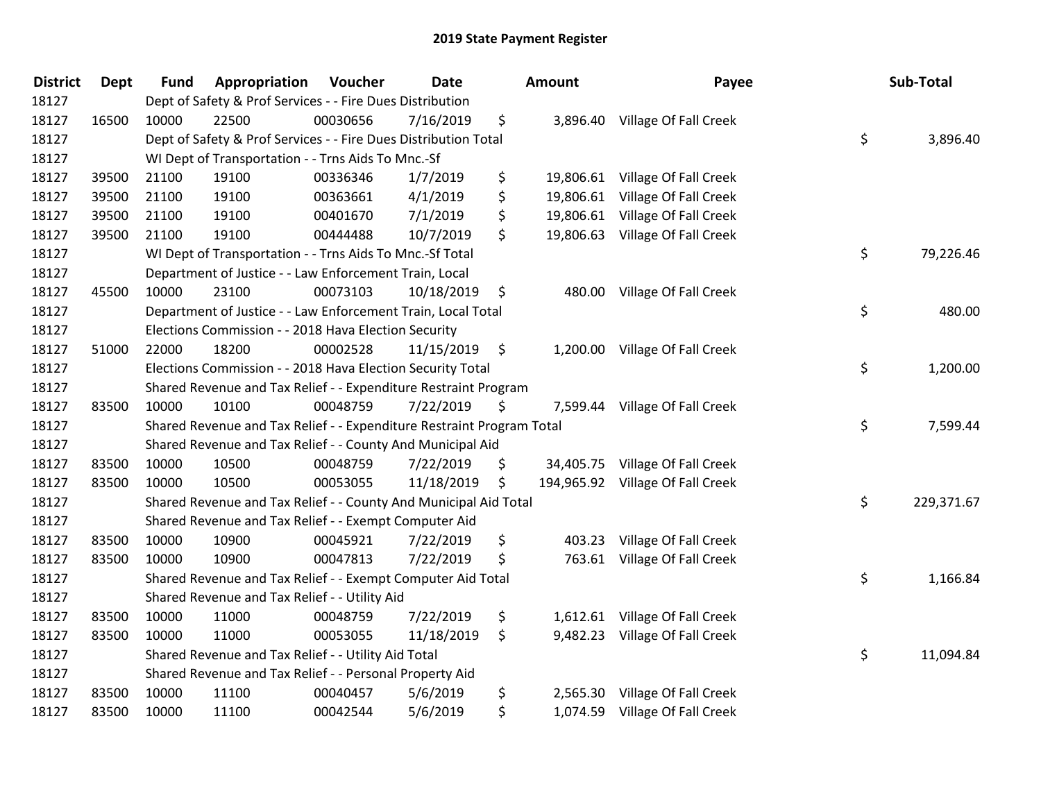# 2019 State Payment Register

| District | Dept | Fund | Appropriation | Voucher | Date | Amount | Payee | Sub-Total |
|---|---|---|---|---|---|---|---|---|
| 18127 | | Dept of Safety & Prof Services - - Fire Dues Distribution | | | | | | |
| 18127 | 16500 | 10000 | 22500 | 00030656 | 7/16/2019 | $ 3,896.40 | Village Of Fall Creek | |
| 18127 | | Dept of Safety & Prof Services - - Fire Dues Distribution Total | | | | | | $ 3,896.40 |
| 18127 | | WI Dept of Transportation - - Trns Aids To Mnc.-Sf | | | | | | |
| 18127 | 39500 | 21100 | 19100 | 00336346 | 1/7/2019 | $ 19,806.61 | Village Of Fall Creek | |
| 18127 | 39500 | 21100 | 19100 | 00363661 | 4/1/2019 | $ 19,806.61 | Village Of Fall Creek | |
| 18127 | 39500 | 21100 | 19100 | 00401670 | 7/1/2019 | $ 19,806.61 | Village Of Fall Creek | |
| 18127 | 39500 | 21100 | 19100 | 00444488 | 10/7/2019 | $ 19,806.63 | Village Of Fall Creek | |
| 18127 | | WI Dept of Transportation - - Trns Aids To Mnc.-Sf Total | | | | | | $ 79,226.46 |
| 18127 | | Department of Justice - - Law Enforcement Train, Local | | | | | | |
| 18127 | 45500 | 10000 | 23100 | 00073103 | 10/18/2019 | $ 480.00 | Village Of Fall Creek | |
| 18127 | | Department of Justice - - Law Enforcement Train, Local Total | | | | | | $ 480.00 |
| 18127 | | Elections Commission - - 2018 Hava Election Security | | | | | | |
| 18127 | 51000 | 22000 | 18200 | 00002528 | 11/15/2019 | $ 1,200.00 | Village Of Fall Creek | |
| 18127 | | Elections Commission - - 2018 Hava Election Security Total | | | | | | $ 1,200.00 |
| 18127 | | Shared Revenue and Tax Relief - - Expenditure Restraint Program | | | | | | |
| 18127 | 83500 | 10000 | 10100 | 00048759 | 7/22/2019 | $ 7,599.44 | Village Of Fall Creek | |
| 18127 | | Shared Revenue and Tax Relief - - Expenditure Restraint Program Total | | | | | | $ 7,599.44 |
| 18127 | | Shared Revenue and Tax Relief - - County And Municipal Aid | | | | | | |
| 18127 | 83500 | 10000 | 10500 | 00048759 | 7/22/2019 | $ 34,405.75 | Village Of Fall Creek | |
| 18127 | 83500 | 10000 | 10500 | 00053055 | 11/18/2019 | $ 194,965.92 | Village Of Fall Creek | |
| 18127 | | Shared Revenue and Tax Relief - - County And Municipal Aid Total | | | | | | $ 229,371.67 |
| 18127 | | Shared Revenue and Tax Relief - - Exempt Computer Aid | | | | | | |
| 18127 | 83500 | 10000 | 10900 | 00045921 | 7/22/2019 | $ 403.23 | Village Of Fall Creek | |
| 18127 | 83500 | 10000 | 10900 | 00047813 | 7/22/2019 | $ 763.61 | Village Of Fall Creek | |
| 18127 | | Shared Revenue and Tax Relief - - Exempt Computer Aid Total | | | | | | $ 1,166.84 |
| 18127 | | Shared Revenue and Tax Relief - - Utility Aid | | | | | | |
| 18127 | 83500 | 10000 | 11000 | 00048759 | 7/22/2019 | $ 1,612.61 | Village Of Fall Creek | |
| 18127 | 83500 | 10000 | 11000 | 00053055 | 11/18/2019 | $ 9,482.23 | Village Of Fall Creek | |
| 18127 | | Shared Revenue and Tax Relief - - Utility Aid Total | | | | | | $ 11,094.84 |
| 18127 | | Shared Revenue and Tax Relief - - Personal Property Aid | | | | | | |
| 18127 | 83500 | 10000 | 11100 | 00040457 | 5/6/2019 | $ 2,565.30 | Village Of Fall Creek | |
| 18127 | 83500 | 10000 | 11100 | 00042544 | 5/6/2019 | $ 1,074.59 | Village Of Fall Creek | |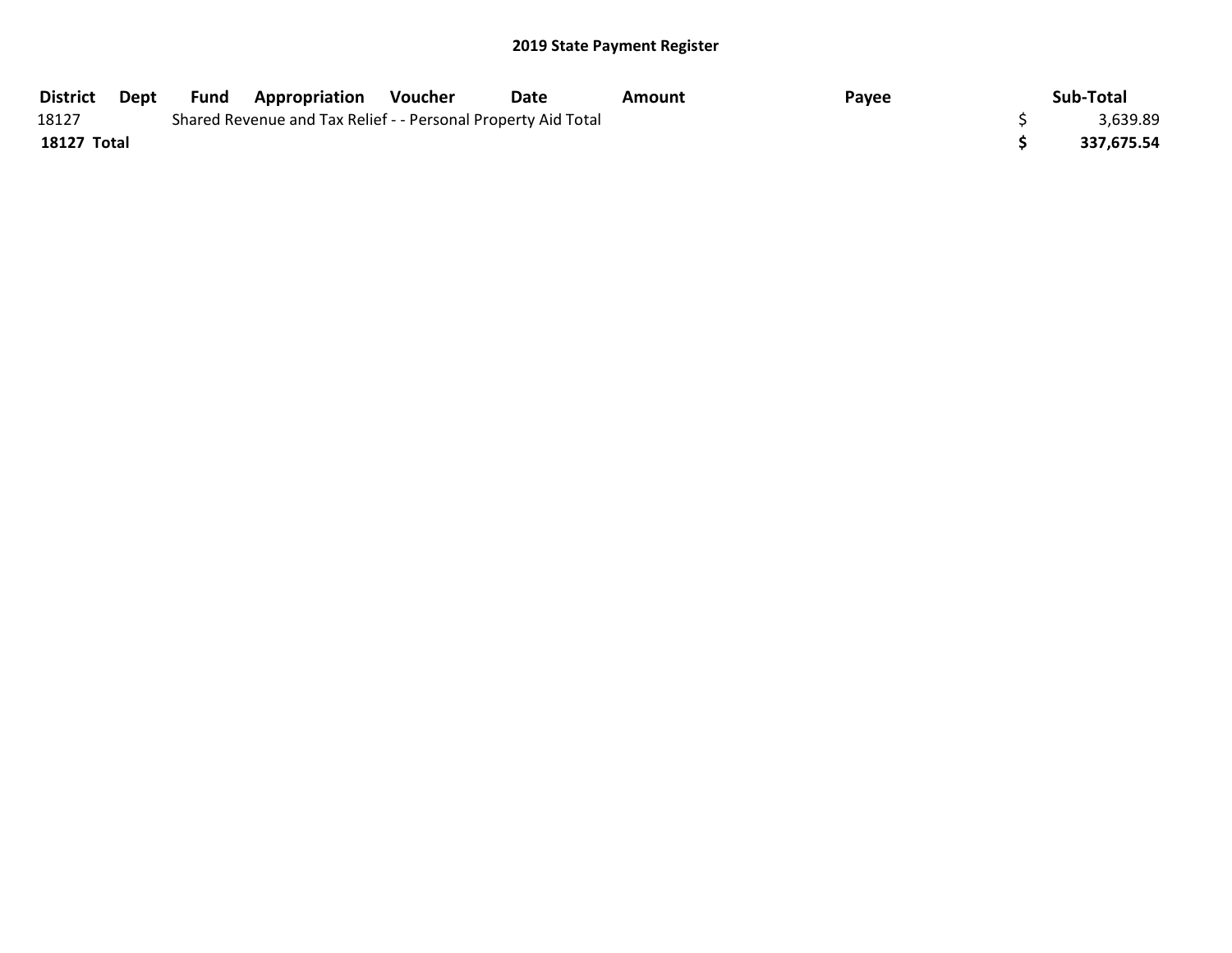## 2019 State Payment Register

| District | Dept | Fund | Appropriation | Voucher | Date | Amount | Payee | Sub-Total |
|---|---|---|---|---|---|---|---|---|
| 18127 | | Shared Revenue and Tax Relief - - Personal Property Aid Total | | | | | | $ 3,639.89 |
| **18127 Total** | | | | | | | | **$ 337,675.54** |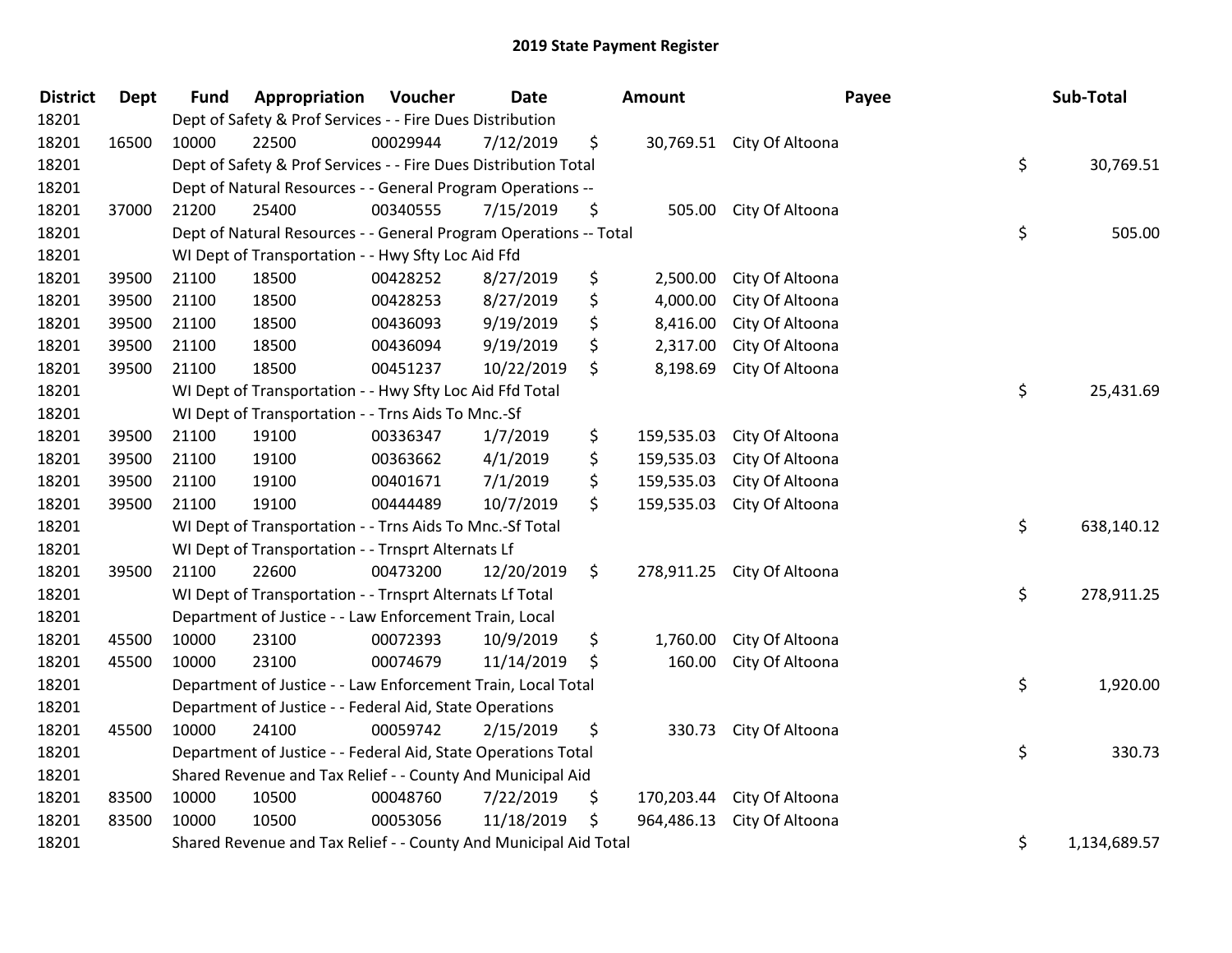# 2019 State Payment Register

| District | Dept | Fund | Appropriation | Voucher | Date | Amount | Payee | Sub-Total |
|---|---|---|---|---|---|---|---|---|
| 18201 | | Dept of Safety & Prof Services - - Fire Dues Distribution | | | | | | |
| 18201 | 16500 | 10000 | 22500 | 00029944 | 7/12/2019 | $ 30,769.51 | City Of Altoona | |
| 18201 | | Dept of Safety & Prof Services - - Fire Dues Distribution Total | | | | | | $ 30,769.51 |
| 18201 | | Dept of Natural Resources - - General Program Operations -- | | | | | | |
| 18201 | 37000 | 21200 | 25400 | 00340555 | 7/15/2019 | $ 505.00 | City Of Altoona | |
| 18201 | | Dept of Natural Resources - - General Program Operations -- Total | | | | | | $ 505.00 |
| 18201 | | WI Dept of Transportation - - Hwy Sfty Loc Aid Ffd | | | | | | |
| 18201 | 39500 | 21100 | 18500 | 00428252 | 8/27/2019 | $ 2,500.00 | City Of Altoona | |
| 18201 | 39500 | 21100 | 18500 | 00428253 | 8/27/2019 | $ 4,000.00 | City Of Altoona | |
| 18201 | 39500 | 21100 | 18500 | 00436093 | 9/19/2019 | $ 8,416.00 | City Of Altoona | |
| 18201 | 39500 | 21100 | 18500 | 00436094 | 9/19/2019 | $ 2,317.00 | City Of Altoona | |
| 18201 | 39500 | 21100 | 18500 | 00451237 | 10/22/2019 | $ 8,198.69 | City Of Altoona | |
| 18201 | | WI Dept of Transportation - - Hwy Sfty Loc Aid Ffd Total | | | | | | $ 25,431.69 |
| 18201 | | WI Dept of Transportation - - Trns Aids To Mnc.-Sf | | | | | | |
| 18201 | 39500 | 21100 | 19100 | 00336347 | 1/7/2019 | $ 159,535.03 | City Of Altoona | |
| 18201 | 39500 | 21100 | 19100 | 00363662 | 4/1/2019 | $ 159,535.03 | City Of Altoona | |
| 18201 | 39500 | 21100 | 19100 | 00401671 | 7/1/2019 | $ 159,535.03 | City Of Altoona | |
| 18201 | 39500 | 21100 | 19100 | 00444489 | 10/7/2019 | $ 159,535.03 | City Of Altoona | |
| 18201 | | WI Dept of Transportation - - Trns Aids To Mnc.-Sf Total | | | | | | $ 638,140.12 |
| 18201 | | WI Dept of Transportation - - Trnsprt Alternats Lf | | | | | | |
| 18201 | 39500 | 21100 | 22600 | 00473200 | 12/20/2019 | $ 278,911.25 | City Of Altoona | |
| 18201 | | WI Dept of Transportation - - Trnsprt Alternats Lf Total | | | | | | $ 278,911.25 |
| 18201 | | Department of Justice - - Law Enforcement Train, Local | | | | | | |
| 18201 | 45500 | 10000 | 23100 | 00072393 | 10/9/2019 | $ 1,760.00 | City Of Altoona | |
| 18201 | 45500 | 10000 | 23100 | 00074679 | 11/14/2019 | $ 160.00 | City Of Altoona | |
| 18201 | | Department of Justice - - Law Enforcement Train, Local Total | | | | | | $ 1,920.00 |
| 18201 | | Department of Justice - - Federal Aid, State Operations | | | | | | |
| 18201 | 45500 | 10000 | 24100 | 00059742 | 2/15/2019 | $ 330.73 | City Of Altoona | |
| 18201 | | Department of Justice - - Federal Aid, State Operations Total | | | | | | $ 330.73 |
| 18201 | | Shared Revenue and Tax Relief - - County And Municipal Aid | | | | | | |
| 18201 | 83500 | 10000 | 10500 | 00048760 | 7/22/2019 | $ 170,203.44 | City Of Altoona | |
| 18201 | 83500 | 10000 | 10500 | 00053056 | 11/18/2019 | $ 964,486.13 | City Of Altoona | |
| 18201 | | Shared Revenue and Tax Relief - - County And Municipal Aid Total | | | | | | $ 1,134,689.57 |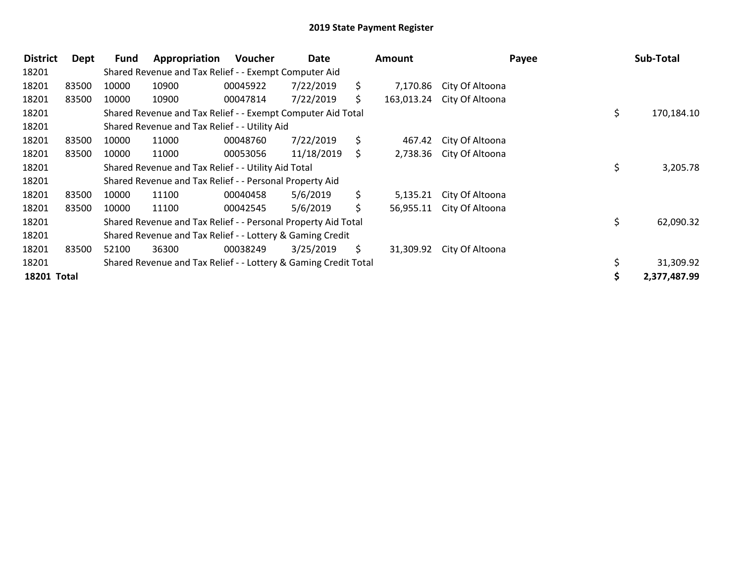# 2019 State Payment Register

| District | Dept | Fund | Appropriation | Voucher | Date | Amount | Payee | Sub-Total |
|---|---|---|---|---|---|---|---|---|
| 18201 | | Shared Revenue and Tax Relief - - Exempt Computer Aid | | | | | | |
| 18201 | 83500 | 10000 | 10900 | 00045922 | 7/22/2019 | $ 7,170.86 | City Of Altoona | |
| 18201 | 83500 | 10000 | 10900 | 00047814 | 7/22/2019 | $ 163,013.24 | City Of Altoona | |
| 18201 | | Shared Revenue and Tax Relief - - Exempt Computer Aid Total | | | | | | $ 170,184.10 |
| 18201 | | Shared Revenue and Tax Relief - - Utility Aid | | | | | | |
| 18201 | 83500 | 10000 | 11000 | 00048760 | 7/22/2019 | $ 467.42 | City Of Altoona | |
| 18201 | 83500 | 10000 | 11000 | 00053056 | 11/18/2019 | $ 2,738.36 | City Of Altoona | |
| 18201 | | Shared Revenue and Tax Relief - - Utility Aid Total | | | | | | $ 3,205.78 |
| 18201 | | Shared Revenue and Tax Relief - - Personal Property Aid | | | | | | |
| 18201 | 83500 | 10000 | 11100 | 00040458 | 5/6/2019 | $ 5,135.21 | City Of Altoona | |
| 18201 | 83500 | 10000 | 11100 | 00042545 | 5/6/2019 | $ 56,955.11 | City Of Altoona | |
| 18201 | | Shared Revenue and Tax Relief - - Personal Property Aid Total | | | | | | $ 62,090.32 |
| 18201 | | Shared Revenue and Tax Relief - - Lottery & Gaming Credit | | | | | | |
| 18201 | 83500 | 52100 | 36300 | 00038249 | 3/25/2019 | $ 31,309.92 | City Of Altoona | |
| 18201 | | Shared Revenue and Tax Relief - - Lottery & Gaming Credit Total | | | | | | $ 31,309.92 |
| **18201 Total** | | | | | | | | **$ 2,377,487.99** |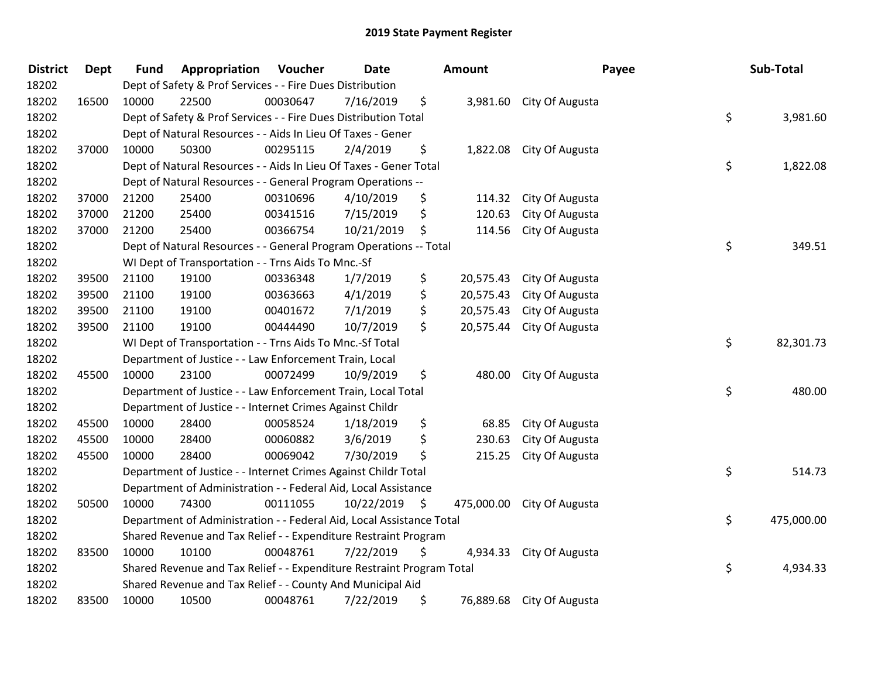# 2019 State Payment Register

| District | Dept | Fund | Appropriation | Voucher | Date | Amount | Payee | Sub-Total |
|---|---|---|---|---|---|---|---|---|
| 18202 | | Dept of Safety & Prof Services - - Fire Dues Distribution | | | | | | |
| 18202 | 16500 | 10000 | 22500 | 00030647 | 7/16/2019 | $ 3,981.60 | City Of Augusta | |
| 18202 | | Dept of Safety & Prof Services - - Fire Dues Distribution Total | | | | | | $ 3,981.60 |
| 18202 | | Dept of Natural Resources - - Aids In Lieu Of Taxes - Gener | | | | | | |
| 18202 | 37000 | 10000 | 50300 | 00295115 | 2/4/2019 | $ 1,822.08 | City Of Augusta | |
| 18202 | | Dept of Natural Resources - - Aids In Lieu Of Taxes - Gener Total | | | | | | $ 1,822.08 |
| 18202 | | Dept of Natural Resources - - General Program Operations -- | | | | | | |
| 18202 | 37000 | 21200 | 25400 | 00310696 | 4/10/2019 | $ 114.32 | City Of Augusta | |
| 18202 | 37000 | 21200 | 25400 | 00341516 | 7/15/2019 | $ 120.63 | City Of Augusta | |
| 18202 | 37000 | 21200 | 25400 | 00366754 | 10/21/2019 | $ 114.56 | City Of Augusta | |
| 18202 | | Dept of Natural Resources - - General Program Operations -- Total | | | | | | $ 349.51 |
| 18202 | | WI Dept of Transportation - - Trns Aids To Mnc.-Sf | | | | | | |
| 18202 | 39500 | 21100 | 19100 | 00336348 | 1/7/2019 | $ 20,575.43 | City Of Augusta | |
| 18202 | 39500 | 21100 | 19100 | 00363663 | 4/1/2019 | $ 20,575.43 | City Of Augusta | |
| 18202 | 39500 | 21100 | 19100 | 00401672 | 7/1/2019 | $ 20,575.43 | City Of Augusta | |
| 18202 | 39500 | 21100 | 19100 | 00444490 | 10/7/2019 | $ 20,575.44 | City Of Augusta | |
| 18202 | | WI Dept of Transportation - - Trns Aids To Mnc.-Sf Total | | | | | | $ 82,301.73 |
| 18202 | | Department of Justice - - Law Enforcement Train, Local | | | | | | |
| 18202 | 45500 | 10000 | 23100 | 00072499 | 10/9/2019 | $ 480.00 | City Of Augusta | |
| 18202 | | Department of Justice - - Law Enforcement Train, Local Total | | | | | | $ 480.00 |
| 18202 | | Department of Justice - - Internet Crimes Against Childr | | | | | | |
| 18202 | 45500 | 10000 | 28400 | 00058524 | 1/18/2019 | $ 68.85 | City Of Augusta | |
| 18202 | 45500 | 10000 | 28400 | 00060882 | 3/6/2019 | $ 230.63 | City Of Augusta | |
| 18202 | 45500 | 10000 | 28400 | 00069042 | 7/30/2019 | $ 215.25 | City Of Augusta | |
| 18202 | | Department of Justice - - Internet Crimes Against Childr Total | | | | | | $ 514.73 |
| 18202 | | Department of Administration - - Federal Aid, Local Assistance | | | | | | |
| 18202 | 50500 | 10000 | 74300 | 00111055 | 10/22/2019 | $ 475,000.00 | City Of Augusta | |
| 18202 | | Department of Administration - - Federal Aid, Local Assistance Total | | | | | | $ 475,000.00 |
| 18202 | | Shared Revenue and Tax Relief - - Expenditure Restraint Program | | | | | | |
| 18202 | 83500 | 10000 | 10100 | 00048761 | 7/22/2019 | $ 4,934.33 | City Of Augusta | |
| 18202 | | Shared Revenue and Tax Relief - - Expenditure Restraint Program Total | | | | | | $ 4,934.33 |
| 18202 | | Shared Revenue and Tax Relief - - County And Municipal Aid | | | | | | |
| 18202 | 83500 | 10000 | 10500 | 00048761 | 7/22/2019 | $ 76,889.68 | City Of Augusta | |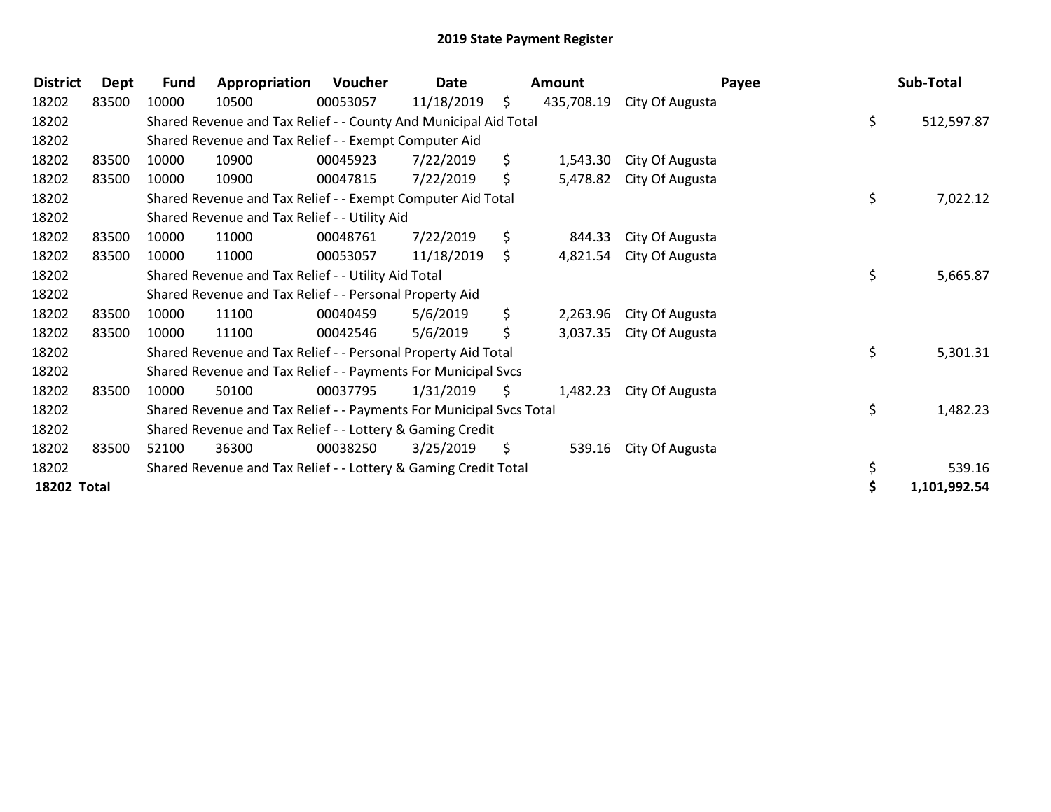# 2019 State Payment Register

| District | Dept | Fund | Appropriation | Voucher | Date | Amount | Payee | Sub-Total |
|---|---|---|---|---|---|---|---|---|
| 18202 | 83500 | 10000 | 10500 | 00053057 | 11/18/2019 | $ 435,708.19 | City Of Augusta | |
| 18202 | | Shared Revenue and Tax Relief - - County And Municipal Aid Total | | | | | | $ 512,597.87 |
| 18202 | | Shared Revenue and Tax Relief - - Exempt Computer Aid | | | | | | |
| 18202 | 83500 | 10000 | 10900 | 00045923 | 7/22/2019 | $ 1,543.30 | City Of Augusta | |
| 18202 | 83500 | 10000 | 10900 | 00047815 | 7/22/2019 | $ 5,478.82 | City Of Augusta | |
| 18202 | | Shared Revenue and Tax Relief - - Exempt Computer Aid Total | | | | | | $ 7,022.12 |
| 18202 | | Shared Revenue and Tax Relief - - Utility Aid | | | | | | |
| 18202 | 83500 | 10000 | 11000 | 00048761 | 7/22/2019 | $ 844.33 | City Of Augusta | |
| 18202 | 83500 | 10000 | 11000 | 00053057 | 11/18/2019 | $ 4,821.54 | City Of Augusta | |
| 18202 | | Shared Revenue and Tax Relief - - Utility Aid Total | | | | | | $ 5,665.87 |
| 18202 | | Shared Revenue and Tax Relief - - Personal Property Aid | | | | | | |
| 18202 | 83500 | 10000 | 11100 | 00040459 | 5/6/2019 | $ 2,263.96 | City Of Augusta | |
| 18202 | 83500 | 10000 | 11100 | 00042546 | 5/6/2019 | $ 3,037.35 | City Of Augusta | |
| 18202 | | Shared Revenue and Tax Relief - - Personal Property Aid Total | | | | | | $ 5,301.31 |
| 18202 | | Shared Revenue and Tax Relief - - Payments For Municipal Svcs | | | | | | |
| 18202 | 83500 | 10000 | 50100 | 00037795 | 1/31/2019 | $ 1,482.23 | City Of Augusta | |
| 18202 | | Shared Revenue and Tax Relief - - Payments For Municipal Svcs Total | | | | | | $ 1,482.23 |
| 18202 | | Shared Revenue and Tax Relief - - Lottery & Gaming Credit | | | | | | |
| 18202 | 83500 | 52100 | 36300 | 00038250 | 3/25/2019 | $ 539.16 | City Of Augusta | |
| 18202 | | Shared Revenue and Tax Relief - - Lottery & Gaming Credit Total | | | | | | $ 539.16 |
| **18202 Total** | | | | | | | | **$ 1,101,992.54** |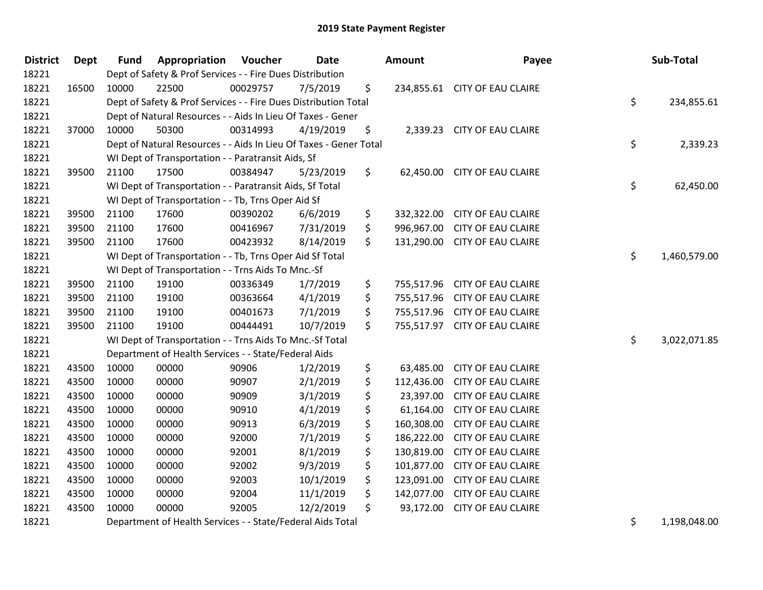# 2019 State Payment Register

| District | Dept | Fund | Appropriation | Voucher | Date | Amount | Payee | Sub-Total |
|---|---|---|---|---|---|---|---|---|
| 18221 | | Dept of Safety & Prof Services - - Fire Dues Distribution | | | | | | |
| 18221 | 16500 | 10000 | 22500 | 00029757 | 7/5/2019 | $ 234,855.61 | CITY OF EAU CLAIRE | |
| 18221 | | Dept of Safety & Prof Services - - Fire Dues Distribution Total | | | | | | $ 234,855.61 |
| 18221 | | Dept of Natural Resources - - Aids In Lieu Of Taxes - Gener | | | | | | |
| 18221 | 37000 | 10000 | 50300 | 00314993 | 4/19/2019 | $ 2,339.23 | CITY OF EAU CLAIRE | |
| 18221 | | Dept of Natural Resources - - Aids In Lieu Of Taxes - Gener Total | | | | | | $ 2,339.23 |
| 18221 | | WI Dept of Transportation - - Paratransit Aids, Sf | | | | | | |
| 18221 | 39500 | 21100 | 17500 | 00384947 | 5/23/2019 | $ 62,450.00 | CITY OF EAU CLAIRE | |
| 18221 | | WI Dept of Transportation - - Paratransit Aids, Sf Total | | | | | | $ 62,450.00 |
| 18221 | | WI Dept of Transportation - - Tb, Trns Oper Aid Sf | | | | | | |
| 18221 | 39500 | 21100 | 17600 | 00390202 | 6/6/2019 | $ 332,322.00 | CITY OF EAU CLAIRE | |
| 18221 | 39500 | 21100 | 17600 | 00416967 | 7/31/2019 | $ 996,967.00 | CITY OF EAU CLAIRE | |
| 18221 | 39500 | 21100 | 17600 | 00423932 | 8/14/2019 | $ 131,290.00 | CITY OF EAU CLAIRE | |
| 18221 | | WI Dept of Transportation - - Tb, Trns Oper Aid Sf Total | | | | | | $ 1,460,579.00 |
| 18221 | | WI Dept of Transportation - - Trns Aids To Mnc.-Sf | | | | | | |
| 18221 | 39500 | 21100 | 19100 | 00336349 | 1/7/2019 | $ 755,517.96 | CITY OF EAU CLAIRE | |
| 18221 | 39500 | 21100 | 19100 | 00363664 | 4/1/2019 | $ 755,517.96 | CITY OF EAU CLAIRE | |
| 18221 | 39500 | 21100 | 19100 | 00401673 | 7/1/2019 | $ 755,517.96 | CITY OF EAU CLAIRE | |
| 18221 | 39500 | 21100 | 19100 | 00444491 | 10/7/2019 | $ 755,517.97 | CITY OF EAU CLAIRE | |
| 18221 | | WI Dept of Transportation - - Trns Aids To Mnc.-Sf Total | | | | | | $ 3,022,071.85 |
| 18221 | | Department of Health Services - - State/Federal Aids | | | | | | |
| 18221 | 43500 | 10000 | 00000 | 90906 | 1/2/2019 | $ 63,485.00 | CITY OF EAU CLAIRE | |
| 18221 | 43500 | 10000 | 00000 | 90907 | 2/1/2019 | $ 112,436.00 | CITY OF EAU CLAIRE | |
| 18221 | 43500 | 10000 | 00000 | 90909 | 3/1/2019 | $ 23,397.00 | CITY OF EAU CLAIRE | |
| 18221 | 43500 | 10000 | 00000 | 90910 | 4/1/2019 | $ 61,164.00 | CITY OF EAU CLAIRE | |
| 18221 | 43500 | 10000 | 00000 | 90913 | 6/3/2019 | $ 160,308.00 | CITY OF EAU CLAIRE | |
| 18221 | 43500 | 10000 | 00000 | 92000 | 7/1/2019 | $ 186,222.00 | CITY OF EAU CLAIRE | |
| 18221 | 43500 | 10000 | 00000 | 92001 | 8/1/2019 | $ 130,819.00 | CITY OF EAU CLAIRE | |
| 18221 | 43500 | 10000 | 00000 | 92002 | 9/3/2019 | $ 101,877.00 | CITY OF EAU CLAIRE | |
| 18221 | 43500 | 10000 | 00000 | 92003 | 10/1/2019 | $ 123,091.00 | CITY OF EAU CLAIRE | |
| 18221 | 43500 | 10000 | 00000 | 92004 | 11/1/2019 | $ 142,077.00 | CITY OF EAU CLAIRE | |
| 18221 | 43500 | 10000 | 00000 | 92005 | 12/2/2019 | $ 93,172.00 | CITY OF EAU CLAIRE | |
| 18221 | | Department of Health Services - - State/Federal Aids Total | | | | | | $ 1,198,048.00 |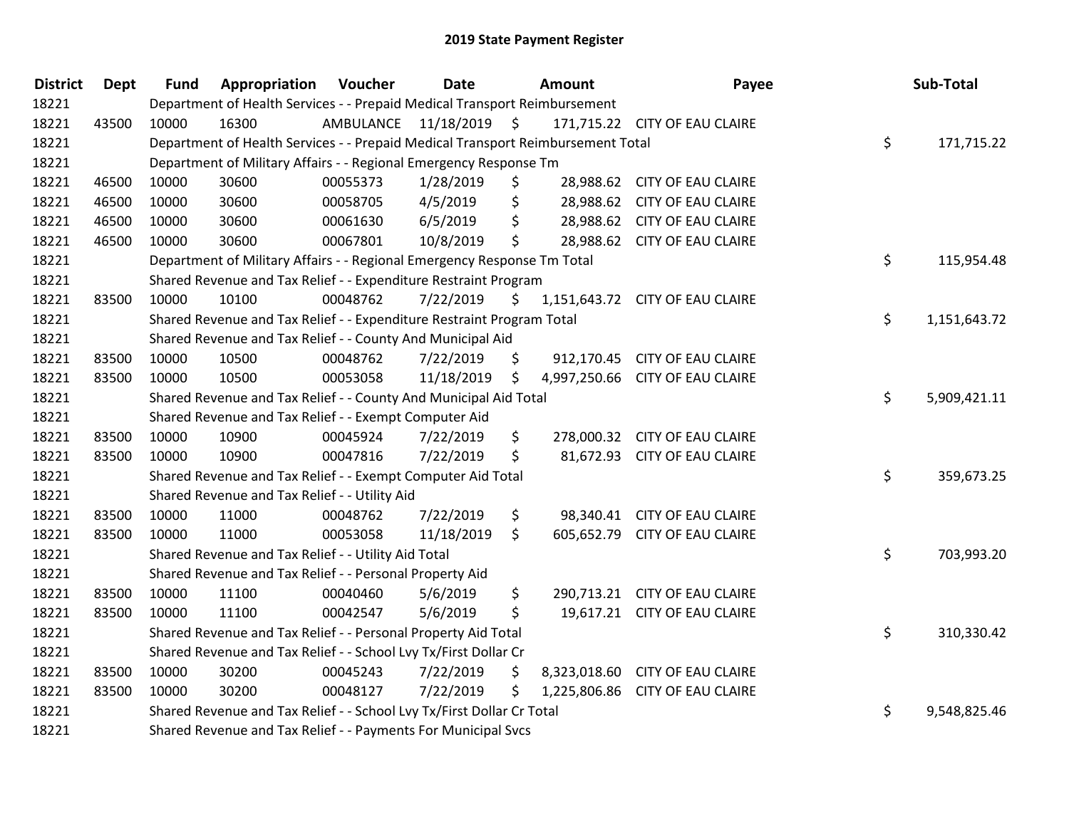# 2019 State Payment Register

| District | Dept | Fund | Appropriation | Voucher | Date | Amount | Payee | Sub-Total |
|---|---|---|---|---|---|---|---|---|
| 18221 | | | Department of Health Services - - Prepaid Medical Transport Reimbursement | | | | | |
| 18221 | 43500 | 10000 | 16300 | AMBULANCE | 11/18/2019 | $ 171,715.22 | CITY OF EAU CLAIRE | |
| 18221 | | | Department of Health Services - - Prepaid Medical Transport Reimbursement Total | | | | | $ 171,715.22 |
| 18221 | | | Department of Military Affairs - - Regional Emergency Response Tm | | | | | |
| 18221 | 46500 | 10000 | 30600 | 00055373 | 1/28/2019 | $ 28,988.62 | CITY OF EAU CLAIRE | |
| 18221 | 46500 | 10000 | 30600 | 00058705 | 4/5/2019 | $ 28,988.62 | CITY OF EAU CLAIRE | |
| 18221 | 46500 | 10000 | 30600 | 00061630 | 6/5/2019 | $ 28,988.62 | CITY OF EAU CLAIRE | |
| 18221 | 46500 | 10000 | 30600 | 00067801 | 10/8/2019 | $ 28,988.62 | CITY OF EAU CLAIRE | |
| 18221 | | | Department of Military Affairs - - Regional Emergency Response Tm Total | | | | | $ 115,954.48 |
| 18221 | | | Shared Revenue and Tax Relief - - Expenditure Restraint Program | | | | | |
| 18221 | 83500 | 10000 | 10100 | 00048762 | 7/22/2019 | $ 1,151,643.72 | CITY OF EAU CLAIRE | |
| 18221 | | | Shared Revenue and Tax Relief - - Expenditure Restraint Program Total | | | | | $ 1,151,643.72 |
| 18221 | | | Shared Revenue and Tax Relief - - County And Municipal Aid | | | | | |
| 18221 | 83500 | 10000 | 10500 | 00048762 | 7/22/2019 | $ 912,170.45 | CITY OF EAU CLAIRE | |
| 18221 | 83500 | 10000 | 10500 | 00053058 | 11/18/2019 | $ 4,997,250.66 | CITY OF EAU CLAIRE | |
| 18221 | | | Shared Revenue and Tax Relief - - County And Municipal Aid Total | | | | | $ 5,909,421.11 |
| 18221 | | | Shared Revenue and Tax Relief - - Exempt Computer Aid | | | | | |
| 18221 | 83500 | 10000 | 10900 | 00045924 | 7/22/2019 | $ 278,000.32 | CITY OF EAU CLAIRE | |
| 18221 | 83500 | 10000 | 10900 | 00047816 | 7/22/2019 | $ 81,672.93 | CITY OF EAU CLAIRE | |
| 18221 | | | Shared Revenue and Tax Relief - - Exempt Computer Aid Total | | | | | $ 359,673.25 |
| 18221 | | | Shared Revenue and Tax Relief - - Utility Aid | | | | | |
| 18221 | 83500 | 10000 | 11000 | 00048762 | 7/22/2019 | $ 98,340.41 | CITY OF EAU CLAIRE | |
| 18221 | 83500 | 10000 | 11000 | 00053058 | 11/18/2019 | $ 605,652.79 | CITY OF EAU CLAIRE | |
| 18221 | | | Shared Revenue and Tax Relief - - Utility Aid Total | | | | | $ 703,993.20 |
| 18221 | | | Shared Revenue and Tax Relief - - Personal Property Aid | | | | | |
| 18221 | 83500 | 10000 | 11100 | 00040460 | 5/6/2019 | $ 290,713.21 | CITY OF EAU CLAIRE | |
| 18221 | 83500 | 10000 | 11100 | 00042547 | 5/6/2019 | $ 19,617.21 | CITY OF EAU CLAIRE | |
| 18221 | | | Shared Revenue and Tax Relief - - Personal Property Aid Total | | | | | $ 310,330.42 |
| 18221 | | | Shared Revenue and Tax Relief - - School Lvy Tx/First Dollar Cr | | | | | |
| 18221 | 83500 | 10000 | 30200 | 00045243 | 7/22/2019 | $ 8,323,018.60 | CITY OF EAU CLAIRE | |
| 18221 | 83500 | 10000 | 30200 | 00048127 | 7/22/2019 | $ 1,225,806.86 | CITY OF EAU CLAIRE | |
| 18221 | | | Shared Revenue and Tax Relief - - School Lvy Tx/First Dollar Cr Total | | | | | $ 9,548,825.46 |
| 18221 | | | Shared Revenue and Tax Relief - - Payments For Municipal Svcs | | | | | |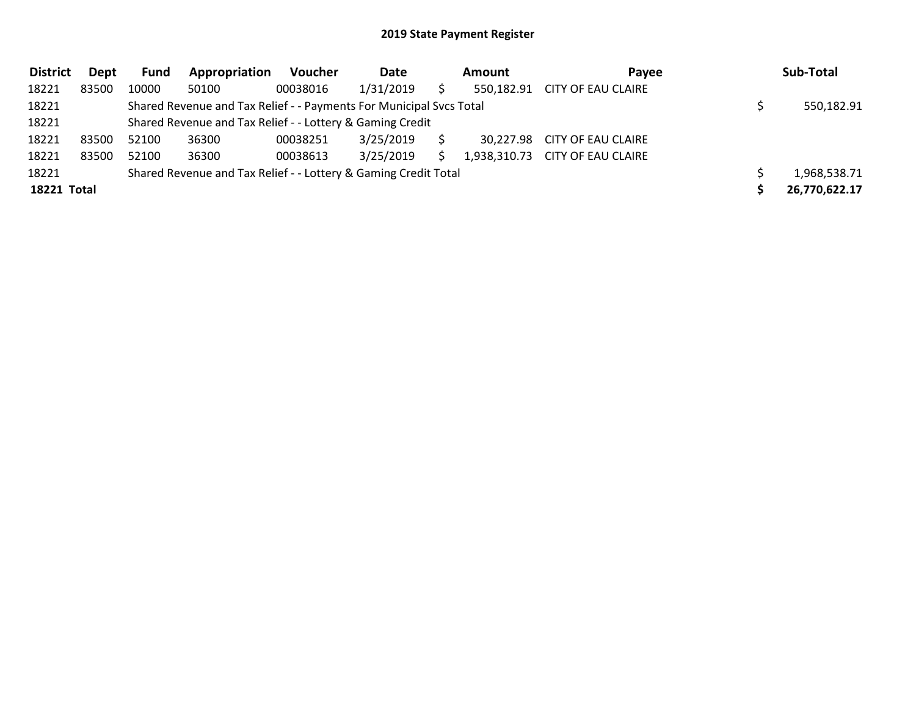**2019 State Payment Register**

| District | Dept | Fund | Appropriation | Voucher | Date | Amount | Payee | Sub-Total |
|---|---|---|---|---|---|---|---|---|
| 18221 | 83500 | 10000 | 50100 | 00038016 | 1/31/2019 | $ 550,182.91 | CITY OF EAU CLAIRE | |
| 18221 | | Shared Revenue and Tax Relief - - Payments For Municipal Svcs Total | | | | | | $ 550,182.91 |
| 18221 | | Shared Revenue and Tax Relief - - Lottery & Gaming Credit | | | | | | |
| 18221 | 83500 | 52100 | 36300 | 00038251 | 3/25/2019 | $ 30,227.98 | CITY OF EAU CLAIRE | |
| 18221 | 83500 | 52100 | 36300 | 00038613 | 3/25/2019 | $ 1,938,310.73 | CITY OF EAU CLAIRE | |
| 18221 | | Shared Revenue and Tax Relief - - Lottery & Gaming Credit Total | | | | | | $ 1,968,538.71 |
| **18221 Total** | | | | | | | | **$ 26,770,622.17** |